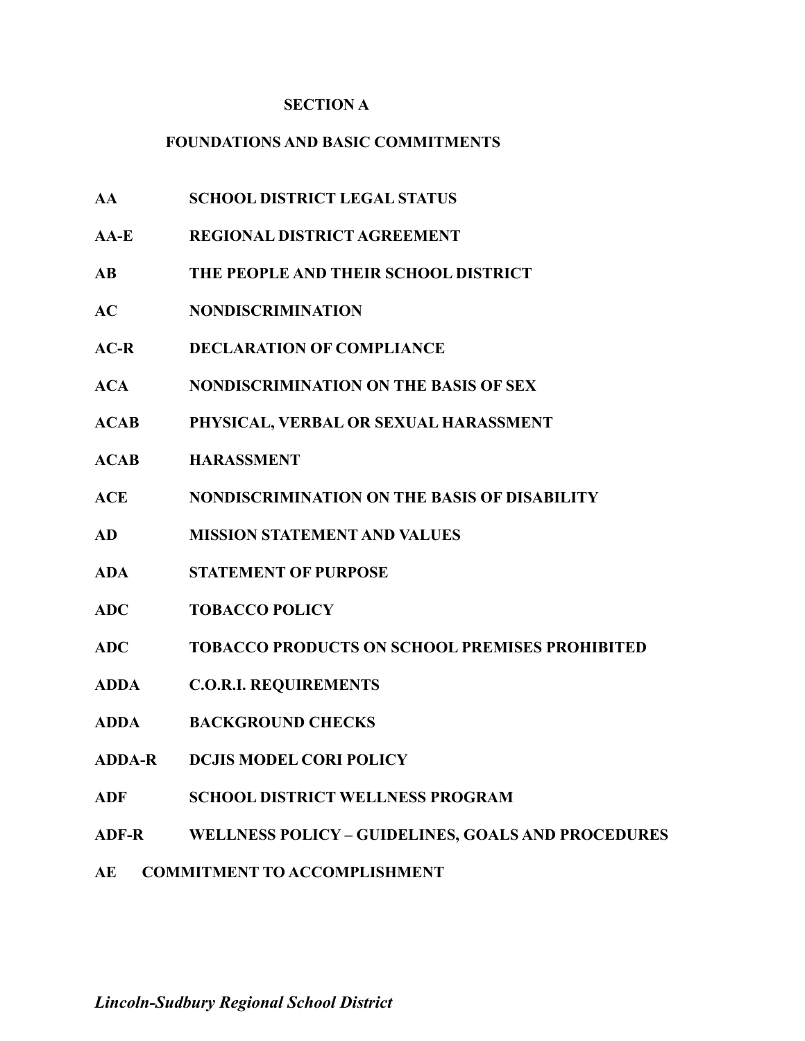# SECTION A

## FOUNDATIONS AND BASIC COMMITMENTS

| | |
|---|---|
| **AA** | **SCHOOL DISTRICT LEGAL STATUS** |
| **AA-E** | **REGIONAL DISTRICT AGREEMENT** |
| **AB** | **THE PEOPLE AND THEIR SCHOOL DISTRICT** |
| **AC** | **NONDISCRIMINATION** |
| **AC-R** | **DECLARATION OF COMPLIANCE** |
| **ACA** | **NONDISCRIMINATION ON THE BASIS OF SEX** |
| **ACAB** | **PHYSICAL, VERBAL OR SEXUAL HARASSMENT** |
| **ACAB** | **HARASSMENT** |
| **ACE** | **NONDISCRIMINATION ON THE BASIS OF DISABILITY** |
| **AD** | **MISSION STATEMENT AND VALUES** |
| **ADA** | **STATEMENT OF PURPOSE** |
| **ADC** | **TOBACCO POLICY** |
| **ADC** | **TOBACCO PRODUCTS ON SCHOOL PREMISES PROHIBITED** |
| **ADDA** | **C.O.R.I. REQUIREMENTS** |
| **ADDA** | **BACKGROUND CHECKS** |
| **ADDA-R** | **DCJIS MODEL CORI POLICY** |
| **ADF** | **SCHOOL DISTRICT WELLNESS PROGRAM** |
| **ADF-R** | **WELLNESS POLICY – GUIDELINES, GOALS AND PROCEDURES** |
| **AE** | **COMMITMENT TO ACCOMPLISHMENT** |

*Lincoln-Sudbury Regional School District*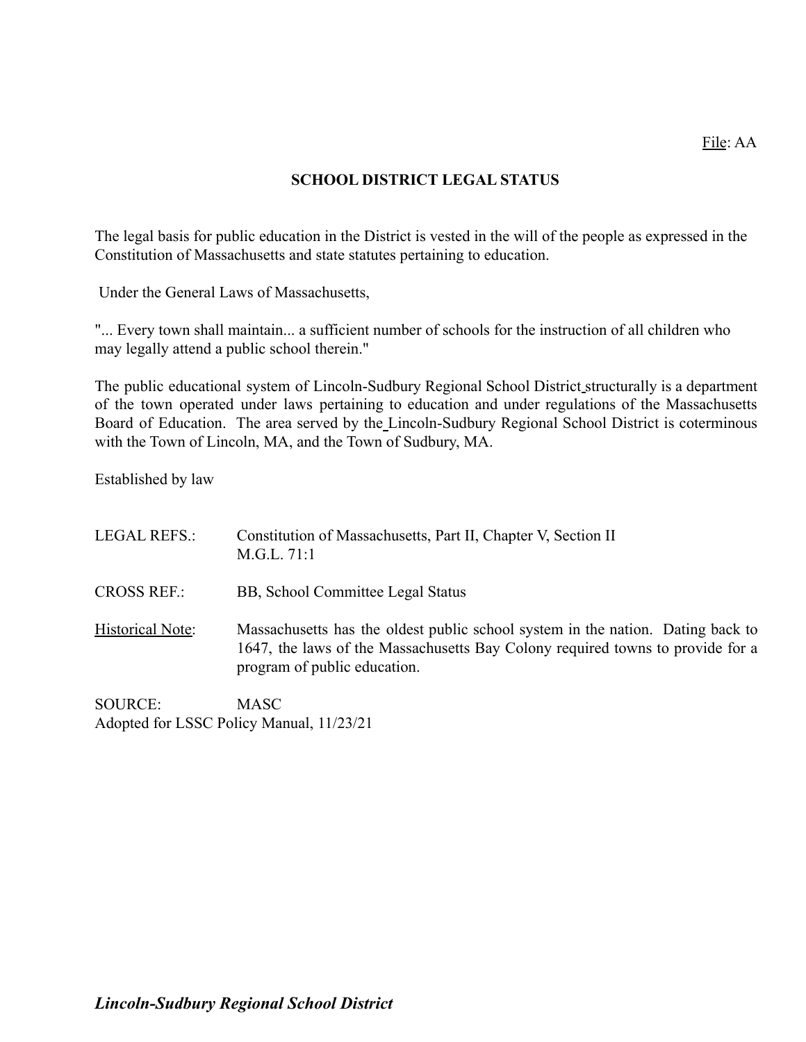File: AA

# SCHOOL DISTRICT LEGAL STATUS

The legal basis for public education in the District is vested in the will of the people as expressed in the Constitution of Massachusetts and state statutes pertaining to education.

Under the General Laws of Massachusetts,

"... Every town shall maintain... a sufficient number of schools for the instruction of all children who may legally attend a public school therein."

The public educational system of Lincoln-Sudbury Regional School District structurally is a department of the town operated under laws pertaining to education and under regulations of the Massachusetts Board of Education. The area served by the Lincoln-Sudbury Regional School District is coterminous with the Town of Lincoln, MA, and the Town of Sudbury, MA.

Established by law

LEGAL REFS.: Constitution of Massachusetts, Part II, Chapter V, Section II
M.G.L. 71:1

CROSS REF.: BB, School Committee Legal Status

Historical Note: Massachusetts has the oldest public school system in the nation. Dating back to 1647, the laws of the Massachusetts Bay Colony required towns to provide for a program of public education.

SOURCE: MASC
Adopted for LSSC Policy Manual, 11/23/21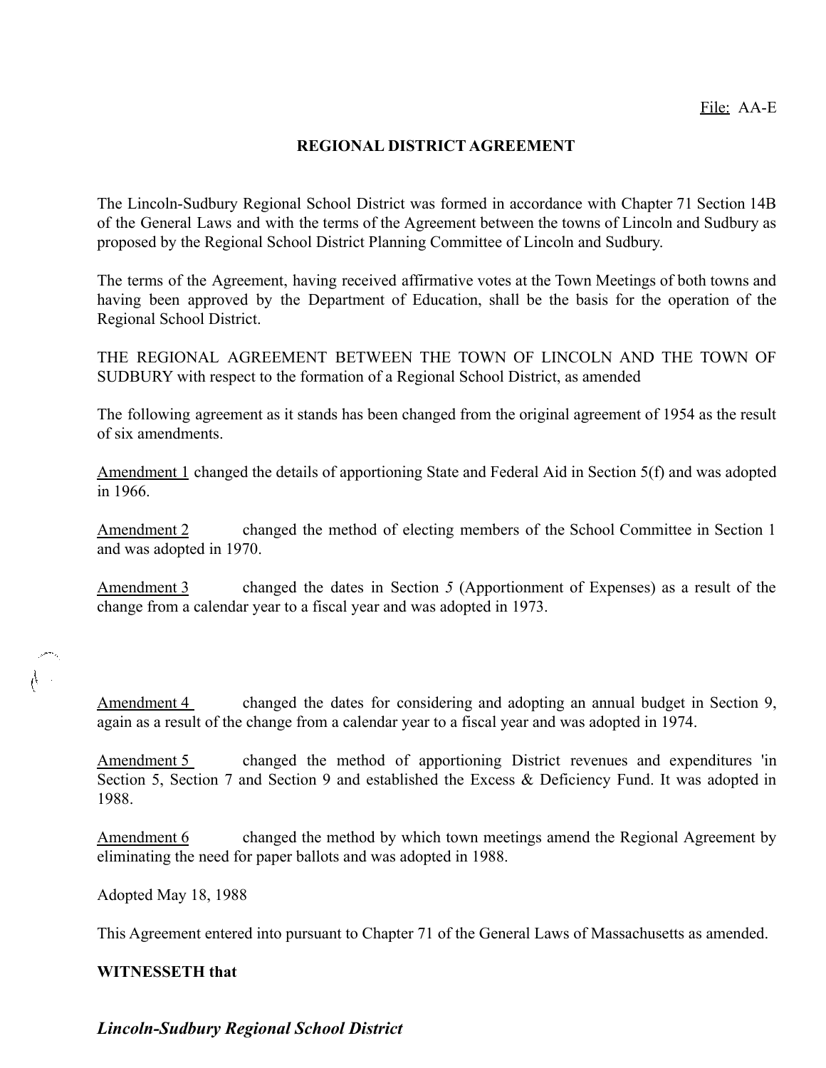File: AA-E

## REGIONAL DISTRICT AGREEMENT

The Lincoln-Sudbury Regional School District was formed in accordance with Chapter 71 Section 14B of the General Laws and with the terms of the Agreement between the towns of Lincoln and Sudbury as proposed by the Regional School District Planning Committee of Lincoln and Sudbury.

The terms of the Agreement, having received affirmative votes at the Town Meetings of both towns and having been approved by the Department of Education, shall be the basis for the operation of the Regional School District.

THE REGIONAL AGREEMENT BETWEEN THE TOWN OF LINCOLN AND THE TOWN OF SUDBURY with respect to the formation of a Regional School District, as amended

The following agreement as it stands has been changed from the original agreement of 1954 as the result of six amendments.

Amendment 1 changed the details of apportioning State and Federal Aid in Section 5(f) and was adopted in 1966.

Amendment 2 changed the method of electing members of the School Committee in Section 1 and was adopted in 1970.

Amendment 3 changed the dates in Section 5 (Apportionment of Expenses) as a result of the change from a calendar year to a fiscal year and was adopted in 1973.

Amendment 4 changed the dates for considering and adopting an annual budget in Section 9, again as a result of the change from a calendar year to a fiscal year and was adopted in 1974.

Amendment 5 changed the method of apportioning District revenues and expenditures 'in Section 5, Section 7 and Section 9 and established the Excess & Deficiency Fund. It was adopted in 1988.

Amendment 6 changed the method by which town meetings amend the Regional Agreement by eliminating the need for paper ballots and was adopted in 1988.

Adopted May 18, 1988

This Agreement entered into pursuant to Chapter 71 of the General Laws of Massachusetts as amended.

**WITNESSETH that**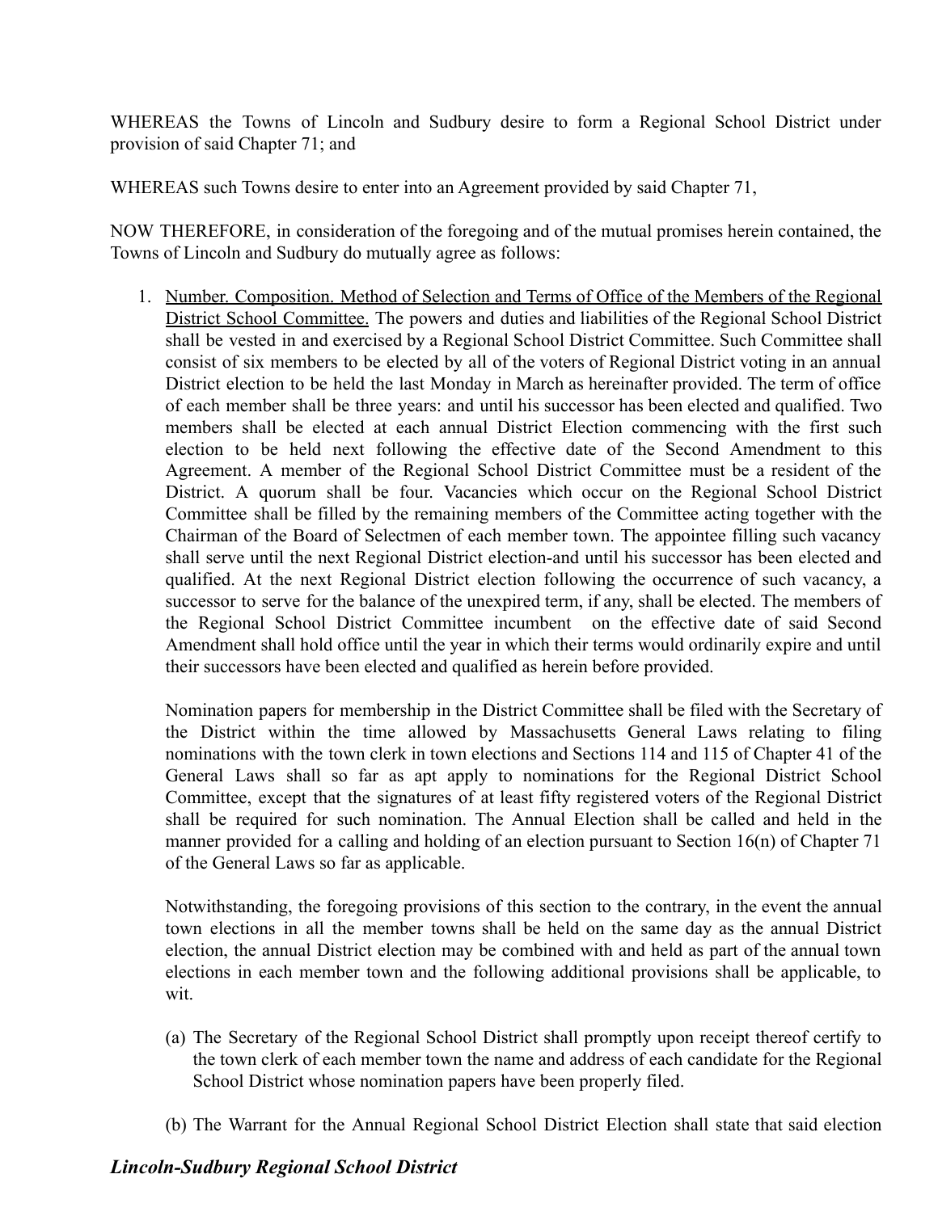WHEREAS the Towns of Lincoln and Sudbury desire to form a Regional School District under provision of said Chapter 71; and

WHEREAS such Towns desire to enter into an Agreement provided by said Chapter 71,

NOW THEREFORE, in consideration of the foregoing and of the mutual promises herein contained, the Towns of Lincoln and Sudbury do mutually agree as follows:

1. Number. Composition. Method of Selection and Terms of Office of the Members of the Regional District School Committee. The powers and duties and liabilities of the Regional School District shall be vested in and exercised by a Regional School District Committee. Such Committee shall consist of six members to be elected by all of the voters of Regional District voting in an annual District election to be held the last Monday in March as hereinafter provided. The term of office of each member shall be three years: and until his successor has been elected and qualified. Two members shall be elected at each annual District Election commencing with the first such election to be held next following the effective date of the Second Amendment to this Agreement. A member of the Regional School District Committee must be a resident of the District. A quorum shall be four. Vacancies which occur on the Regional School District Committee shall be filled by the remaining members of the Committee acting together with the Chairman of the Board of Selectmen of each member town. The appointee filling such vacancy shall serve until the next Regional District election-and until his successor has been elected and qualified. At the next Regional District election following the occurrence of such vacancy, a successor to serve for the balance of the unexpired term, if any, shall be elected. The members of the Regional School District Committee incumbent on the effective date of said Second Amendment shall hold office until the year in which their terms would ordinarily expire and until their successors have been elected and qualified as herein before provided.

   Nomination papers for membership in the District Committee shall be filed with the Secretary of the District within the time allowed by Massachusetts General Laws relating to filing nominations with the town clerk in town elections and Sections 114 and 115 of Chapter 41 of the General Laws shall so far as apt apply to nominations for the Regional District School Committee, except that the signatures of at least fifty registered voters of the Regional District shall be required for such nomination. The Annual Election shall be called and held in the manner provided for a calling and holding of an election pursuant to Section 16(n) of Chapter 71 of the General Laws so far as applicable.

   Notwithstanding, the foregoing provisions of this section to the contrary, in the event the annual town elections in all the member towns shall be held on the same day as the annual District election, the annual District election may be combined with and held as part of the annual town elections in each member town and the following additional provisions shall be applicable, to wit.

   (a) The Secretary of the Regional School District shall promptly upon receipt thereof certify to the town clerk of each member town the name and address of each candidate for the Regional School District whose nomination papers have been properly filed.

   (b) The Warrant for the Annual Regional School District Election shall state that said election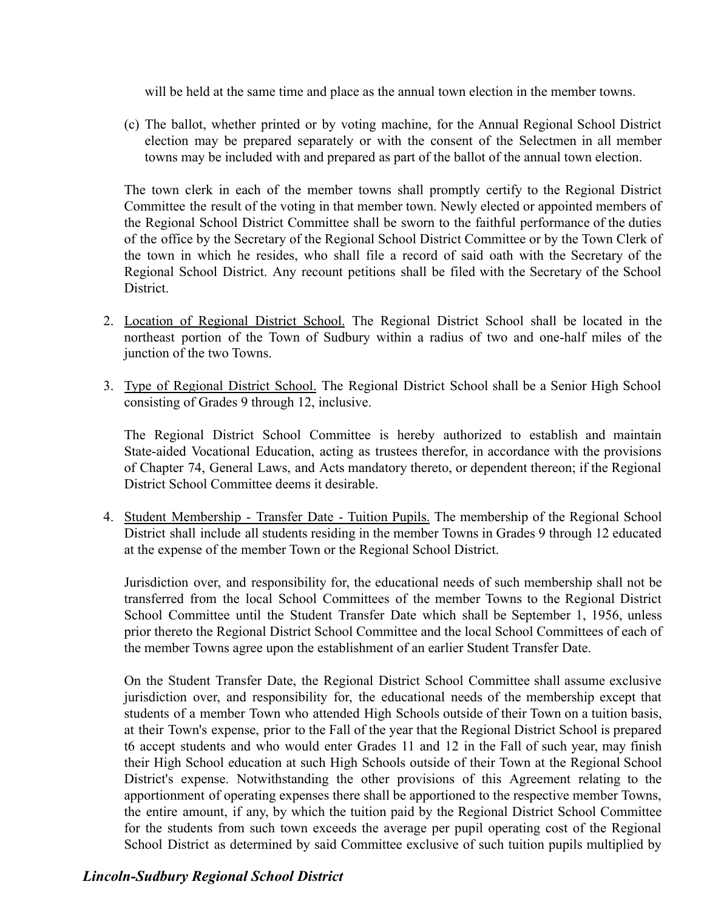will be held at the same time and place as the annual town election in the member towns.

(c) The ballot, whether printed or by voting machine, for the Annual Regional School District election may be prepared separately or with the consent of the Selectmen in all member towns may be included with and prepared as part of the ballot of the annual town election.

The town clerk in each of the member towns shall promptly certify to the Regional District Committee the result of the voting in that member town. Newly elected or appointed members of the Regional School District Committee shall be sworn to the faithful performance of the duties of the office by the Secretary of the Regional School District Committee or by the Town Clerk of the town in which he resides, who shall file a record of said oath with the Secretary of the Regional School District. Any recount petitions shall be filed with the Secretary of the School District.

2. Location of Regional District School. The Regional District School shall be located in the northeast portion of the Town of Sudbury within a radius of two and one-half miles of the junction of the two Towns.

3. Type of Regional District School. The Regional District School shall be a Senior High School consisting of Grades 9 through 12, inclusive.

   The Regional District School Committee is hereby authorized to establish and maintain State-aided Vocational Education, acting as trustees therefor, in accordance with the provisions of Chapter 74, General Laws, and Acts mandatory thereto, or dependent thereon; if the Regional District School Committee deems it desirable.

4. Student Membership - Transfer Date - Tuition Pupils. The membership of the Regional School District shall include all students residing in the member Towns in Grades 9 through 12 educated at the expense of the member Town or the Regional School District.

   Jurisdiction over, and responsibility for, the educational needs of such membership shall not be transferred from the local School Committees of the member Towns to the Regional District School Committee until the Student Transfer Date which shall be September 1, 1956, unless prior thereto the Regional District School Committee and the local School Committees of each of the member Towns agree upon the establishment of an earlier Student Transfer Date.

   On the Student Transfer Date, the Regional District School Committee shall assume exclusive jurisdiction over, and responsibility for, the educational needs of the membership except that students of a member Town who attended High Schools outside of their Town on a tuition basis, at their Town's expense, prior to the Fall of the year that the Regional District School is prepared t6 accept students and who would enter Grades 11 and 12 in the Fall of such year, may finish their High School education at such High Schools outside of their Town at the Regional School District's expense. Notwithstanding the other provisions of this Agreement relating to the apportionment of operating expenses there shall be apportioned to the respective member Towns, the entire amount, if any, by which the tuition paid by the Regional District School Committee for the students from such town exceeds the average per pupil operating cost of the Regional School District as determined by said Committee exclusive of such tuition pupils multiplied by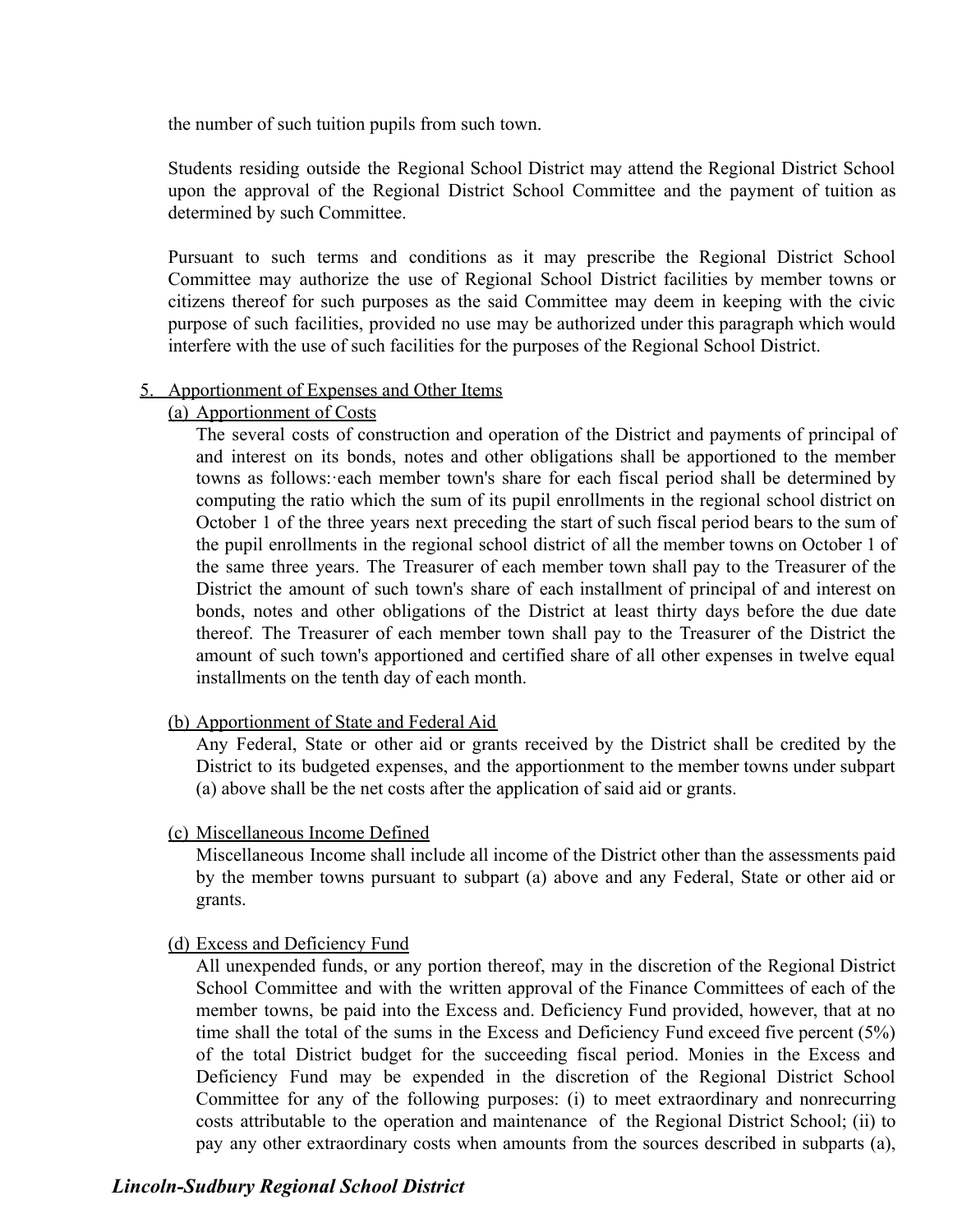the number of such tuition pupils from such town.

Students residing outside the Regional School District may attend the Regional District School upon the approval of the Regional District School Committee and the payment of tuition as determined by such Committee.

Pursuant to such terms and conditions as it may prescribe the Regional District School Committee may authorize the use of Regional School District facilities by member towns or citizens thereof for such purposes as the said Committee may deem in keeping with the civic purpose of such facilities, provided no use may be authorized under this paragraph which would interfere with the use of such facilities for the purposes of the Regional School District.

5. Apportionment of Expenses and Other Items

(a) Apportionment of Costs

The several costs of construction and operation of the District and payments of principal of and interest on its bonds, notes and other obligations shall be apportioned to the member towns as follows:·each member town's share for each fiscal period shall be determined by computing the ratio which the sum of its pupil enrollments in the regional school district on October 1 of the three years next preceding the start of such fiscal period bears to the sum of the pupil enrollments in the regional school district of all the member towns on October 1 of the same three years. The Treasurer of each member town shall pay to the Treasurer of the District the amount of such town's share of each installment of principal of and interest on bonds, notes and other obligations of the District at least thirty days before the due date thereof. The Treasurer of each member town shall pay to the Treasurer of the District the amount of such town's apportioned and certified share of all other expenses in twelve equal installments on the tenth day of each month.

(b) Apportionment of State and Federal Aid

Any Federal, State or other aid or grants received by the District shall be credited by the District to its budgeted expenses, and the apportionment to the member towns under subpart (a) above shall be the net costs after the application of said aid or grants.

(c) Miscellaneous Income Defined

Miscellaneous Income shall include all income of the District other than the assessments paid by the member towns pursuant to subpart (a) above and any Federal, State or other aid or grants.

(d) Excess and Deficiency Fund

All unexpended funds, or any portion thereof, may in the discretion of the Regional District School Committee and with the written approval of the Finance Committees of each of the member towns, be paid into the Excess and. Deficiency Fund provided, however, that at no time shall the total of the sums in the Excess and Deficiency Fund exceed five percent (5%) of the total District budget for the succeeding fiscal period. Monies in the Excess and Deficiency Fund may be expended in the discretion of the Regional District School Committee for any of the following purposes: (i) to meet extraordinary and nonrecurring costs attributable to the operation and maintenance of the Regional District School; (ii) to pay any other extraordinary costs when amounts from the sources described in subparts (a),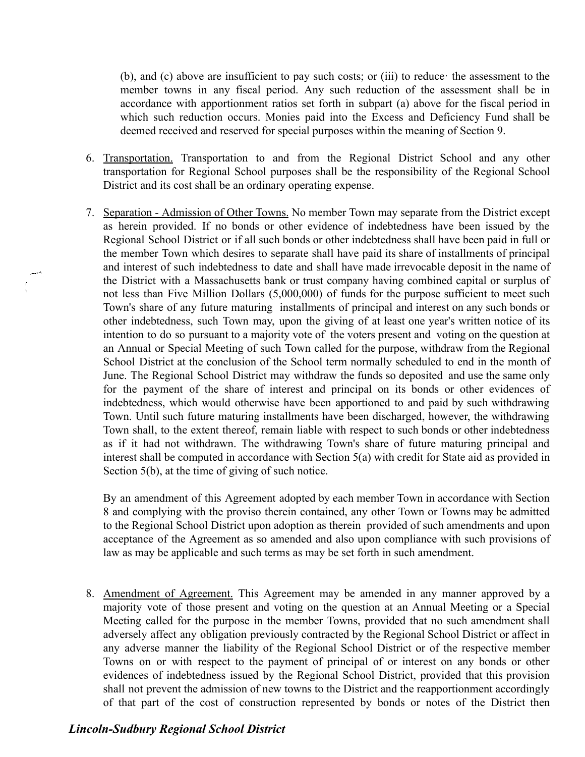(b), and (c) above are insufficient to pay such costs; or (iii) to reduce· the assessment to the member towns in any fiscal period. Any such reduction of the assessment shall be in accordance with apportionment ratios set forth in subpart (a) above for the fiscal period in which such reduction occurs. Monies paid into the Excess and Deficiency Fund shall be deemed received and reserved for special purposes within the meaning of Section 9.

6. Transportation. Transportation to and from the Regional District School and any other transportation for Regional School purposes shall be the responsibility of the Regional School District and its cost shall be an ordinary operating expense.

7. Separation - Admission of Other Towns. No member Town may separate from the District except as herein provided. If no bonds or other evidence of indebtedness have been issued by the Regional School District or if all such bonds or other indebtedness shall have been paid in full or the member Town which desires to separate shall have paid its share of installments of principal and interest of such indebtedness to date and shall have made irrevocable deposit in the name of the District with a Massachusetts bank or trust company having combined capital or surplus of not less than Five Million Dollars (5,000,000) of funds for the purpose sufficient to meet such Town's share of any future maturing installments of principal and interest on any such bonds or other indebtedness, such Town may, upon the giving of at least one year's written notice of its intention to do so pursuant to a majority vote of the voters present and voting on the question at an Annual or Special Meeting of such Town called for the purpose, withdraw from the Regional School District at the conclusion of the School term normally scheduled to end in the month of June. The Regional School District may withdraw the funds so deposited and use the same only for the payment of the share of interest and principal on its bonds or other evidences of indebtedness, which would otherwise have been apportioned to and paid by such withdrawing Town. Until such future maturing installments have been discharged, however, the withdrawing Town shall, to the extent thereof, remain liable with respect to such bonds or other indebtedness as if it had not withdrawn. The withdrawing Town's share of future maturing principal and interest shall be computed in accordance with Section 5(a) with credit for State aid as provided in Section 5(b), at the time of giving of such notice.

   By an amendment of this Agreement adopted by each member Town in accordance with Section 8 and complying with the proviso therein contained, any other Town or Towns may be admitted to the Regional School District upon adoption as therein provided of such amendments and upon acceptance of the Agreement as so amended and also upon compliance with such provisions of law as may be applicable and such terms as may be set forth in such amendment.

8. Amendment of Agreement. This Agreement may be amended in any manner approved by a majority vote of those present and voting on the question at an Annual Meeting or a Special Meeting called for the purpose in the member Towns, provided that no such amendment shall adversely affect any obligation previously contracted by the Regional School District or affect in any adverse manner the liability of the Regional School District or of the respective member Towns on or with respect to the payment of principal of or interest on any bonds or other evidences of indebtedness issued by the Regional School District, provided that this provision shall not prevent the admission of new towns to the District and the reapportionment accordingly of that part of the cost of construction represented by bonds or notes of the District then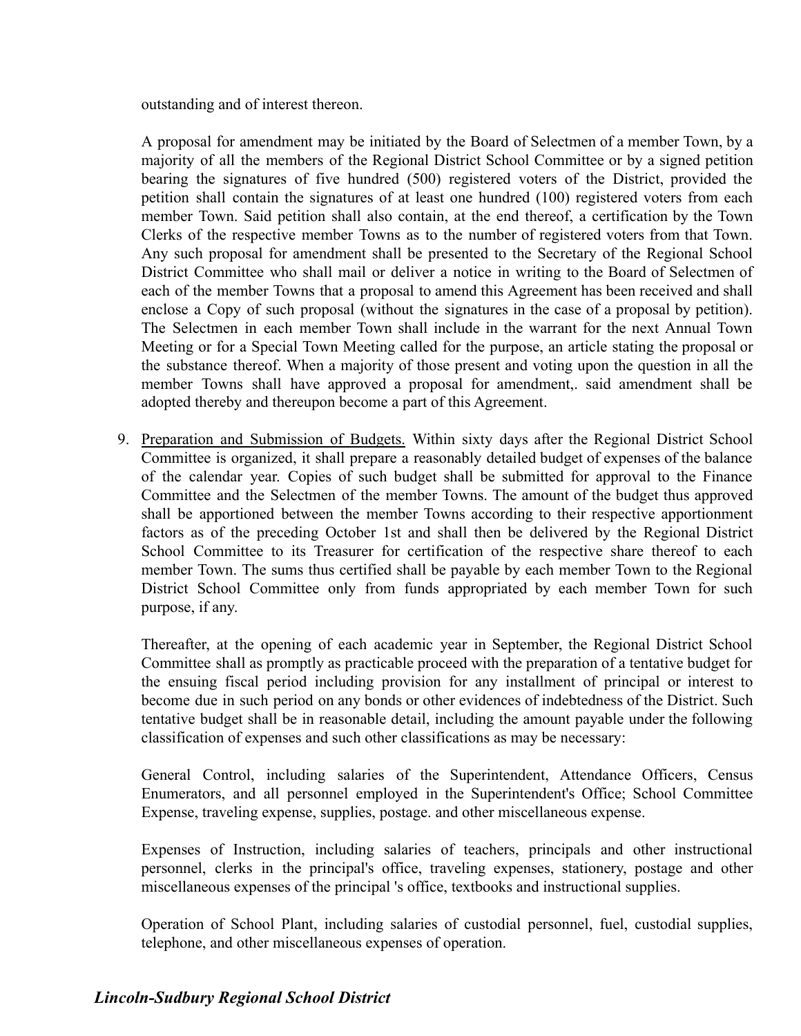outstanding and of interest thereon.

A proposal for amendment may be initiated by the Board of Selectmen of a member Town, by a majority of all the members of the Regional District School Committee or by a signed petition bearing the signatures of five hundred (500) registered voters of the District, provided the petition shall contain the signatures of at least one hundred (100) registered voters from each member Town. Said petition shall also contain, at the end thereof, a certification by the Town Clerks of the respective member Towns as to the number of registered voters from that Town. Any such proposal for amendment shall be presented to the Secretary of the Regional School District Committee who shall mail or deliver a notice in writing to the Board of Selectmen of each of the member Towns that a proposal to amend this Agreement has been received and shall enclose a Copy of such proposal (without the signatures in the case of a proposal by petition). The Selectmen in each member Town shall include in the warrant for the next Annual Town Meeting or for a Special Town Meeting called for the purpose, an article stating the proposal or the substance thereof. When a majority of those present and voting upon the question in all the member Towns shall have approved a proposal for amendment,. said amendment shall be adopted thereby and thereupon become a part of this Agreement.

9. <u>Preparation and Submission of Budgets.</u> Within sixty days after the Regional District School Committee is organized, it shall prepare a reasonably detailed budget of expenses of the balance of the calendar year. Copies of such budget shall be submitted for approval to the Finance Committee and the Selectmen of the member Towns. The amount of the budget thus approved shall be apportioned between the member Towns according to their respective apportionment factors as of the preceding October 1st and shall then be delivered by the Regional District School Committee to its Treasurer for certification of the respective share thereof to each member Town. The sums thus certified shall be payable by each member Town to the Regional District School Committee only from funds appropriated by each member Town for such purpose, if any.

   Thereafter, at the opening of each academic year in September, the Regional District School Committee shall as promptly as practicable proceed with the preparation of a tentative budget for the ensuing fiscal period including provision for any installment of principal or interest to become due in such period on any bonds or other evidences of indebtedness of the District. Such tentative budget shall be in reasonable detail, including the amount payable under the following classification of expenses and such other classifications as may be necessary:

   General Control, including salaries of the Superintendent, Attendance Officers, Census Enumerators, and all personnel employed in the Superintendent's Office; School Committee Expense, traveling expense, supplies, postage. and other miscellaneous expense.

   Expenses of Instruction, including salaries of teachers, principals and other instructional personnel, clerks in the principal's office, traveling expenses, stationery, postage and other miscellaneous expenses of the principal 's office, textbooks and instructional supplies.

   Operation of School Plant, including salaries of custodial personnel, fuel, custodial supplies, telephone, and other miscellaneous expenses of operation.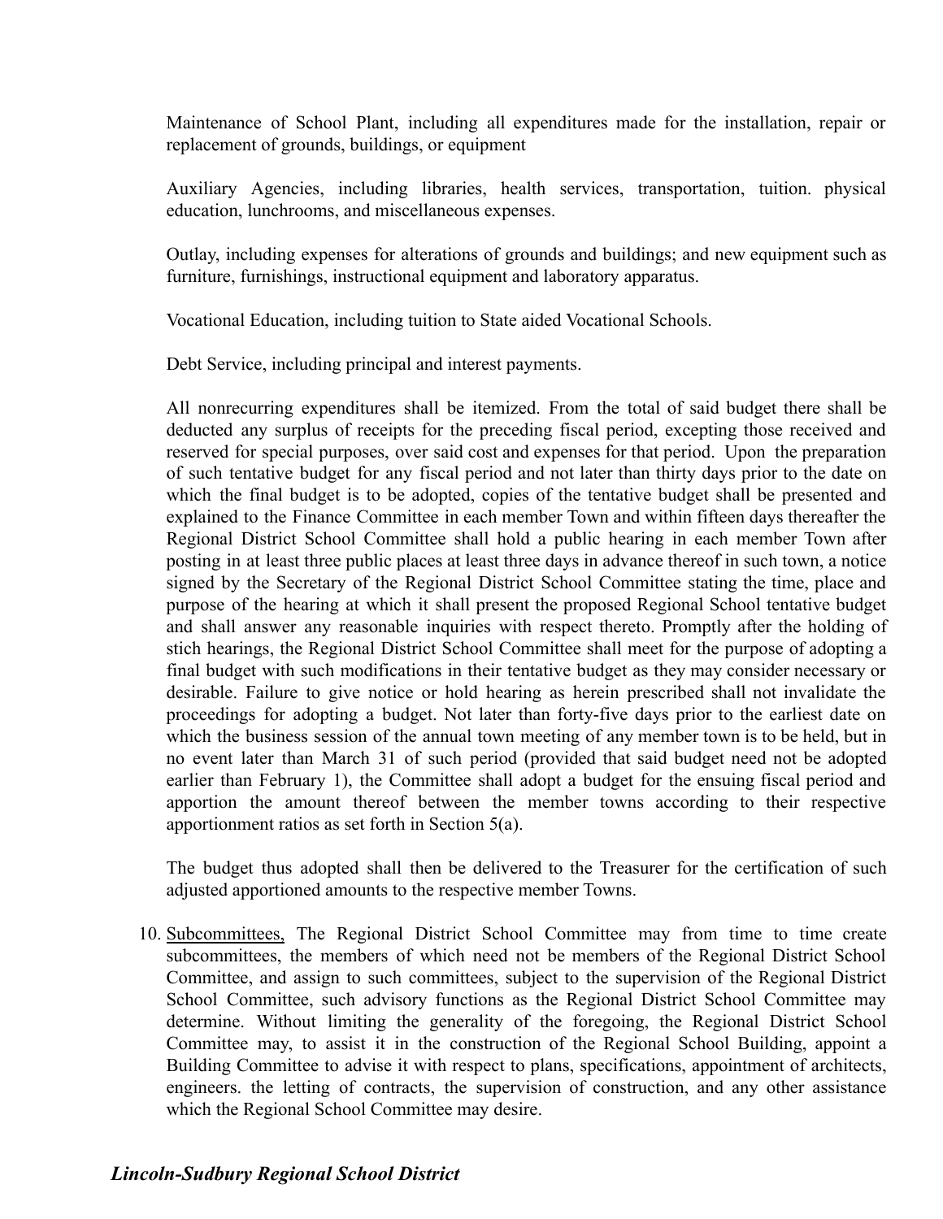Maintenance of School Plant, including all expenditures made for the installation, repair or replacement of grounds, buildings, or equipment

Auxiliary Agencies, including libraries, health services, transportation, tuition. physical education, lunchrooms, and miscellaneous expenses.

Outlay, including expenses for alterations of grounds and buildings; and new equipment such as furniture, furnishings, instructional equipment and laboratory apparatus.

Vocational Education, including tuition to State aided Vocational Schools.

Debt Service, including principal and interest payments.

All nonrecurring expenditures shall be itemized. From the total of said budget there shall be deducted any surplus of receipts for the preceding fiscal period, excepting those received and reserved for special purposes, over said cost and expenses for that period. Upon the preparation of such tentative budget for any fiscal period and not later than thirty days prior to the date on which the final budget is to be adopted, copies of the tentative budget shall be presented and explained to the Finance Committee in each member Town and within fifteen days thereafter the Regional District School Committee shall hold a public hearing in each member Town after posting in at least three public places at least three days in advance thereof in such town, a notice signed by the Secretary of the Regional District School Committee stating the time, place and purpose of the hearing at which it shall present the proposed Regional School tentative budget and shall answer any reasonable inquiries with respect thereto. Promptly after the holding of stich hearings, the Regional District School Committee shall meet for the purpose of adopting a final budget with such modifications in their tentative budget as they may consider necessary or desirable. Failure to give notice or hold hearing as herein prescribed shall not invalidate the proceedings for adopting a budget. Not later than forty-five days prior to the earliest date on which the business session of the annual town meeting of any member town is to be held, but in no event later than March 31 of such period (provided that said budget need not be adopted earlier than February 1), the Committee shall adopt a budget for the ensuing fiscal period and apportion the amount thereof between the member towns according to their respective apportionment ratios as set forth in Section 5(a).

The budget thus adopted shall then be delivered to the Treasurer for the certification of such adjusted apportioned amounts to the respective member Towns.

10. Subcommittees, The Regional District School Committee may from time to time create subcommittees, the members of which need not be members of the Regional District School Committee, and assign to such committees, subject to the supervision of the Regional District School Committee, such advisory functions as the Regional District School Committee may determine. Without limiting the generality of the foregoing, the Regional District School Committee may, to assist it in the construction of the Regional School Building, appoint a Building Committee to advise it with respect to plans, specifications, appointment of architects, engineers. the letting of contracts, the supervision of construction, and any other assistance which the Regional School Committee may desire.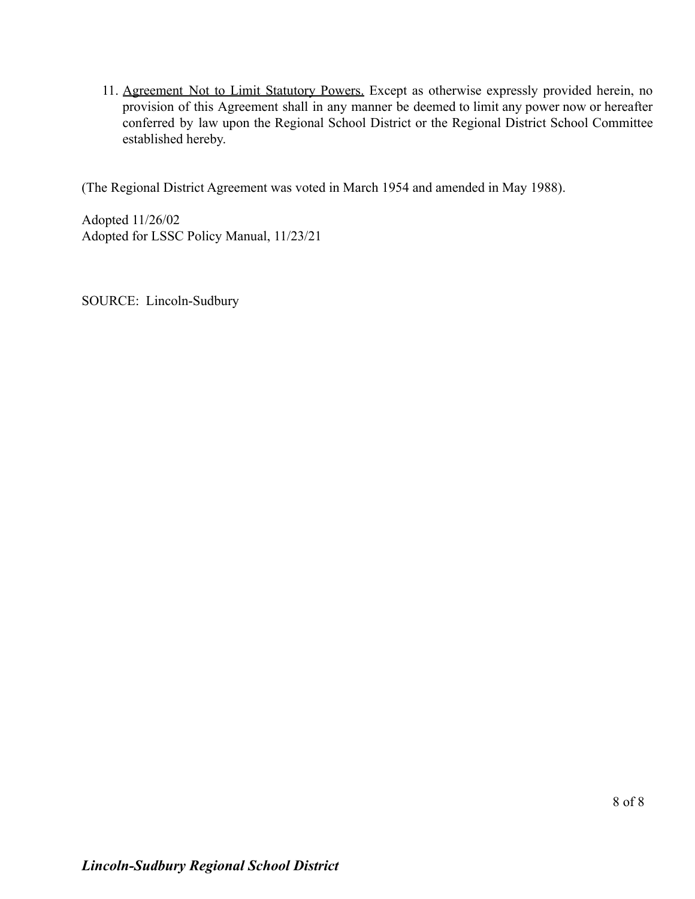11. <u>Agreement Not to Limit Statutory Powers.</u> Except as otherwise expressly provided herein, no provision of this Agreement shall in any manner be deemed to limit any power now or hereafter conferred by law upon the Regional School District or the Regional District School Committee established hereby.

(The Regional District Agreement was voted in March 1954 and amended in May 1988).

Adopted 11/26/02
Adopted for LSSC Policy Manual, 11/23/21

SOURCE: Lincoln-Sudbury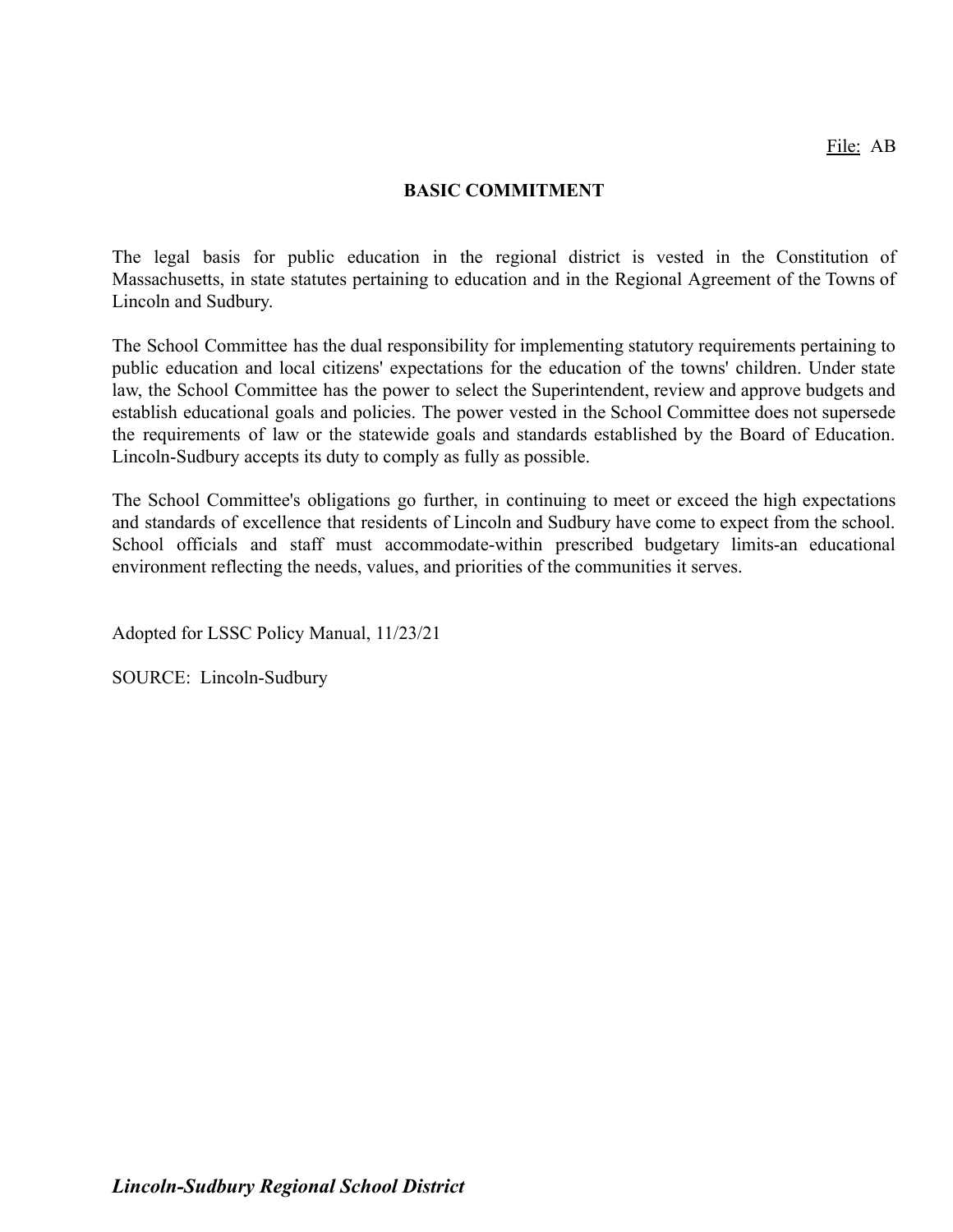File: AB

# BASIC COMMITMENT

The legal basis for public education in the regional district is vested in the Constitution of Massachusetts, in state statutes pertaining to education and in the Regional Agreement of the Towns of Lincoln and Sudbury.

The School Committee has the dual responsibility for implementing statutory requirements pertaining to public education and local citizens' expectations for the education of the towns' children. Under state law, the School Committee has the power to select the Superintendent, review and approve budgets and establish educational goals and policies. The power vested in the School Committee does not supersede the requirements of law or the statewide goals and standards established by the Board of Education. Lincoln-Sudbury accepts its duty to comply as fully as possible.

The School Committee's obligations go further, in continuing to meet or exceed the high expectations and standards of excellence that residents of Lincoln and Sudbury have come to expect from the school. School officials and staff must accommodate-within prescribed budgetary limits-an educational environment reflecting the needs, values, and priorities of the communities it serves.

Adopted for LSSC Policy Manual, 11/23/21

SOURCE: Lincoln-Sudbury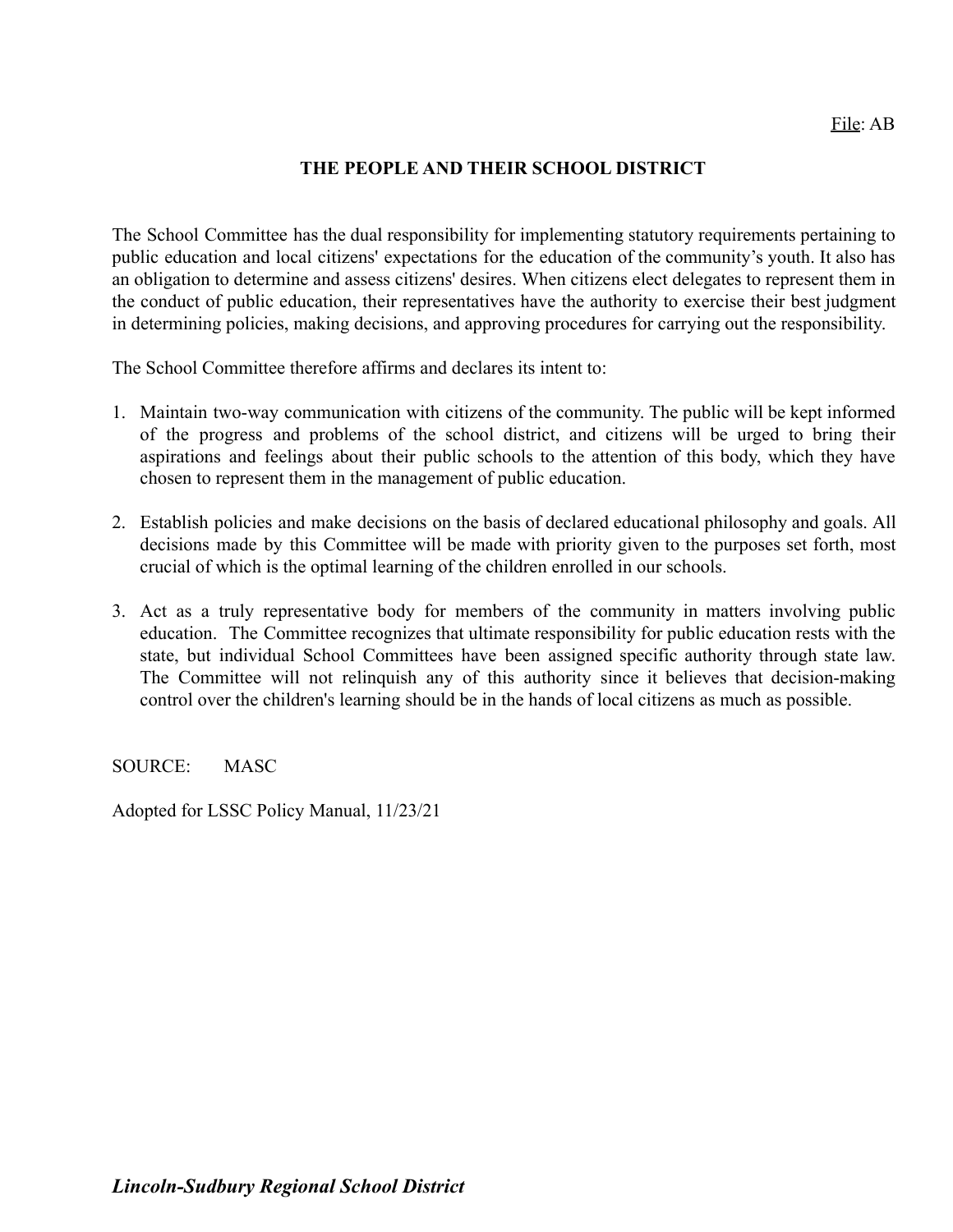File: AB

# THE PEOPLE AND THEIR SCHOOL DISTRICT

The School Committee has the dual responsibility for implementing statutory requirements pertaining to public education and local citizens' expectations for the education of the community's youth. It also has an obligation to determine and assess citizens' desires. When citizens elect delegates to represent them in the conduct of public education, their representatives have the authority to exercise their best judgment in determining policies, making decisions, and approving procedures for carrying out the responsibility.

The School Committee therefore affirms and declares its intent to:

1. Maintain two-way communication with citizens of the community. The public will be kept informed of the progress and problems of the school district, and citizens will be urged to bring their aspirations and feelings about their public schools to the attention of this body, which they have chosen to represent them in the management of public education.

2. Establish policies and make decisions on the basis of declared educational philosophy and goals. All decisions made by this Committee will be made with priority given to the purposes set forth, most crucial of which is the optimal learning of the children enrolled in our schools.

3. Act as a truly representative body for members of the community in matters involving public education. The Committee recognizes that ultimate responsibility for public education rests with the state, but individual School Committees have been assigned specific authority through state law. The Committee will not relinquish any of this authority since it believes that decision-making control over the children's learning should be in the hands of local citizens as much as possible.

SOURCE: MASC

Adopted for LSSC Policy Manual, 11/23/21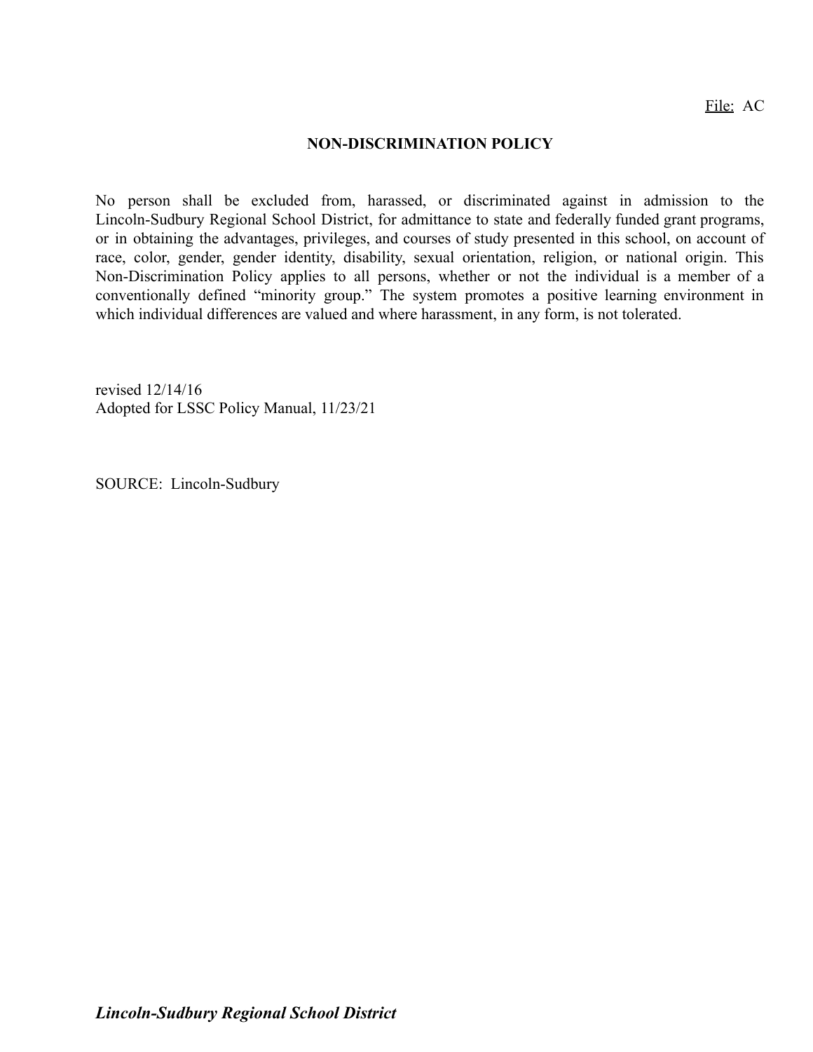File: AC

# NON-DISCRIMINATION POLICY

No person shall be excluded from, harassed, or discriminated against in admission to the Lincoln-Sudbury Regional School District, for admittance to state and federally funded grant programs, or in obtaining the advantages, privileges, and courses of study presented in this school, on account of race, color, gender, gender identity, disability, sexual orientation, religion, or national origin. This Non-Discrimination Policy applies to all persons, whether or not the individual is a member of a conventionally defined "minority group." The system promotes a positive learning environment in which individual differences are valued and where harassment, in any form, is not tolerated.

revised 12/14/16
Adopted for LSSC Policy Manual, 11/23/21

SOURCE: Lincoln-Sudbury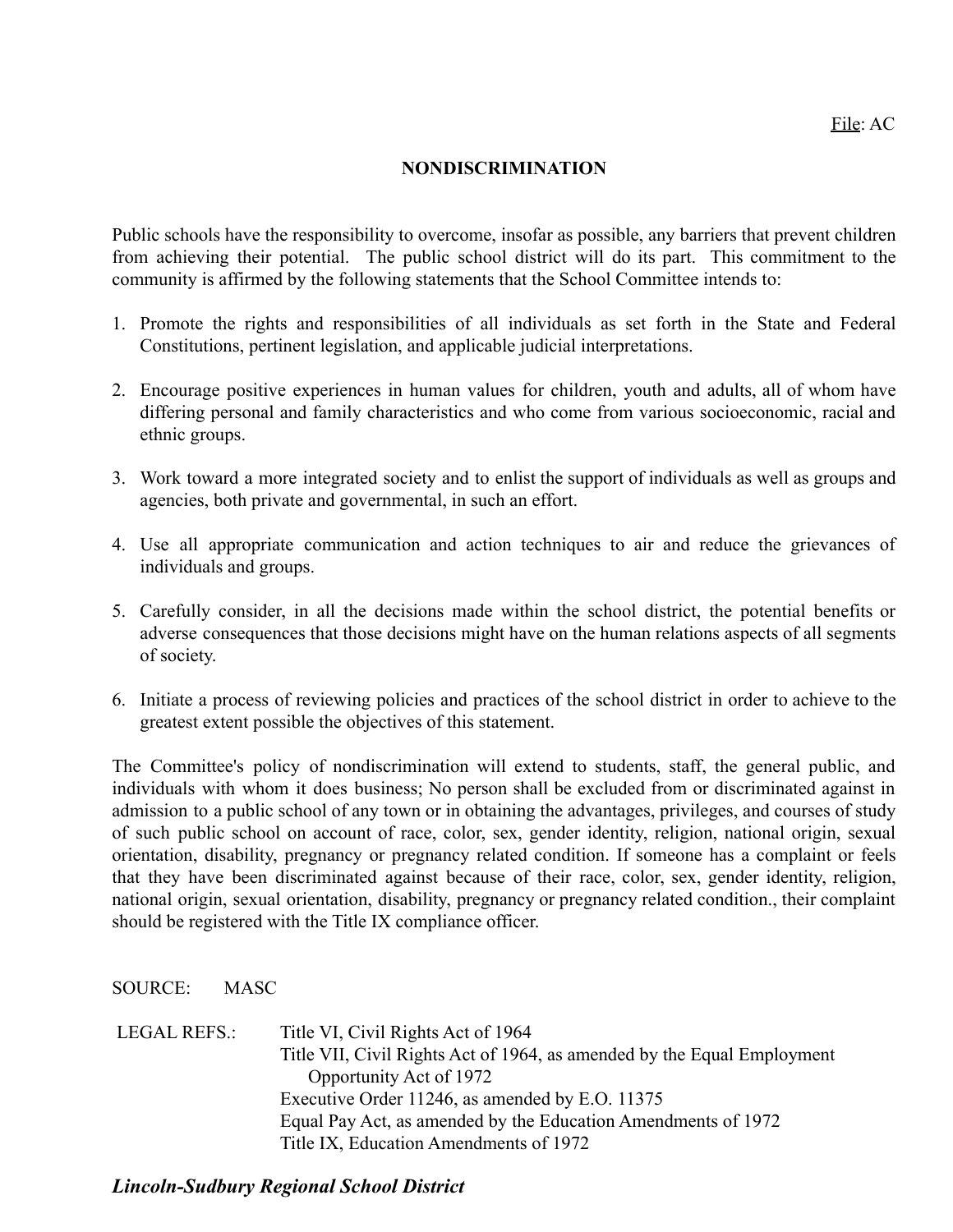File: AC

# NONDISCRIMINATION

Public schools have the responsibility to overcome, insofar as possible, any barriers that prevent children from achieving their potential. The public school district will do its part. This commitment to the community is affirmed by the following statements that the School Committee intends to:

1. Promote the rights and responsibilities of all individuals as set forth in the State and Federal Constitutions, pertinent legislation, and applicable judicial interpretations.

2. Encourage positive experiences in human values for children, youth and adults, all of whom have differing personal and family characteristics and who come from various socioeconomic, racial and ethnic groups.

3. Work toward a more integrated society and to enlist the support of individuals as well as groups and agencies, both private and governmental, in such an effort.

4. Use all appropriate communication and action techniques to air and reduce the grievances of individuals and groups.

5. Carefully consider, in all the decisions made within the school district, the potential benefits or adverse consequences that those decisions might have on the human relations aspects of all segments of society.

6. Initiate a process of reviewing policies and practices of the school district in order to achieve to the greatest extent possible the objectives of this statement.

The Committee's policy of nondiscrimination will extend to students, staff, the general public, and individuals with whom it does business; No person shall be excluded from or discriminated against in admission to a public school of any town or in obtaining the advantages, privileges, and courses of study of such public school on account of race, color, sex, gender identity, religion, national origin, sexual orientation, disability, pregnancy or pregnancy related condition. If someone has a complaint or feels that they have been discriminated against because of their race, color, sex, gender identity, religion, national origin, sexual orientation, disability, pregnancy or pregnancy related condition., their complaint should be registered with the Title IX compliance officer.

SOURCE: MASC

LEGAL REFS.: Title VI, Civil Rights Act of 1964
Title VII, Civil Rights Act of 1964, as amended by the Equal Employment Opportunity Act of 1972
Executive Order 11246, as amended by E.O. 11375
Equal Pay Act, as amended by the Education Amendments of 1972
Title IX, Education Amendments of 1972

***Lincoln-Sudbury Regional School District***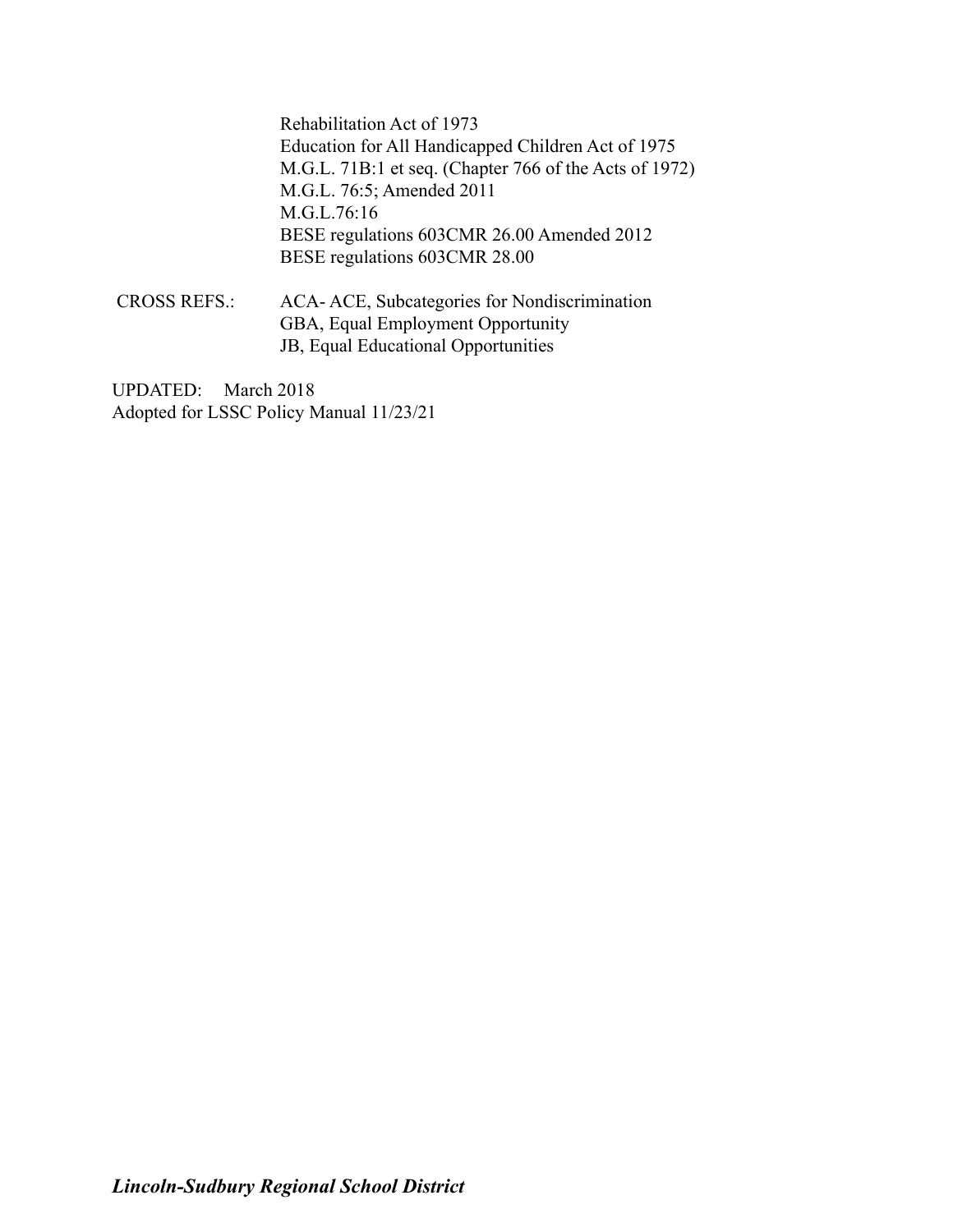Rehabilitation Act of 1973
Education for All Handicapped Children Act of 1975
M.G.L. 71B:1 et seq. (Chapter 766 of the Acts of 1972)
M.G.L. 76:5; Amended 2011
M.G.L.76:16
BESE regulations 603CMR 26.00 Amended 2012
BESE regulations 603CMR 28.00

CROSS REFS.: ACA- ACE, Subcategories for Nondiscrimination
GBA, Equal Employment Opportunity
JB, Equal Educational Opportunities

UPDATED: March 2018
Adopted for LSSC Policy Manual 11/23/21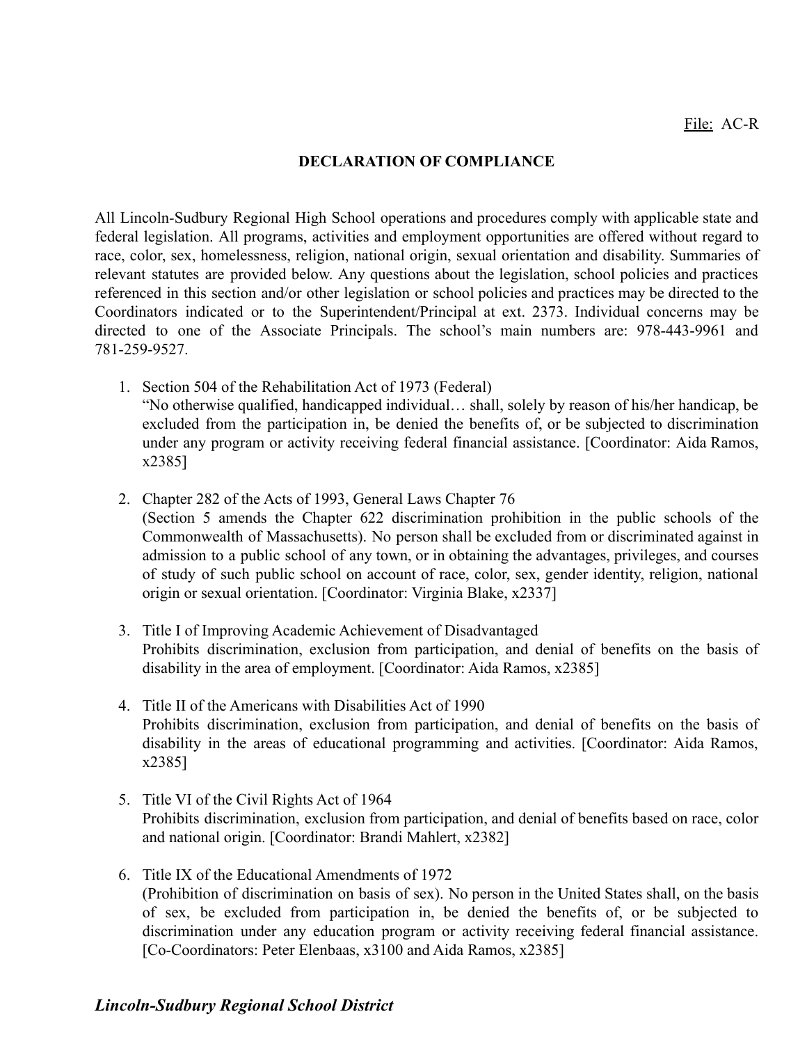File: AC-R

## DECLARATION OF COMPLIANCE

All Lincoln-Sudbury Regional High School operations and procedures comply with applicable state and federal legislation. All programs, activities and employment opportunities are offered without regard to race, color, sex, homelessness, religion, national origin, sexual orientation and disability. Summaries of relevant statutes are provided below. Any questions about the legislation, school policies and practices referenced in this section and/or other legislation or school policies and practices may be directed to the Coordinators indicated or to the Superintendent/Principal at ext. 2373. Individual concerns may be directed to one of the Associate Principals. The school's main numbers are: 978-443-9961 and 781-259-9527.

1. Section 504 of the Rehabilitation Act of 1973 (Federal)
   "No otherwise qualified, handicapped individual… shall, solely by reason of his/her handicap, be excluded from the participation in, be denied the benefits of, or be subjected to discrimination under any program or activity receiving federal financial assistance. [Coordinator: Aida Ramos, x2385]

2. Chapter 282 of the Acts of 1993, General Laws Chapter 76
   (Section 5 amends the Chapter 622 discrimination prohibition in the public schools of the Commonwealth of Massachusetts). No person shall be excluded from or discriminated against in admission to a public school of any town, or in obtaining the advantages, privileges, and courses of study of such public school on account of race, color, sex, gender identity, religion, national origin or sexual orientation. [Coordinator: Virginia Blake, x2337]

3. Title I of Improving Academic Achievement of Disadvantaged
   Prohibits discrimination, exclusion from participation, and denial of benefits on the basis of disability in the area of employment. [Coordinator: Aida Ramos, x2385]

4. Title II of the Americans with Disabilities Act of 1990
   Prohibits discrimination, exclusion from participation, and denial of benefits on the basis of disability in the areas of educational programming and activities. [Coordinator: Aida Ramos, x2385]

5. Title VI of the Civil Rights Act of 1964
   Prohibits discrimination, exclusion from participation, and denial of benefits based on race, color and national origin. [Coordinator: Brandi Mahlert, x2382]

6. Title IX of the Educational Amendments of 1972
   (Prohibition of discrimination on basis of sex). No person in the United States shall, on the basis of sex, be excluded from participation in, be denied the benefits of, or be subjected to discrimination under any education program or activity receiving federal financial assistance. [Co-Coordinators: Peter Elenbaas, x3100 and Aida Ramos, x2385]

***Lincoln-Sudbury Regional School District***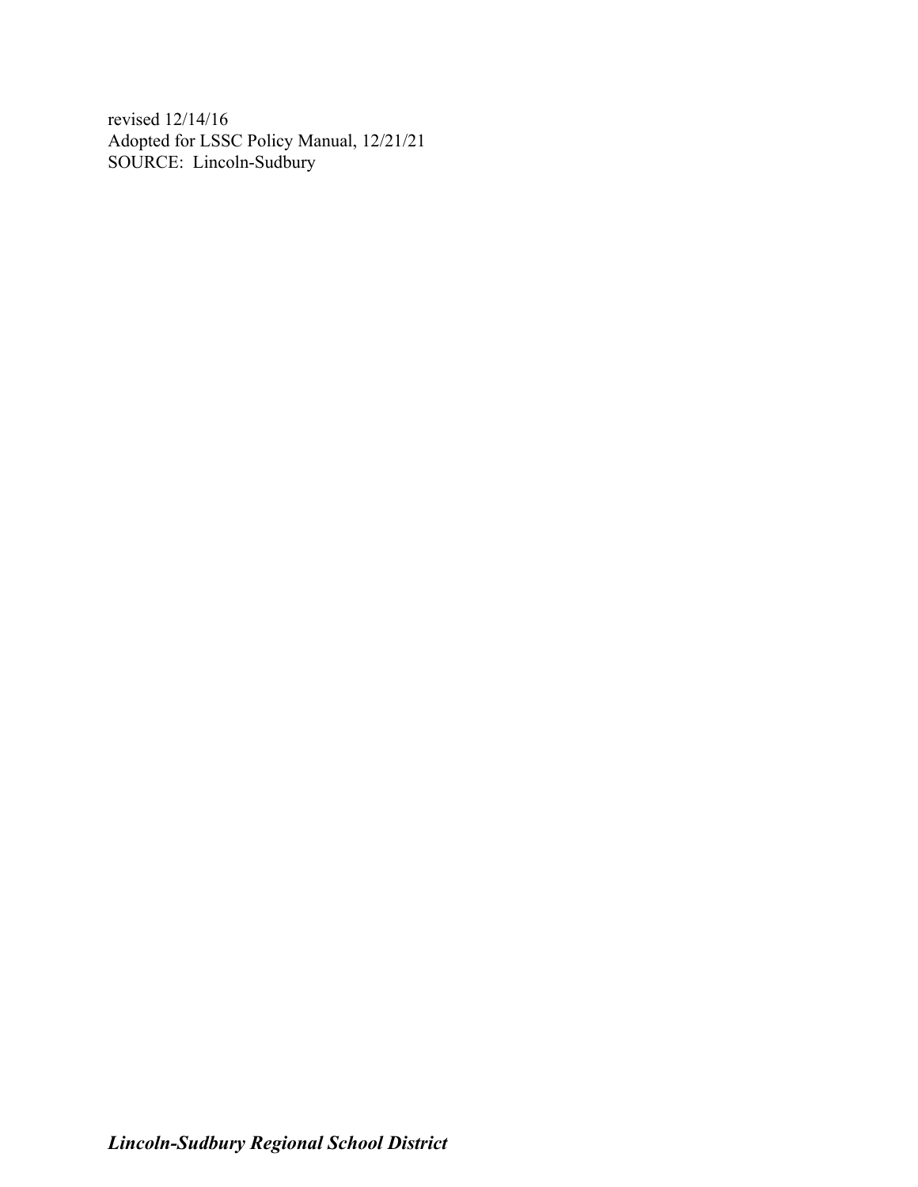revised 12/14/16
Adopted for LSSC Policy Manual, 12/21/21
SOURCE: Lincoln-Sudbury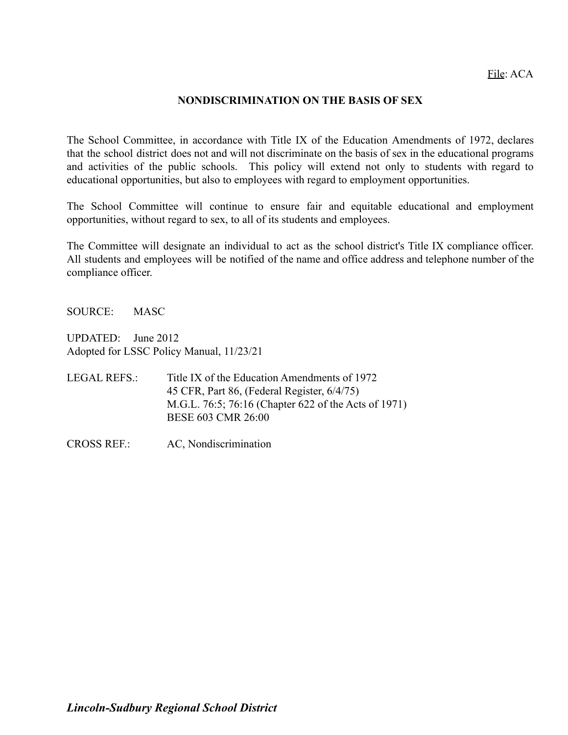File: ACA

# NONDISCRIMINATION ON THE BASIS OF SEX

The School Committee, in accordance with Title IX of the Education Amendments of 1972, declares that the school district does not and will not discriminate on the basis of sex in the educational programs and activities of the public schools. This policy will extend not only to students with regard to educational opportunities, but also to employees with regard to employment opportunities.

The School Committee will continue to ensure fair and equitable educational and employment opportunities, without regard to sex, to all of its students and employees.

The Committee will designate an individual to act as the school district's Title IX compliance officer. All students and employees will be notified of the name and office address and telephone number of the compliance officer.

SOURCE: MASC

UPDATED: June 2012
Adopted for LSSC Policy Manual, 11/23/21

LEGAL REFS.:
Title IX of the Education Amendments of 1972
45 CFR, Part 86, (Federal Register, 6/4/75)
M.G.L. 76:5; 76:16 (Chapter 622 of the Acts of 1971)
BESE 603 CMR 26:00

CROSS REF.: AC, Nondiscrimination

***Lincoln-Sudbury Regional School District***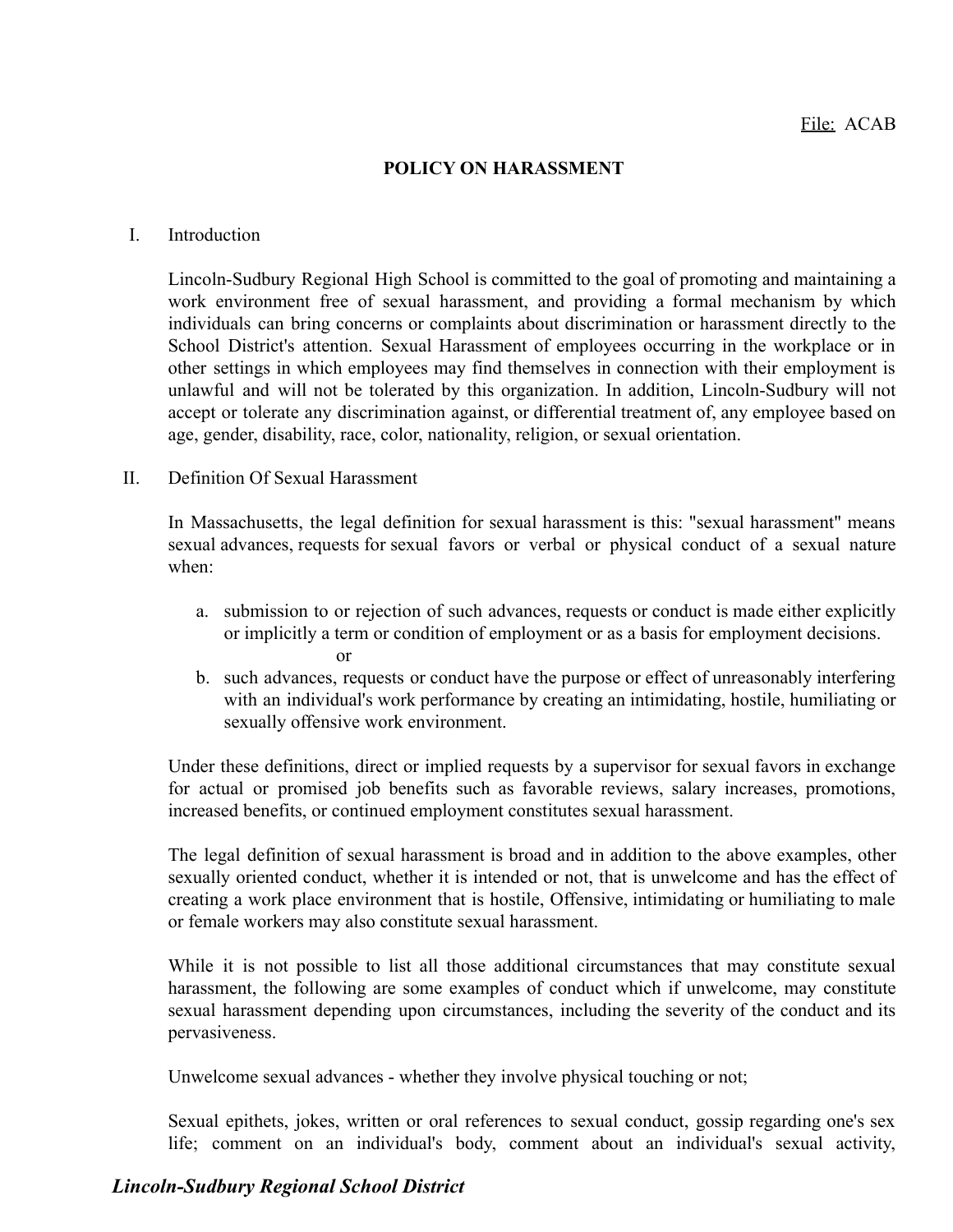File: ACAB

# POLICY ON HARASSMENT

## I. Introduction

Lincoln-Sudbury Regional High School is committed to the goal of promoting and maintaining a work environment free of sexual harassment, and providing a formal mechanism by which individuals can bring concerns or complaints about discrimination or harassment directly to the School District's attention. Sexual Harassment of employees occurring in the workplace or in other settings in which employees may find themselves in connection with their employment is unlawful and will not be tolerated by this organization. In addition, Lincoln-Sudbury will not accept or tolerate any discrimination against, or differential treatment of, any employee based on age, gender, disability, race, color, nationality, religion, or sexual orientation.

## II. Definition Of Sexual Harassment

In Massachusetts, the legal definition for sexual harassment is this: "sexual harassment" means sexual advances, requests for sexual favors or verbal or physical conduct of a sexual nature when:

a. submission to or rejection of such advances, requests or conduct is made either explicitly or implicitly a term or condition of employment or as a basis for employment decisions.

   or

b. such advances, requests or conduct have the purpose or effect of unreasonably interfering with an individual's work performance by creating an intimidating, hostile, humiliating or sexually offensive work environment.

Under these definitions, direct or implied requests by a supervisor for sexual favors in exchange for actual or promised job benefits such as favorable reviews, salary increases, promotions, increased benefits, or continued employment constitutes sexual harassment.

The legal definition of sexual harassment is broad and in addition to the above examples, other sexually oriented conduct, whether it is intended or not, that is unwelcome and has the effect of creating a work place environment that is hostile, Offensive, intimidating or humiliating to male or female workers may also constitute sexual harassment.

While it is not possible to list all those additional circumstances that may constitute sexual harassment, the following are some examples of conduct which if unwelcome, may constitute sexual harassment depending upon circumstances, including the severity of the conduct and its pervasiveness.

Unwelcome sexual advances - whether they involve physical touching or not;

Sexual epithets, jokes, written or oral references to sexual conduct, gossip regarding one's sex life; comment on an individual's body, comment about an individual's sexual activity,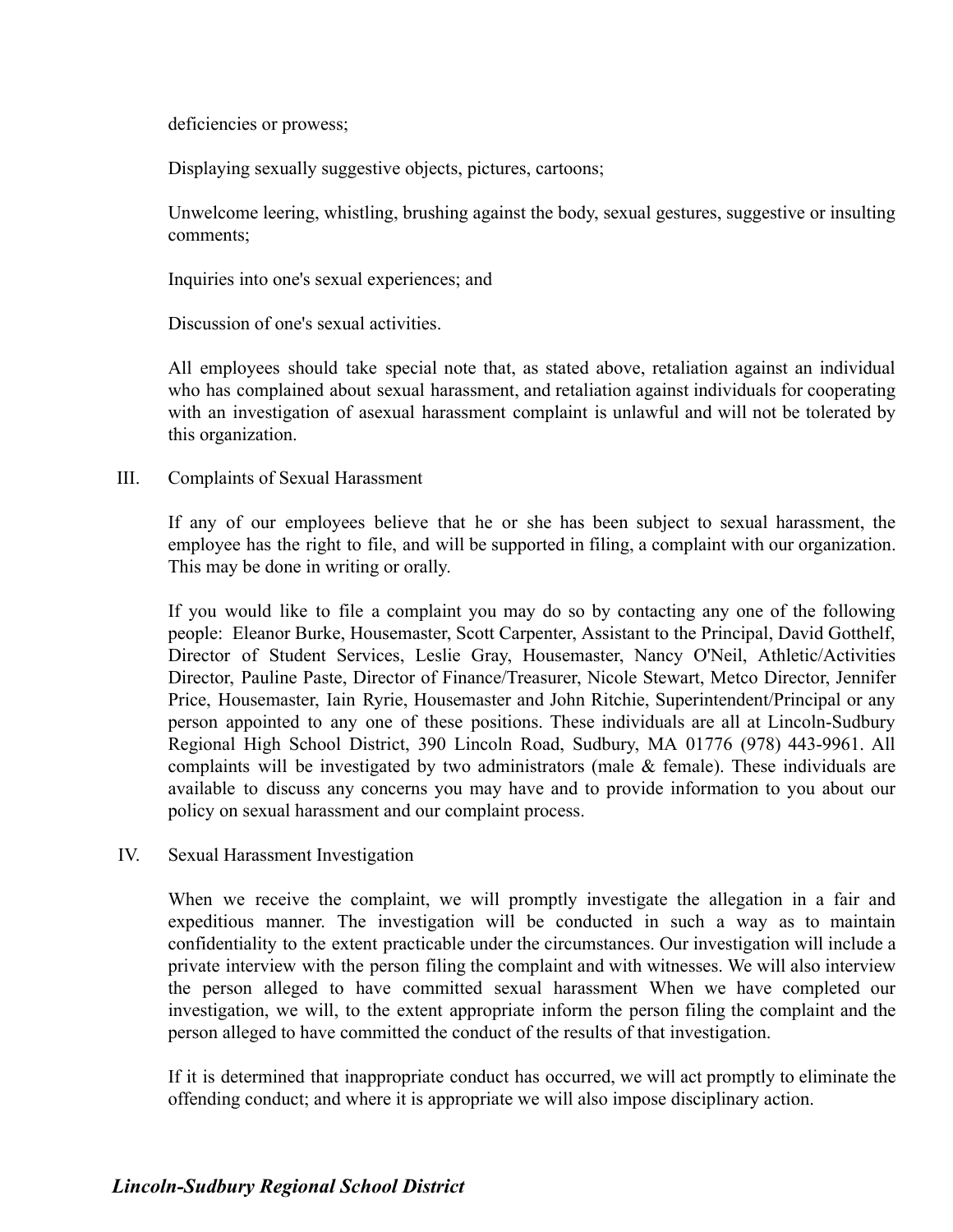deficiencies or prowess;

Displaying sexually suggestive objects, pictures, cartoons;

Unwelcome leering, whistling, brushing against the body, sexual gestures, suggestive or insulting comments;

Inquiries into one's sexual experiences; and

Discussion of one's sexual activities.

All employees should take special note that, as stated above, retaliation against an individual who has complained about sexual harassment, and retaliation against individuals for cooperating with an investigation of asexual harassment complaint is unlawful and will not be tolerated by this organization.

III. Complaints of Sexual Harassment

If any of our employees believe that he or she has been subject to sexual harassment, the employee has the right to file, and will be supported in filing, a complaint with our organization. This may be done in writing or orally.

If you would like to file a complaint you may do so by contacting any one of the following people: Eleanor Burke, Housemaster, Scott Carpenter, Assistant to the Principal, David Gotthelf, Director of Student Services, Leslie Gray, Housemaster, Nancy O'Neil, Athletic/Activities Director, Pauline Paste, Director of Finance/Treasurer, Nicole Stewart, Metco Director, Jennifer Price, Housemaster, Iain Ryrie, Housemaster and John Ritchie, Superintendent/Principal or any person appointed to any one of these positions. These individuals are all at Lincoln-Sudbury Regional High School District, 390 Lincoln Road, Sudbury, MA 01776 (978) 443-9961. All complaints will be investigated by two administrators (male & female). These individuals are available to discuss any concerns you may have and to provide information to you about our policy on sexual harassment and our complaint process.

IV. Sexual Harassment Investigation

When we receive the complaint, we will promptly investigate the allegation in a fair and expeditious manner. The investigation will be conducted in such a way as to maintain confidentiality to the extent practicable under the circumstances. Our investigation will include a private interview with the person filing the complaint and with witnesses. We will also interview the person alleged to have committed sexual harassment When we have completed our investigation, we will, to the extent appropriate inform the person filing the complaint and the person alleged to have committed the conduct of the results of that investigation.

If it is determined that inappropriate conduct has occurred, we will act promptly to eliminate the offending conduct; and where it is appropriate we will also impose disciplinary action.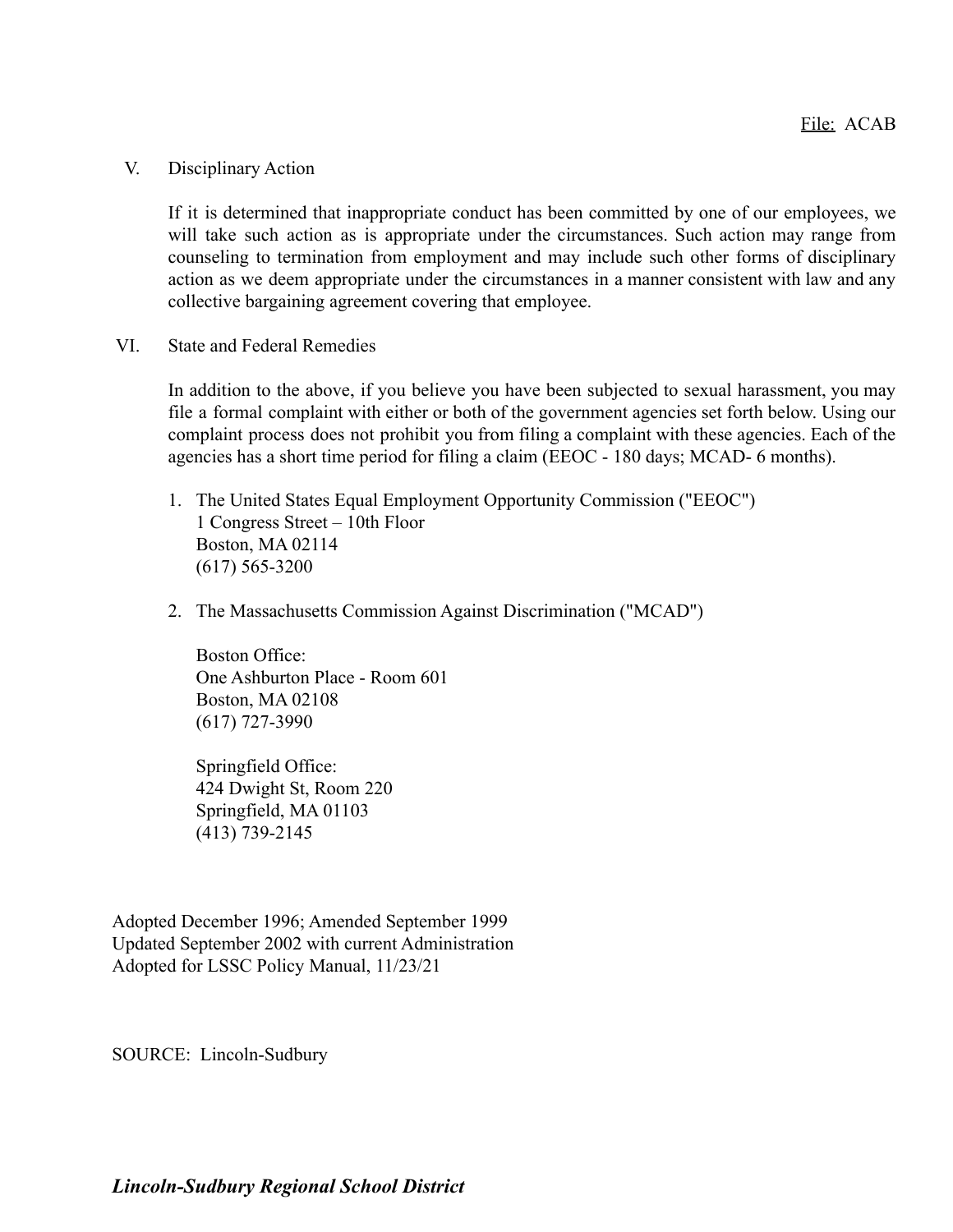File: ACAB

## V. Disciplinary Action

If it is determined that inappropriate conduct has been committed by one of our employees, we will take such action as is appropriate under the circumstances. Such action may range from counseling to termination from employment and may include such other forms of disciplinary action as we deem appropriate under the circumstances in a manner consistent with law and any collective bargaining agreement covering that employee.

## VI. State and Federal Remedies

In addition to the above, if you believe you have been subjected to sexual harassment, you may file a formal complaint with either or both of the government agencies set forth below. Using our complaint process does not prohibit you from filing a complaint with these agencies. Each of the agencies has a short time period for filing a claim (EEOC - 180 days; MCAD- 6 months).

1. The United States Equal Employment Opportunity Commission ("EEOC")
   1 Congress Street – 10th Floor
   Boston, MA 02114
   (617) 565-3200

2. The Massachusetts Commission Against Discrimination ("MCAD")

   Boston Office:
   One Ashburton Place - Room 601
   Boston, MA 02108
   (617) 727-3990

   Springfield Office:
   424 Dwight St, Room 220
   Springfield, MA 01103
   (413) 739-2145

Adopted December 1996; Amended September 1999
Updated September 2002 with current Administration
Adopted for LSSC Policy Manual, 11/23/21

SOURCE: Lincoln-Sudbury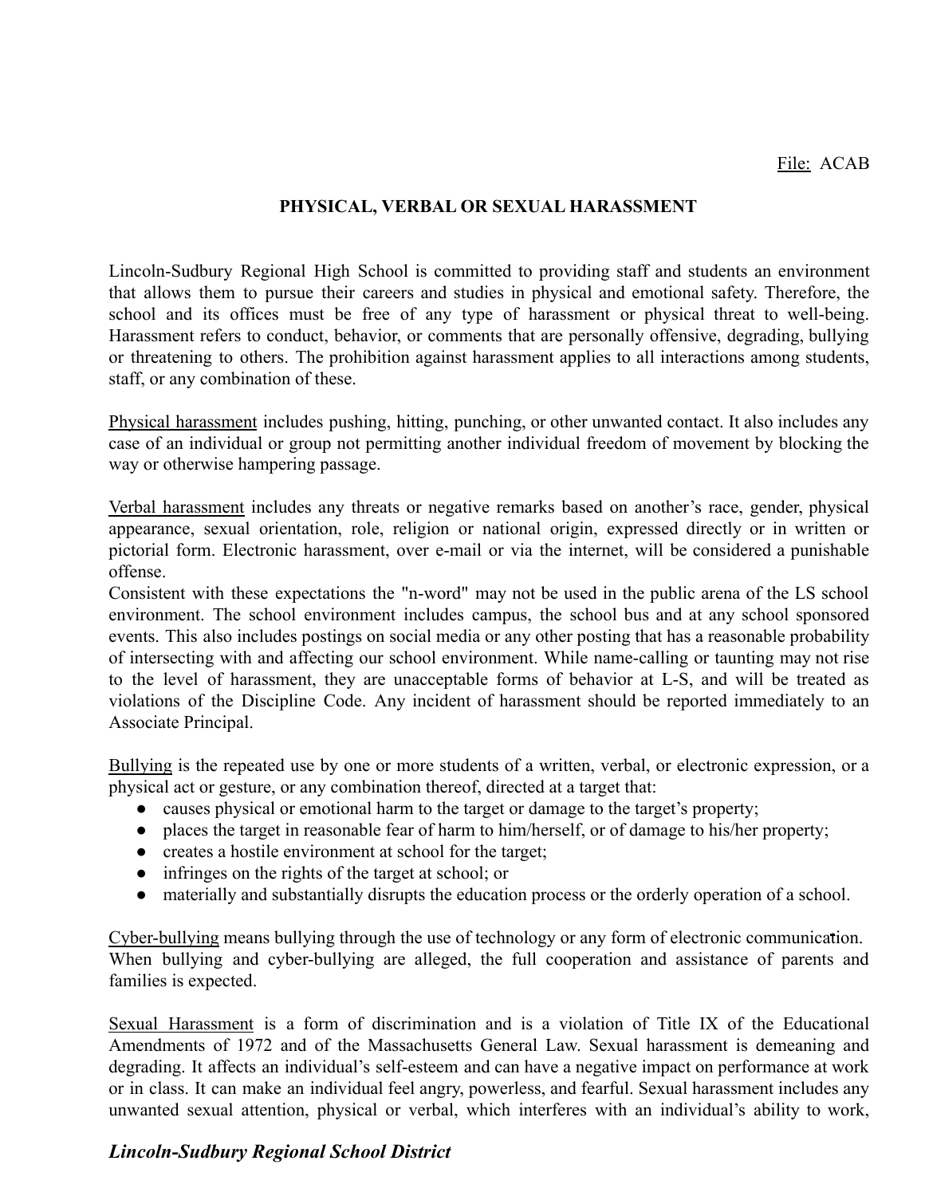File: ACAB

## PHYSICAL, VERBAL OR SEXUAL HARASSMENT

Lincoln-Sudbury Regional High School is committed to providing staff and students an environment that allows them to pursue their careers and studies in physical and emotional safety. Therefore, the school and its offices must be free of any type of harassment or physical threat to well-being. Harassment refers to conduct, behavior, or comments that are personally offensive, degrading, bullying or threatening to others. The prohibition against harassment applies to all interactions among students, staff, or any combination of these.

Physical harassment includes pushing, hitting, punching, or other unwanted contact. It also includes any case of an individual or group not permitting another individual freedom of movement by blocking the way or otherwise hampering passage.

Verbal harassment includes any threats or negative remarks based on another's race, gender, physical appearance, sexual orientation, role, religion or national origin, expressed directly or in written or pictorial form. Electronic harassment, over e-mail or via the internet, will be considered a punishable offense.

Consistent with these expectations the "n-word" may not be used in the public arena of the LS school environment. The school environment includes campus, the school bus and at any school sponsored events. This also includes postings on social media or any other posting that has a reasonable probability of intersecting with and affecting our school environment. While name-calling or taunting may not rise to the level of harassment, they are unacceptable forms of behavior at L-S, and will be treated as violations of the Discipline Code. Any incident of harassment should be reported immediately to an Associate Principal.

Bullying is the repeated use by one or more students of a written, verbal, or electronic expression, or a physical act or gesture, or any combination thereof, directed at a target that:

- causes physical or emotional harm to the target or damage to the target's property;
- places the target in reasonable fear of harm to him/herself, or of damage to his/her property;
- creates a hostile environment at school for the target;
- infringes on the rights of the target at school; or
- materially and substantially disrupts the education process or the orderly operation of a school.

Cyber-bullying means bullying through the use of technology or any form of electronic communication. When bullying and cyber-bullying are alleged, the full cooperation and assistance of parents and families is expected.

Sexual Harassment is a form of discrimination and is a violation of Title IX of the Educational Amendments of 1972 and of the Massachusetts General Law. Sexual harassment is demeaning and degrading. It affects an individual's self-esteem and can have a negative impact on performance at work or in class. It can make an individual feel angry, powerless, and fearful. Sexual harassment includes any unwanted sexual attention, physical or verbal, which interferes with an individual's ability to work,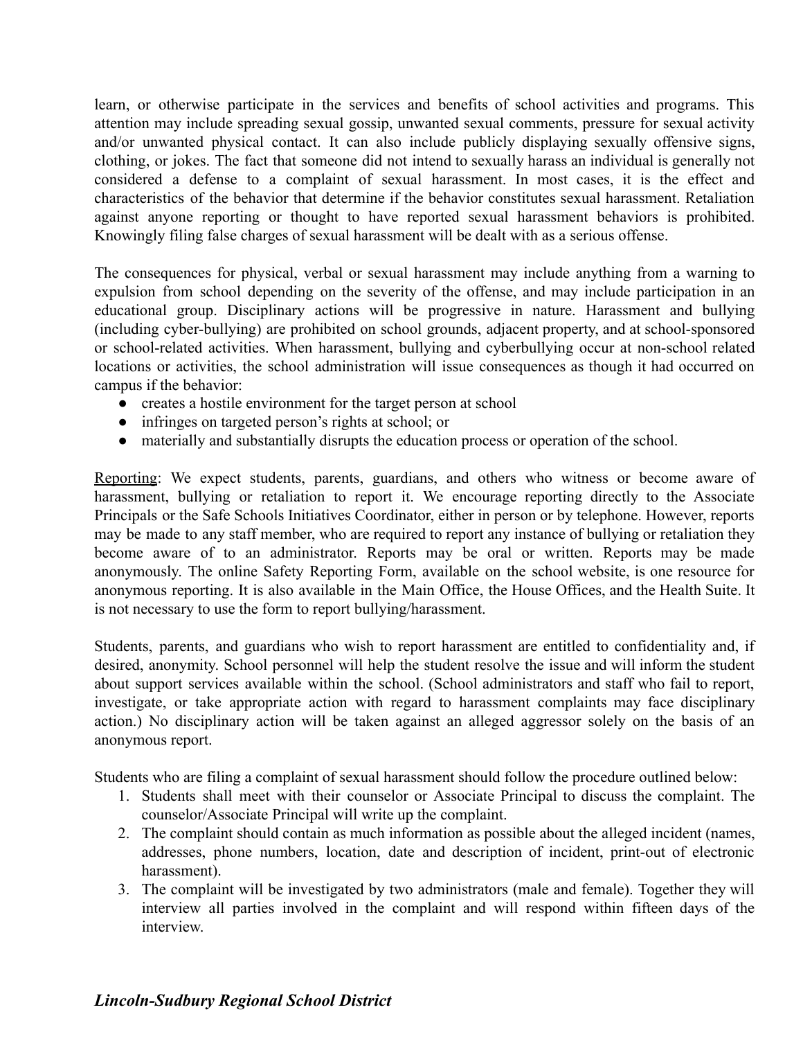learn, or otherwise participate in the services and benefits of school activities and programs. This attention may include spreading sexual gossip, unwanted sexual comments, pressure for sexual activity and/or unwanted physical contact. It can also include publicly displaying sexually offensive signs, clothing, or jokes. The fact that someone did not intend to sexually harass an individual is generally not considered a defense to a complaint of sexual harassment. In most cases, it is the effect and characteristics of the behavior that determine if the behavior constitutes sexual harassment. Retaliation against anyone reporting or thought to have reported sexual harassment behaviors is prohibited. Knowingly filing false charges of sexual harassment will be dealt with as a serious offense.

The consequences for physical, verbal or sexual harassment may include anything from a warning to expulsion from school depending on the severity of the offense, and may include participation in an educational group. Disciplinary actions will be progressive in nature. Harassment and bullying (including cyber-bullying) are prohibited on school grounds, adjacent property, and at school-sponsored or school-related activities. When harassment, bullying and cyberbullying occur at non-school related locations or activities, the school administration will issue consequences as though it had occurred on campus if the behavior:

- creates a hostile environment for the target person at school
- infringes on targeted person's rights at school; or
- materially and substantially disrupts the education process or operation of the school.

Reporting: We expect students, parents, guardians, and others who witness or become aware of harassment, bullying or retaliation to report it. We encourage reporting directly to the Associate Principals or the Safe Schools Initiatives Coordinator, either in person or by telephone. However, reports may be made to any staff member, who are required to report any instance of bullying or retaliation they become aware of to an administrator. Reports may be oral or written. Reports may be made anonymously. The online Safety Reporting Form, available on the school website, is one resource for anonymous reporting. It is also available in the Main Office, the House Offices, and the Health Suite. It is not necessary to use the form to report bullying/harassment.

Students, parents, and guardians who wish to report harassment are entitled to confidentiality and, if desired, anonymity. School personnel will help the student resolve the issue and will inform the student about support services available within the school. (School administrators and staff who fail to report, investigate, or take appropriate action with regard to harassment complaints may face disciplinary action.) No disciplinary action will be taken against an alleged aggressor solely on the basis of an anonymous report.

Students who are filing a complaint of sexual harassment should follow the procedure outlined below:

1. Students shall meet with their counselor or Associate Principal to discuss the complaint. The counselor/Associate Principal will write up the complaint.
2. The complaint should contain as much information as possible about the alleged incident (names, addresses, phone numbers, location, date and description of incident, print-out of electronic harassment).
3. The complaint will be investigated by two administrators (male and female). Together they will interview all parties involved in the complaint and will respond within fifteen days of the interview.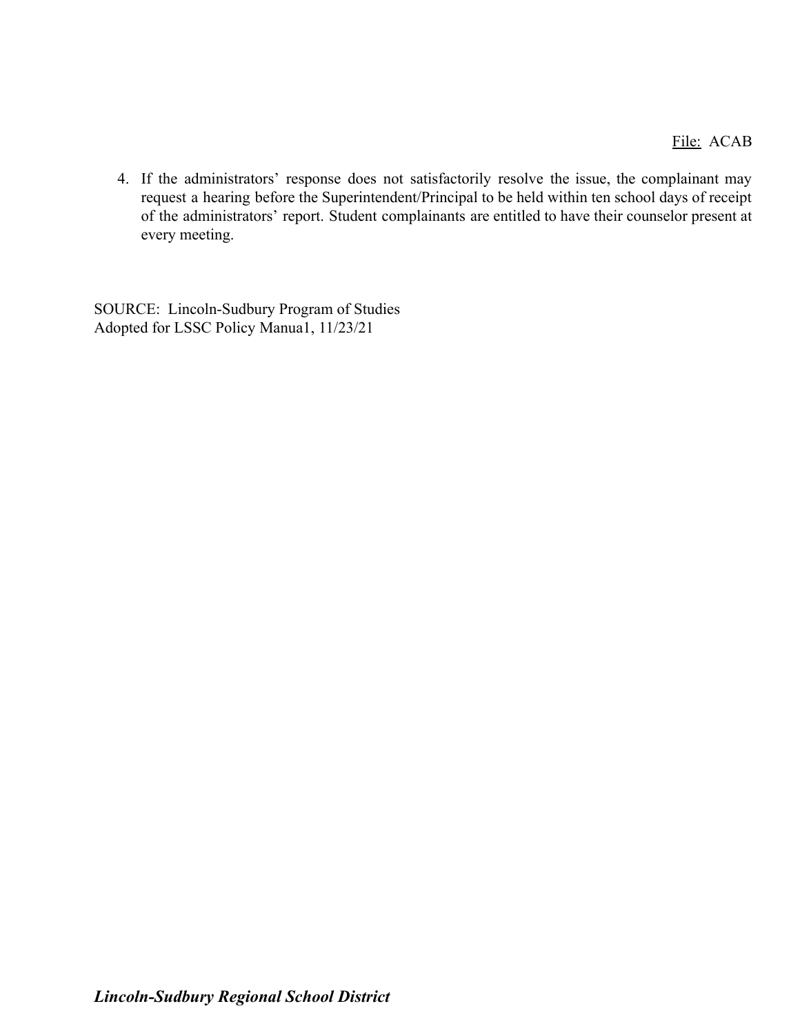File: ACAB

4. If the administrators' response does not satisfactorily resolve the issue, the complainant may request a hearing before the Superintendent/Principal to be held within ten school days of receipt of the administrators' report. Student complainants are entitled to have their counselor present at every meeting.

SOURCE: Lincoln-Sudbury Program of Studies
Adopted for LSSC Policy Manua1, 11/23/21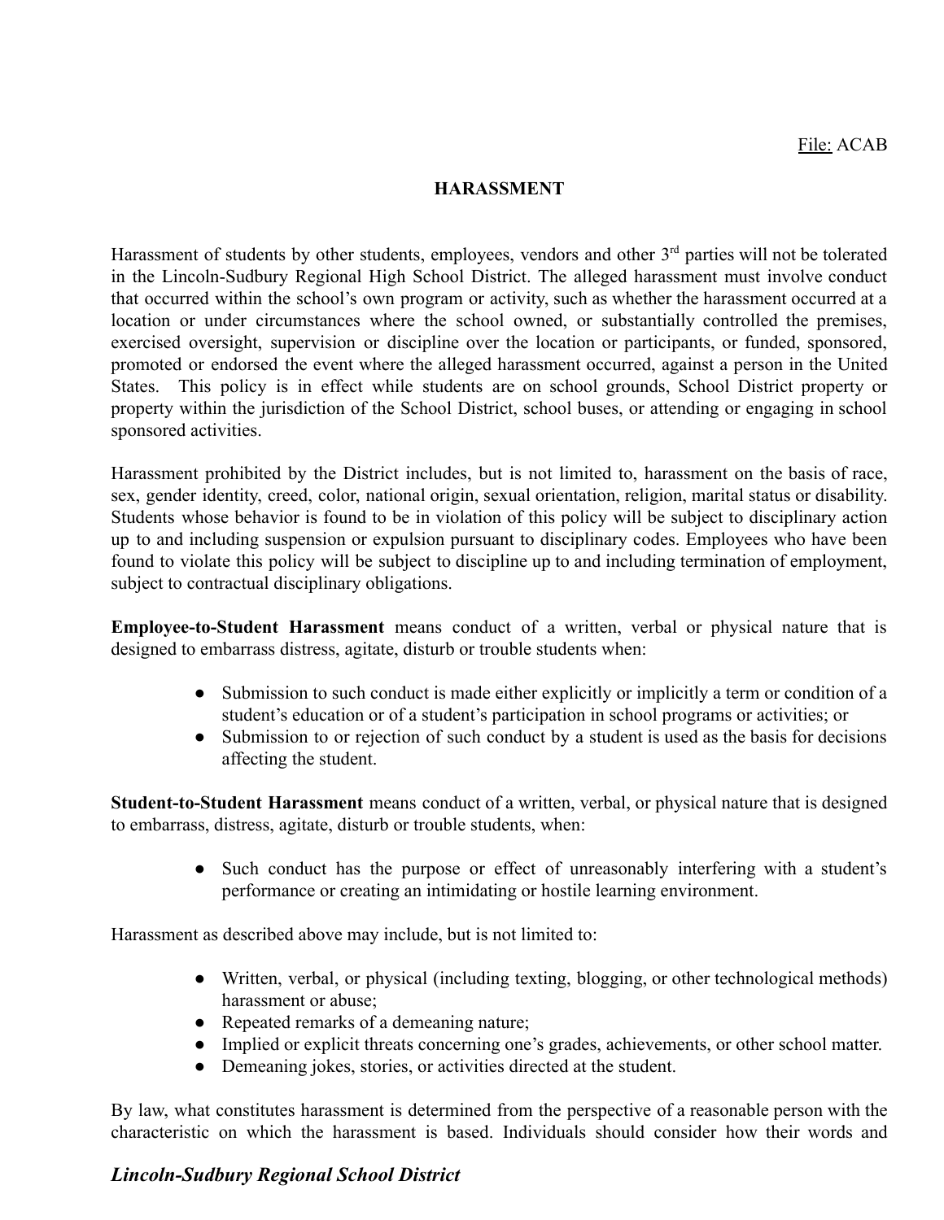File: ACAB

# HARASSMENT

Harassment of students by other students, employees, vendors and other 3rd parties will not be tolerated in the Lincoln-Sudbury Regional High School District. The alleged harassment must involve conduct that occurred within the school's own program or activity, such as whether the harassment occurred at a location or under circumstances where the school owned, or substantially controlled the premises, exercised oversight, supervision or discipline over the location or participants, or funded, sponsored, promoted or endorsed the event where the alleged harassment occurred, against a person in the United States. This policy is in effect while students are on school grounds, School District property or property within the jurisdiction of the School District, school buses, or attending or engaging in school sponsored activities.

Harassment prohibited by the District includes, but is not limited to, harassment on the basis of race, sex, gender identity, creed, color, national origin, sexual orientation, religion, marital status or disability. Students whose behavior is found to be in violation of this policy will be subject to disciplinary action up to and including suspension or expulsion pursuant to disciplinary codes. Employees who have been found to violate this policy will be subject to discipline up to and including termination of employment, subject to contractual disciplinary obligations.

**Employee-to-Student Harassment** means conduct of a written, verbal or physical nature that is designed to embarrass distress, agitate, disturb or trouble students when:

- Submission to such conduct is made either explicitly or implicitly a term or condition of a student's education or of a student's participation in school programs or activities; or
- Submission to or rejection of such conduct by a student is used as the basis for decisions affecting the student.

**Student-to-Student Harassment** means conduct of a written, verbal, or physical nature that is designed to embarrass, distress, agitate, disturb or trouble students, when:

- Such conduct has the purpose or effect of unreasonably interfering with a student's performance or creating an intimidating or hostile learning environment.

Harassment as described above may include, but is not limited to:

- Written, verbal, or physical (including texting, blogging, or other technological methods) harassment or abuse;
- Repeated remarks of a demeaning nature;
- Implied or explicit threats concerning one's grades, achievements, or other school matter.
- Demeaning jokes, stories, or activities directed at the student.

By law, what constitutes harassment is determined from the perspective of a reasonable person with the characteristic on which the harassment is based. Individuals should consider how their words and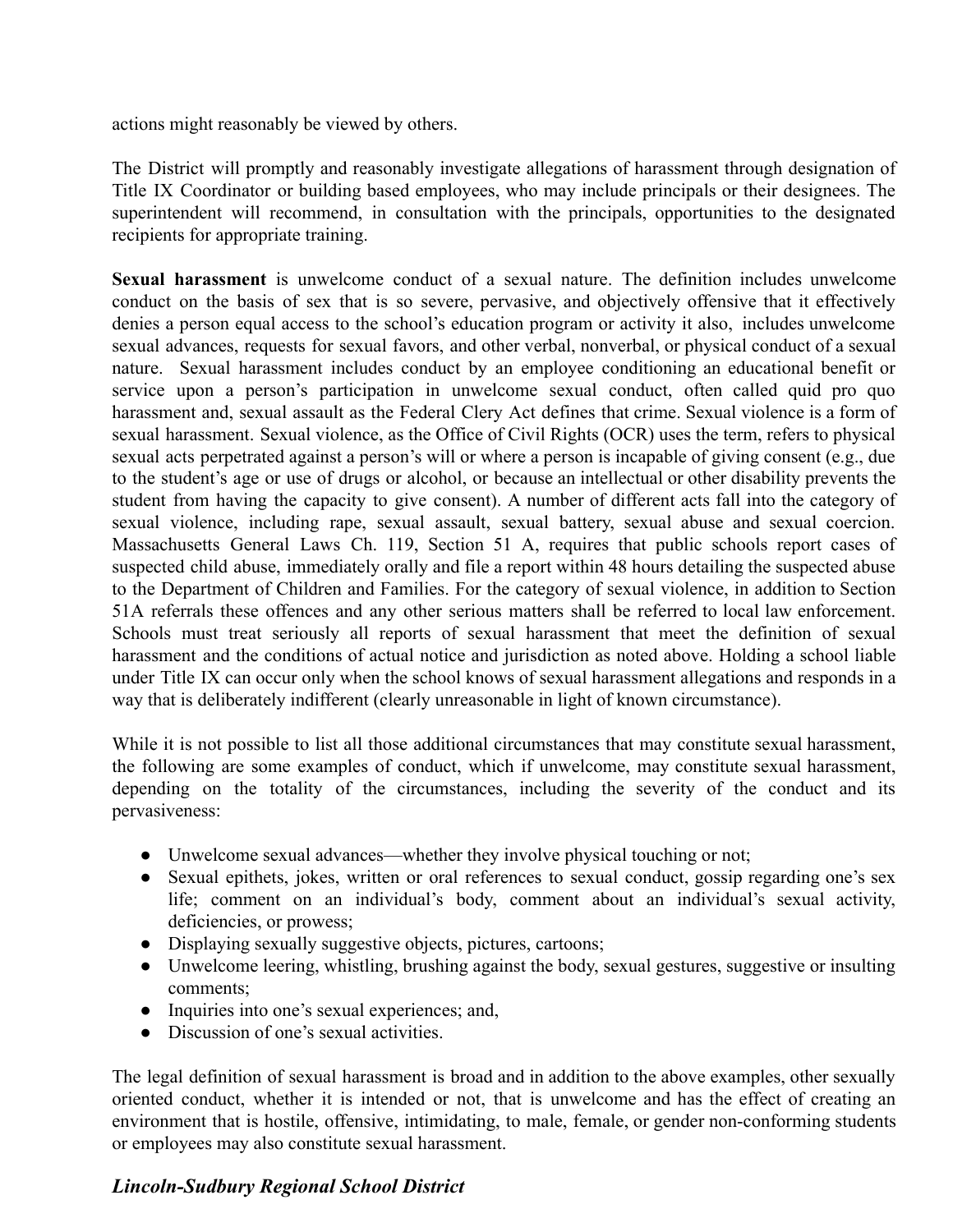actions might reasonably be viewed by others.

The District will promptly and reasonably investigate allegations of harassment through designation of Title IX Coordinator or building based employees, who may include principals or their designees. The superintendent will recommend, in consultation with the principals, opportunities to the designated recipients for appropriate training.

**Sexual harassment** is unwelcome conduct of a sexual nature. The definition includes unwelcome conduct on the basis of sex that is so severe, pervasive, and objectively offensive that it effectively denies a person equal access to the school's education program or activity it also, includes unwelcome sexual advances, requests for sexual favors, and other verbal, nonverbal, or physical conduct of a sexual nature. Sexual harassment includes conduct by an employee conditioning an educational benefit or service upon a person's participation in unwelcome sexual conduct, often called quid pro quo harassment and, sexual assault as the Federal Clery Act defines that crime. Sexual violence is a form of sexual harassment. Sexual violence, as the Office of Civil Rights (OCR) uses the term, refers to physical sexual acts perpetrated against a person's will or where a person is incapable of giving consent (e.g., due to the student's age or use of drugs or alcohol, or because an intellectual or other disability prevents the student from having the capacity to give consent). A number of different acts fall into the category of sexual violence, including rape, sexual assault, sexual battery, sexual abuse and sexual coercion. Massachusetts General Laws Ch. 119, Section 51 A, requires that public schools report cases of suspected child abuse, immediately orally and file a report within 48 hours detailing the suspected abuse to the Department of Children and Families. For the category of sexual violence, in addition to Section 51A referrals these offences and any other serious matters shall be referred to local law enforcement. Schools must treat seriously all reports of sexual harassment that meet the definition of sexual harassment and the conditions of actual notice and jurisdiction as noted above. Holding a school liable under Title IX can occur only when the school knows of sexual harassment allegations and responds in a way that is deliberately indifferent (clearly unreasonable in light of known circumstance).

While it is not possible to list all those additional circumstances that may constitute sexual harassment, the following are some examples of conduct, which if unwelcome, may constitute sexual harassment, depending on the totality of the circumstances, including the severity of the conduct and its pervasiveness:

- Unwelcome sexual advances—whether they involve physical touching or not;
- Sexual epithets, jokes, written or oral references to sexual conduct, gossip regarding one's sex life; comment on an individual's body, comment about an individual's sexual activity, deficiencies, or prowess;
- Displaying sexually suggestive objects, pictures, cartoons;
- Unwelcome leering, whistling, brushing against the body, sexual gestures, suggestive or insulting comments;
- Inquiries into one's sexual experiences; and,
- Discussion of one's sexual activities.

The legal definition of sexual harassment is broad and in addition to the above examples, other sexually oriented conduct, whether it is intended or not, that is unwelcome and has the effect of creating an environment that is hostile, offensive, intimidating, to male, female, or gender non-conforming students or employees may also constitute sexual harassment.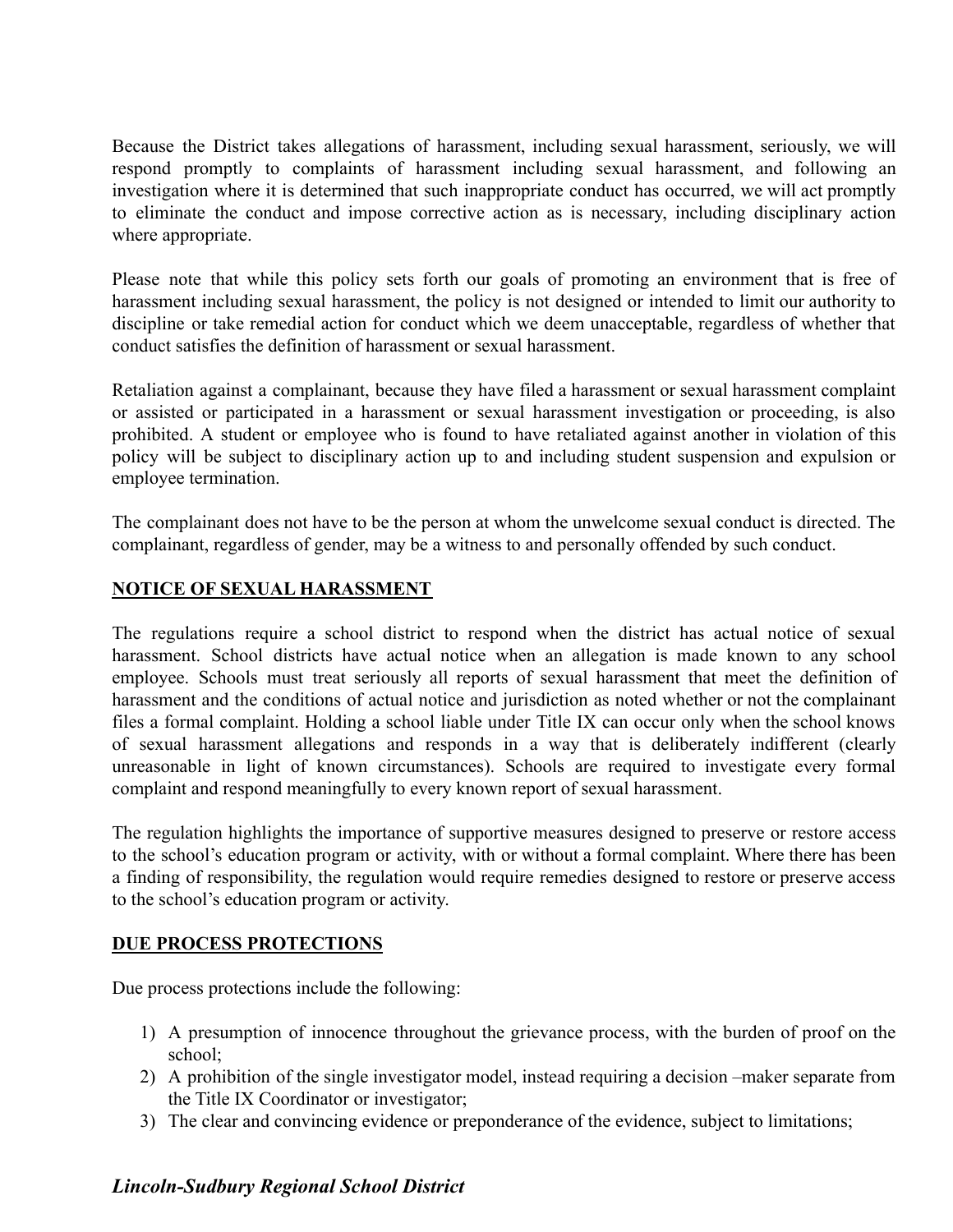Because the District takes allegations of harassment, including sexual harassment, seriously, we will respond promptly to complaints of harassment including sexual harassment, and following an investigation where it is determined that such inappropriate conduct has occurred, we will act promptly to eliminate the conduct and impose corrective action as is necessary, including disciplinary action where appropriate.

Please note that while this policy sets forth our goals of promoting an environment that is free of harassment including sexual harassment, the policy is not designed or intended to limit our authority to discipline or take remedial action for conduct which we deem unacceptable, regardless of whether that conduct satisfies the definition of harassment or sexual harassment.

Retaliation against a complainant, because they have filed a harassment or sexual harassment complaint or assisted or participated in a harassment or sexual harassment investigation or proceeding, is also prohibited. A student or employee who is found to have retaliated against another in violation of this policy will be subject to disciplinary action up to and including student suspension and expulsion or employee termination.

The complainant does not have to be the person at whom the unwelcome sexual conduct is directed. The complainant, regardless of gender, may be a witness to and personally offended by such conduct.

**NOTICE OF SEXUAL HARASSMENT**

The regulations require a school district to respond when the district has actual notice of sexual harassment. School districts have actual notice when an allegation is made known to any school employee. Schools must treat seriously all reports of sexual harassment that meet the definition of harassment and the conditions of actual notice and jurisdiction as noted whether or not the complainant files a formal complaint. Holding a school liable under Title IX can occur only when the school knows of sexual harassment allegations and responds in a way that is deliberately indifferent (clearly unreasonable in light of known circumstances). Schools are required to investigate every formal complaint and respond meaningfully to every known report of sexual harassment.

The regulation highlights the importance of supportive measures designed to preserve or restore access to the school's education program or activity, with or without a formal complaint. Where there has been a finding of responsibility, the regulation would require remedies designed to restore or preserve access to the school's education program or activity.

**DUE PROCESS PROTECTIONS**

Due process protections include the following:

1) A presumption of innocence throughout the grievance process, with the burden of proof on the school;
2) A prohibition of the single investigator model, instead requiring a decision –maker separate from the Title IX Coordinator or investigator;
3) The clear and convincing evidence or preponderance of the evidence, subject to limitations;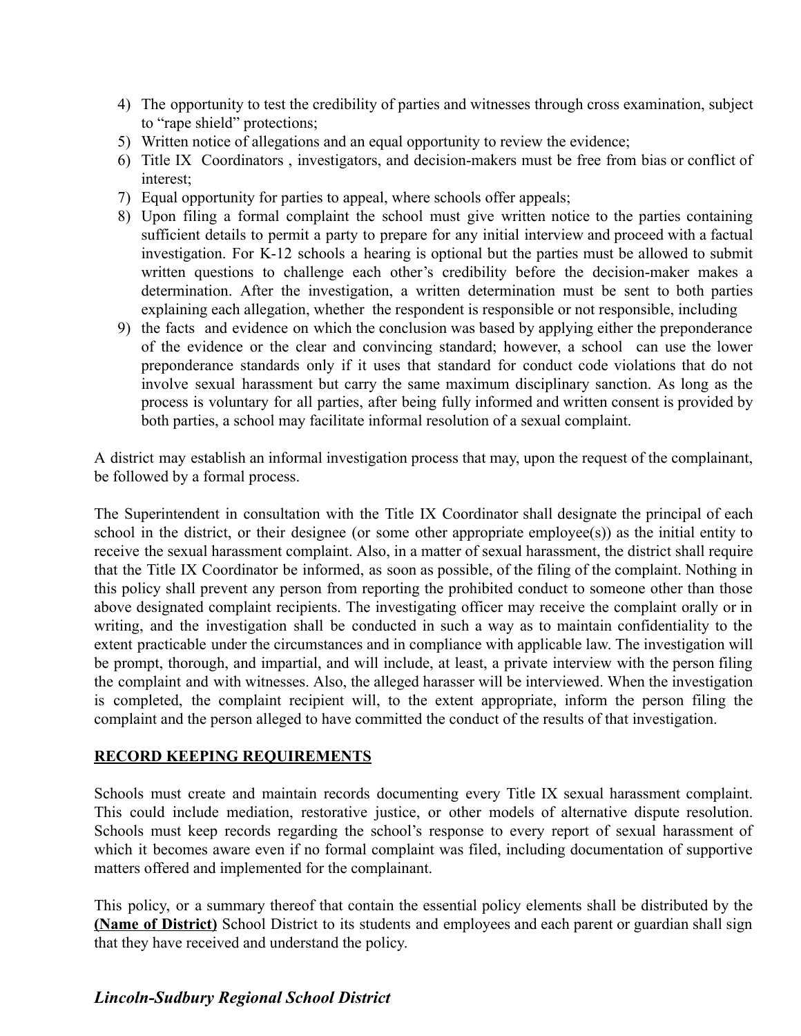4) The opportunity to test the credibility of parties and witnesses through cross examination, subject to "rape shield" protections;
5) Written notice of allegations and an equal opportunity to review the evidence;
6) Title IX Coordinators , investigators, and decision-makers must be free from bias or conflict of interest;
7) Equal opportunity for parties to appeal, where schools offer appeals;
8) Upon filing a formal complaint the school must give written notice to the parties containing sufficient details to permit a party to prepare for any initial interview and proceed with a factual investigation. For K-12 schools a hearing is optional but the parties must be allowed to submit written questions to challenge each other's credibility before the decision-maker makes a determination. After the investigation, a written determination must be sent to both parties explaining each allegation, whether the respondent is responsible or not responsible, including
9) the facts and evidence on which the conclusion was based by applying either the preponderance of the evidence or the clear and convincing standard; however, a school can use the lower preponderance standards only if it uses that standard for conduct code violations that do not involve sexual harassment but carry the same maximum disciplinary sanction. As long as the process is voluntary for all parties, after being fully informed and written consent is provided by both parties, a school may facilitate informal resolution of a sexual complaint.

A district may establish an informal investigation process that may, upon the request of the complainant, be followed by a formal process.

The Superintendent in consultation with the Title IX Coordinator shall designate the principal of each school in the district, or their designee (or some other appropriate employee(s)) as the initial entity to receive the sexual harassment complaint. Also, in a matter of sexual harassment, the district shall require that the Title IX Coordinator be informed, as soon as possible, of the filing of the complaint. Nothing in this policy shall prevent any person from reporting the prohibited conduct to someone other than those above designated complaint recipients. The investigating officer may receive the complaint orally or in writing, and the investigation shall be conducted in such a way as to maintain confidentiality to the extent practicable under the circumstances and in compliance with applicable law. The investigation will be prompt, thorough, and impartial, and will include, at least, a private interview with the person filing the complaint and with witnesses. Also, the alleged harasser will be interviewed. When the investigation is completed, the complaint recipient will, to the extent appropriate, inform the person filing the complaint and the person alleged to have committed the conduct of the results of that investigation.

**RECORD KEEPING REQUIREMENTS**

Schools must create and maintain records documenting every Title IX sexual harassment complaint. This could include mediation, restorative justice, or other models of alternative dispute resolution. Schools must keep records regarding the school's response to every report of sexual harassment of which it becomes aware even if no formal complaint was filed, including documentation of supportive matters offered and implemented for the complainant.

This policy, or a summary thereof that contain the essential policy elements shall be distributed by the **(Name of District)** School District to its students and employees and each parent or guardian shall sign that they have received and understand the policy.

***Lincoln-Sudbury Regional School District***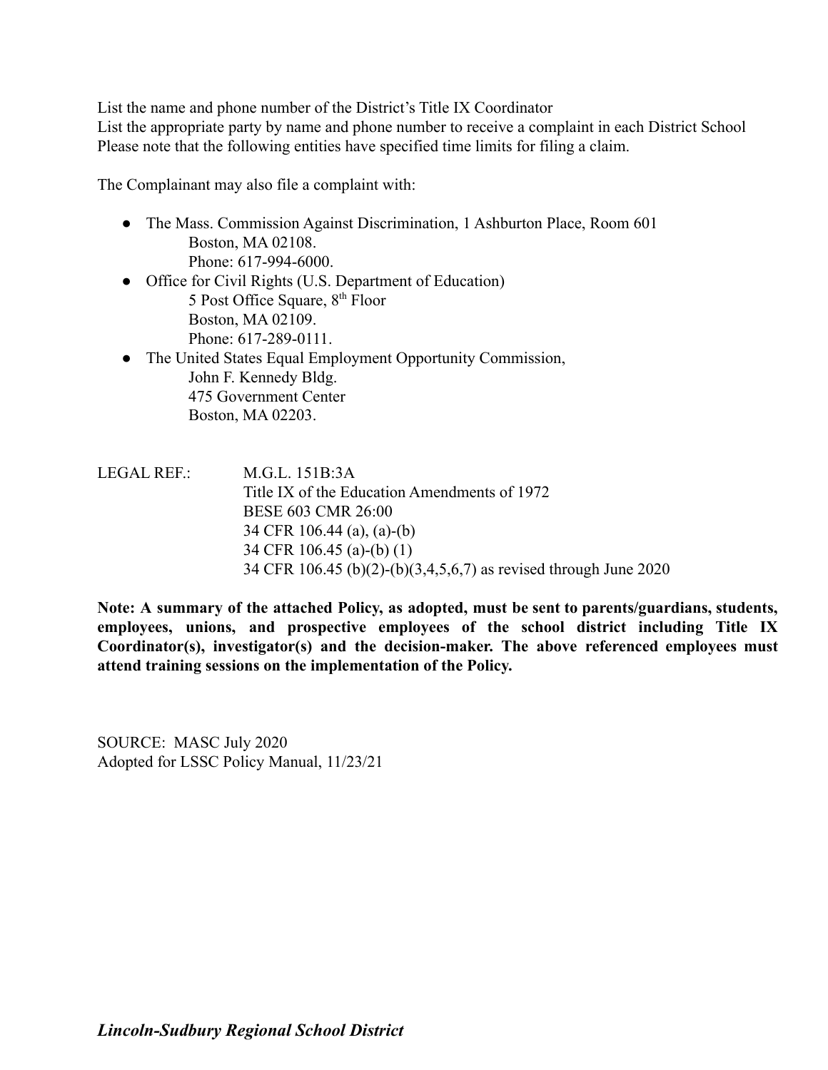List the name and phone number of the District's Title IX Coordinator
List the appropriate party by name and phone number to receive a complaint in each District School
Please note that the following entities have specified time limits for filing a claim.

The Complainant may also file a complaint with:

- The Mass. Commission Against Discrimination, 1 Ashburton Place, Room 601
  Boston, MA 02108.
  Phone: 617-994-6000.
- Office for Civil Rights (U.S. Department of Education)
  5 Post Office Square, 8th Floor
  Boston, MA 02109.
  Phone: 617-289-0111.
- The United States Equal Employment Opportunity Commission,
  John F. Kennedy Bldg.
  475 Government Center
  Boston, MA 02203.

LEGAL REF.: M.G.L. 151B:3A
Title IX of the Education Amendments of 1972
BESE 603 CMR 26:00
34 CFR 106.44 (a), (a)-(b)
34 CFR 106.45 (a)-(b) (1)
34 CFR 106.45 (b)(2)-(b)(3,4,5,6,7) as revised through June 2020

**Note: A summary of the attached Policy, as adopted, must be sent to parents/guardians, students, employees, unions, and prospective employees of the school district including Title IX Coordinator(s), investigator(s) and the decision-maker. The above referenced employees must attend training sessions on the implementation of the Policy.**

SOURCE: MASC July 2020
Adopted for LSSC Policy Manual, 11/23/21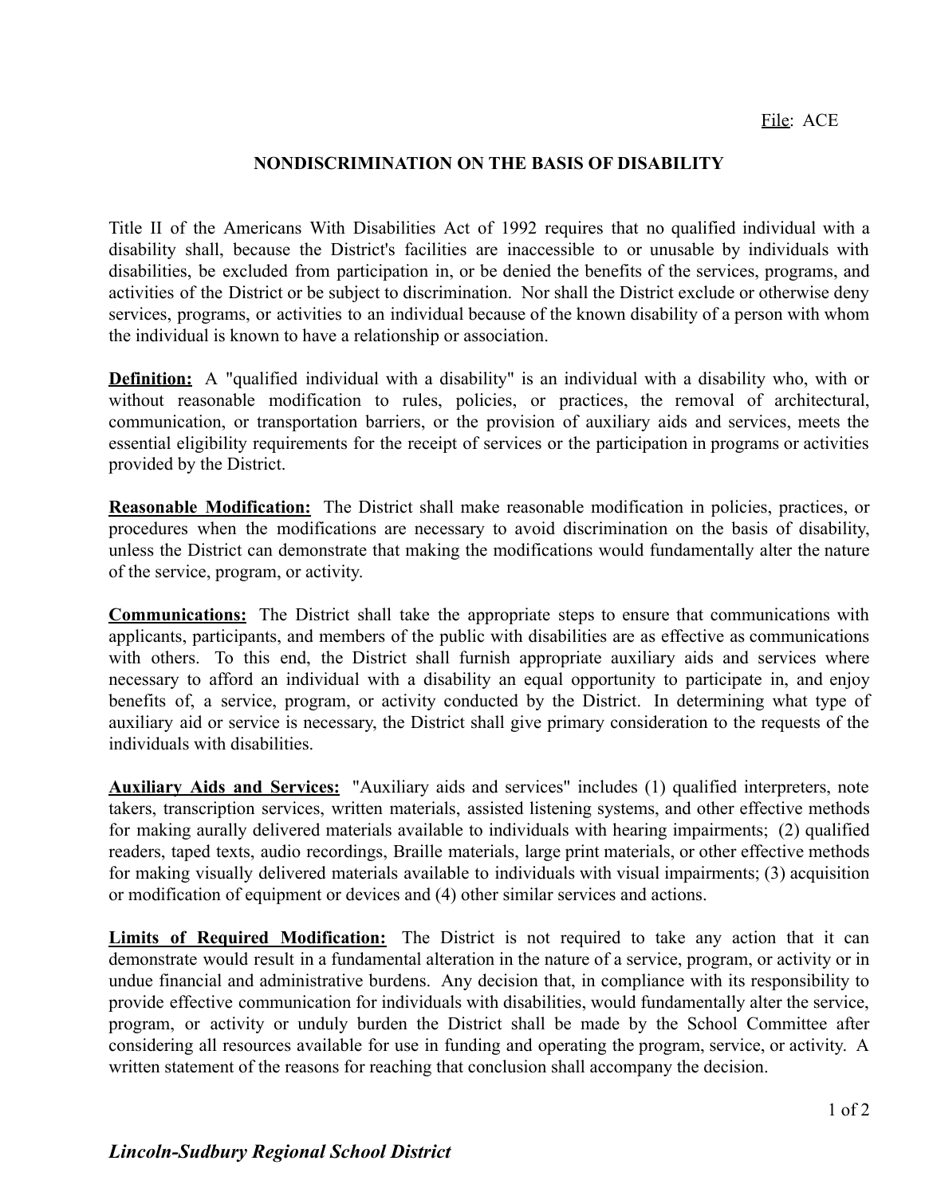File: ACE

## NONDISCRIMINATION ON THE BASIS OF DISABILITY

Title II of the Americans With Disabilities Act of 1992 requires that no qualified individual with a disability shall, because the District's facilities are inaccessible to or unusable by individuals with disabilities, be excluded from participation in, or be denied the benefits of the services, programs, and activities of the District or be subject to discrimination. Nor shall the District exclude or otherwise deny services, programs, or activities to an individual because of the known disability of a person with whom the individual is known to have a relationship or association.

**Definition:** A "qualified individual with a disability" is an individual with a disability who, with or without reasonable modification to rules, policies, or practices, the removal of architectural, communication, or transportation barriers, or the provision of auxiliary aids and services, meets the essential eligibility requirements for the receipt of services or the participation in programs or activities provided by the District.

**Reasonable Modification:** The District shall make reasonable modification in policies, practices, or procedures when the modifications are necessary to avoid discrimination on the basis of disability, unless the District can demonstrate that making the modifications would fundamentally alter the nature of the service, program, or activity.

**Communications:** The District shall take the appropriate steps to ensure that communications with applicants, participants, and members of the public with disabilities are as effective as communications with others. To this end, the District shall furnish appropriate auxiliary aids and services where necessary to afford an individual with a disability an equal opportunity to participate in, and enjoy benefits of, a service, program, or activity conducted by the District. In determining what type of auxiliary aid or service is necessary, the District shall give primary consideration to the requests of the individuals with disabilities.

**Auxiliary Aids and Services:** "Auxiliary aids and services" includes (1) qualified interpreters, note takers, transcription services, written materials, assisted listening systems, and other effective methods for making aurally delivered materials available to individuals with hearing impairments; (2) qualified readers, taped texts, audio recordings, Braille materials, large print materials, or other effective methods for making visually delivered materials available to individuals with visual impairments; (3) acquisition or modification of equipment or devices and (4) other similar services and actions.

**Limits of Required Modification:** The District is not required to take any action that it can demonstrate would result in a fundamental alteration in the nature of a service, program, or activity or in undue financial and administrative burdens. Any decision that, in compliance with its responsibility to provide effective communication for individuals with disabilities, would fundamentally alter the service, program, or activity or unduly burden the District shall be made by the School Committee after considering all resources available for use in funding and operating the program, service, or activity. A written statement of the reasons for reaching that conclusion shall accompany the decision.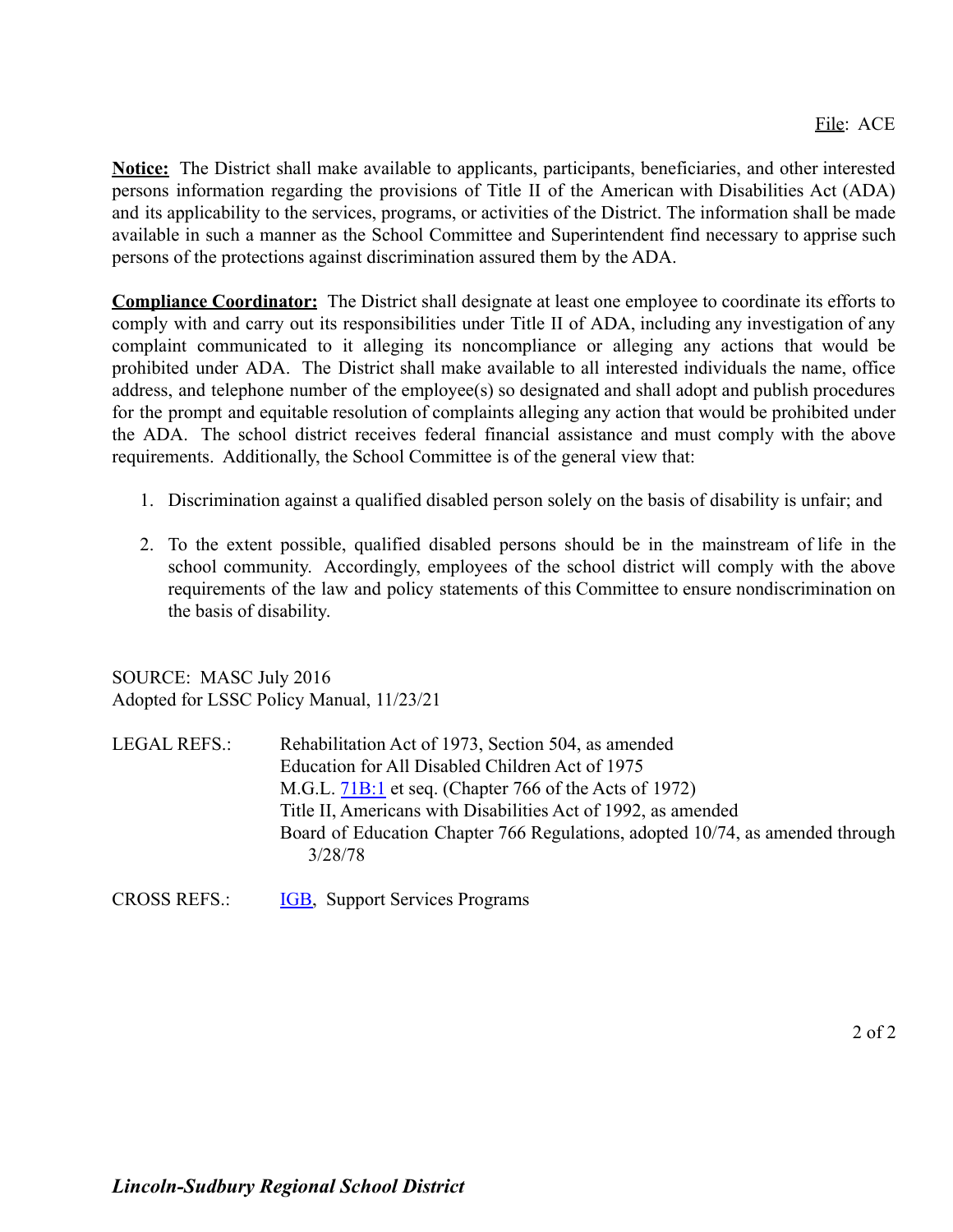**Notice:** The District shall make available to applicants, participants, beneficiaries, and other interested persons information regarding the provisions of Title II of the American with Disabilities Act (ADA) and its applicability to the services, programs, or activities of the District. The information shall be made available in such a manner as the School Committee and Superintendent find necessary to apprise such persons of the protections against discrimination assured them by the ADA.

**Compliance Coordinator:** The District shall designate at least one employee to coordinate its efforts to comply with and carry out its responsibilities under Title II of ADA, including any investigation of any complaint communicated to it alleging its noncompliance or alleging any actions that would be prohibited under ADA. The District shall make available to all interested individuals the name, office address, and telephone number of the employee(s) so designated and shall adopt and publish procedures for the prompt and equitable resolution of complaints alleging any action that would be prohibited under the ADA. The school district receives federal financial assistance and must comply with the above requirements. Additionally, the School Committee is of the general view that:

1. Discrimination against a qualified disabled person solely on the basis of disability is unfair; and

2. To the extent possible, qualified disabled persons should be in the mainstream of life in the school community. Accordingly, employees of the school district will comply with the above requirements of the law and policy statements of this Committee to ensure nondiscrimination on the basis of disability.

SOURCE: MASC July 2016
Adopted for LSSC Policy Manual, 11/23/21

LEGAL REFS.: Rehabilitation Act of 1973, Section 504, as amended
Education for All Disabled Children Act of 1975
M.G.L. 71B:1 et seq. (Chapter 766 of the Acts of 1972)
Title II, Americans with Disabilities Act of 1992, as amended
Board of Education Chapter 766 Regulations, adopted 10/74, as amended through 3/28/78

CROSS REFS.: IGB, Support Services Programs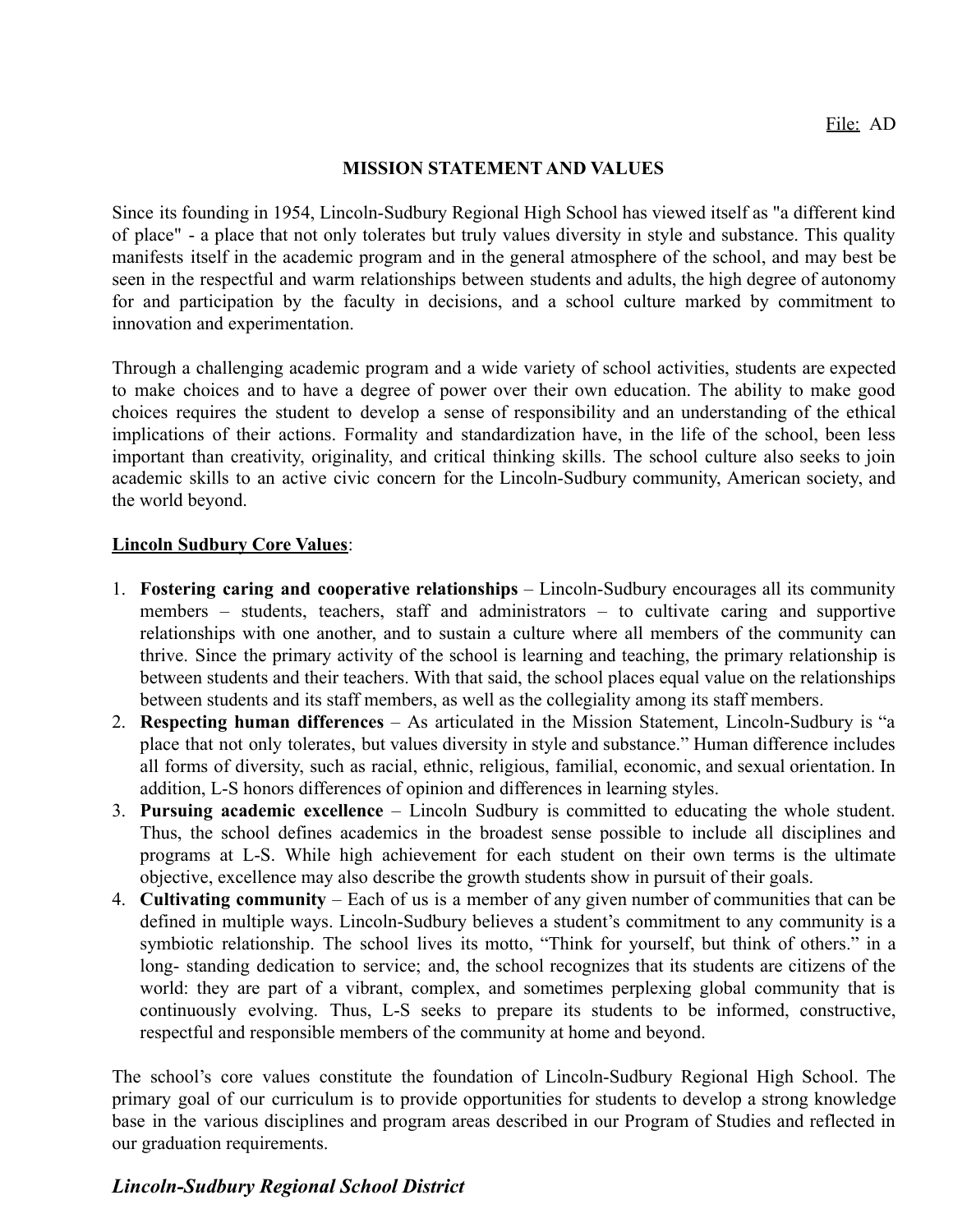File: AD

## MISSION STATEMENT AND VALUES

Since its founding in 1954, Lincoln-Sudbury Regional High School has viewed itself as "a different kind of place" - a place that not only tolerates but truly values diversity in style and substance. This quality manifests itself in the academic program and in the general atmosphere of the school, and may best be seen in the respectful and warm relationships between students and adults, the high degree of autonomy for and participation by the faculty in decisions, and a school culture marked by commitment to innovation and experimentation.

Through a challenging academic program and a wide variety of school activities, students are expected to make choices and to have a degree of power over their own education. The ability to make good choices requires the student to develop a sense of responsibility and an understanding of the ethical implications of their actions. Formality and standardization have, in the life of the school, been less important than creativity, originality, and critical thinking skills. The school culture also seeks to join academic skills to an active civic concern for the Lincoln-Sudbury community, American society, and the world beyond.

**Lincoln Sudbury Core Values**:

1. **Fostering caring and cooperative relationships** – Lincoln-Sudbury encourages all its community members – students, teachers, staff and administrators – to cultivate caring and supportive relationships with one another, and to sustain a culture where all members of the community can thrive. Since the primary activity of the school is learning and teaching, the primary relationship is between students and their teachers. With that said, the school places equal value on the relationships between students and its staff members, as well as the collegiality among its staff members.
2. **Respecting human differences** – As articulated in the Mission Statement, Lincoln-Sudbury is "a place that not only tolerates, but values diversity in style and substance." Human difference includes all forms of diversity, such as racial, ethnic, religious, familial, economic, and sexual orientation. In addition, L-S honors differences of opinion and differences in learning styles.
3. **Pursuing academic excellence** – Lincoln Sudbury is committed to educating the whole student. Thus, the school defines academics in the broadest sense possible to include all disciplines and programs at L-S. While high achievement for each student on their own terms is the ultimate objective, excellence may also describe the growth students show in pursuit of their goals.
4. **Cultivating community** – Each of us is a member of any given number of communities that can be defined in multiple ways. Lincoln-Sudbury believes a student's commitment to any community is a symbiotic relationship. The school lives its motto, "Think for yourself, but think of others." in a long- standing dedication to service; and, the school recognizes that its students are citizens of the world: they are part of a vibrant, complex, and sometimes perplexing global community that is continuously evolving. Thus, L-S seeks to prepare its students to be informed, constructive, respectful and responsible members of the community at home and beyond.

The school's core values constitute the foundation of Lincoln-Sudbury Regional High School. The primary goal of our curriculum is to provide opportunities for students to develop a strong knowledge base in the various disciplines and program areas described in our Program of Studies and reflected in our graduation requirements.

***Lincoln-Sudbury Regional School District***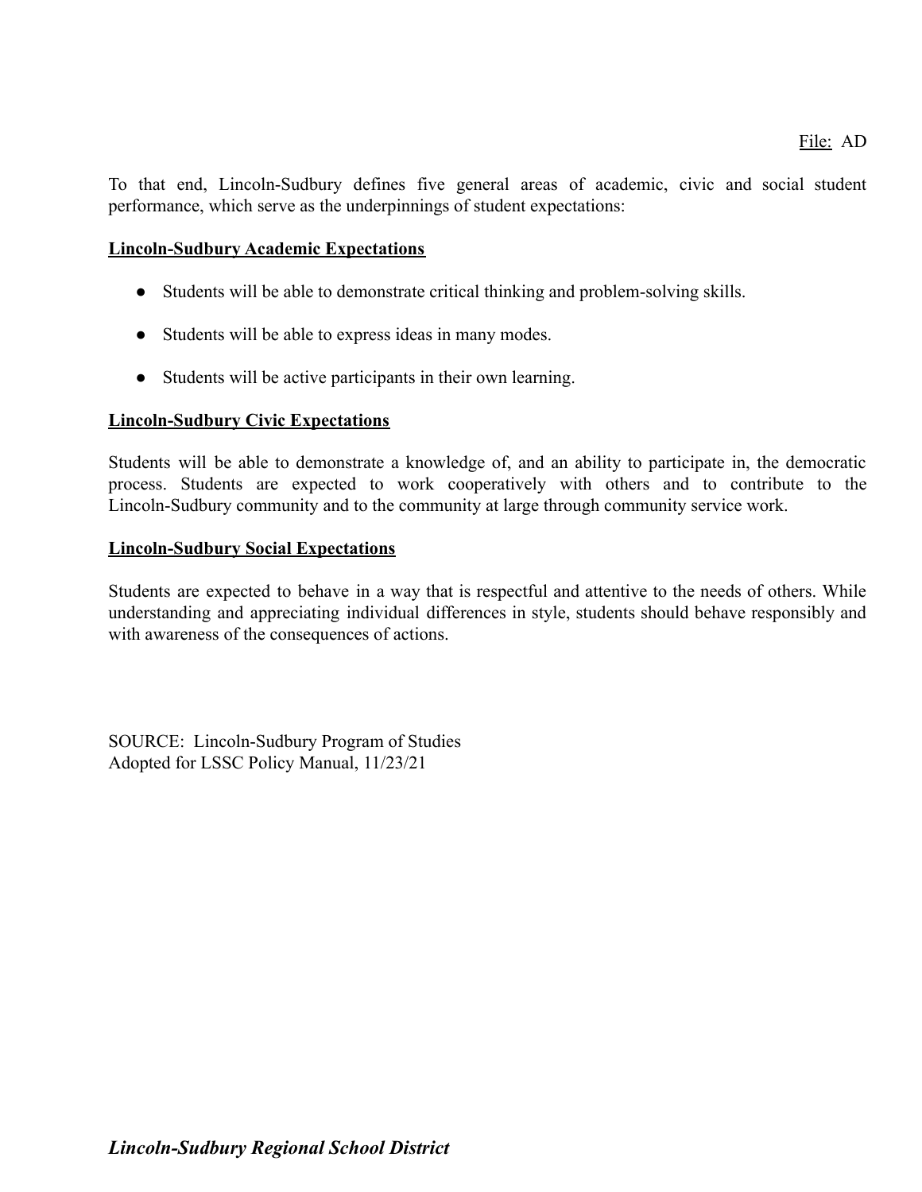To that end, Lincoln-Sudbury defines five general areas of academic, civic and social student performance, which serve as the underpinnings of student expectations:

**Lincoln-Sudbury Academic Expectations**

- Students will be able to demonstrate critical thinking and problem-solving skills.
- Students will be able to express ideas in many modes.
- Students will be active participants in their own learning.

**Lincoln-Sudbury Civic Expectations**

Students will be able to demonstrate a knowledge of, and an ability to participate in, the democratic process. Students are expected to work cooperatively with others and to contribute to the Lincoln-Sudbury community and to the community at large through community service work.

**Lincoln-Sudbury Social Expectations**

Students are expected to behave in a way that is respectful and attentive to the needs of others. While understanding and appreciating individual differences in style, students should behave responsibly and with awareness of the consequences of actions.

SOURCE: Lincoln-Sudbury Program of Studies
Adopted for LSSC Policy Manual, 11/23/21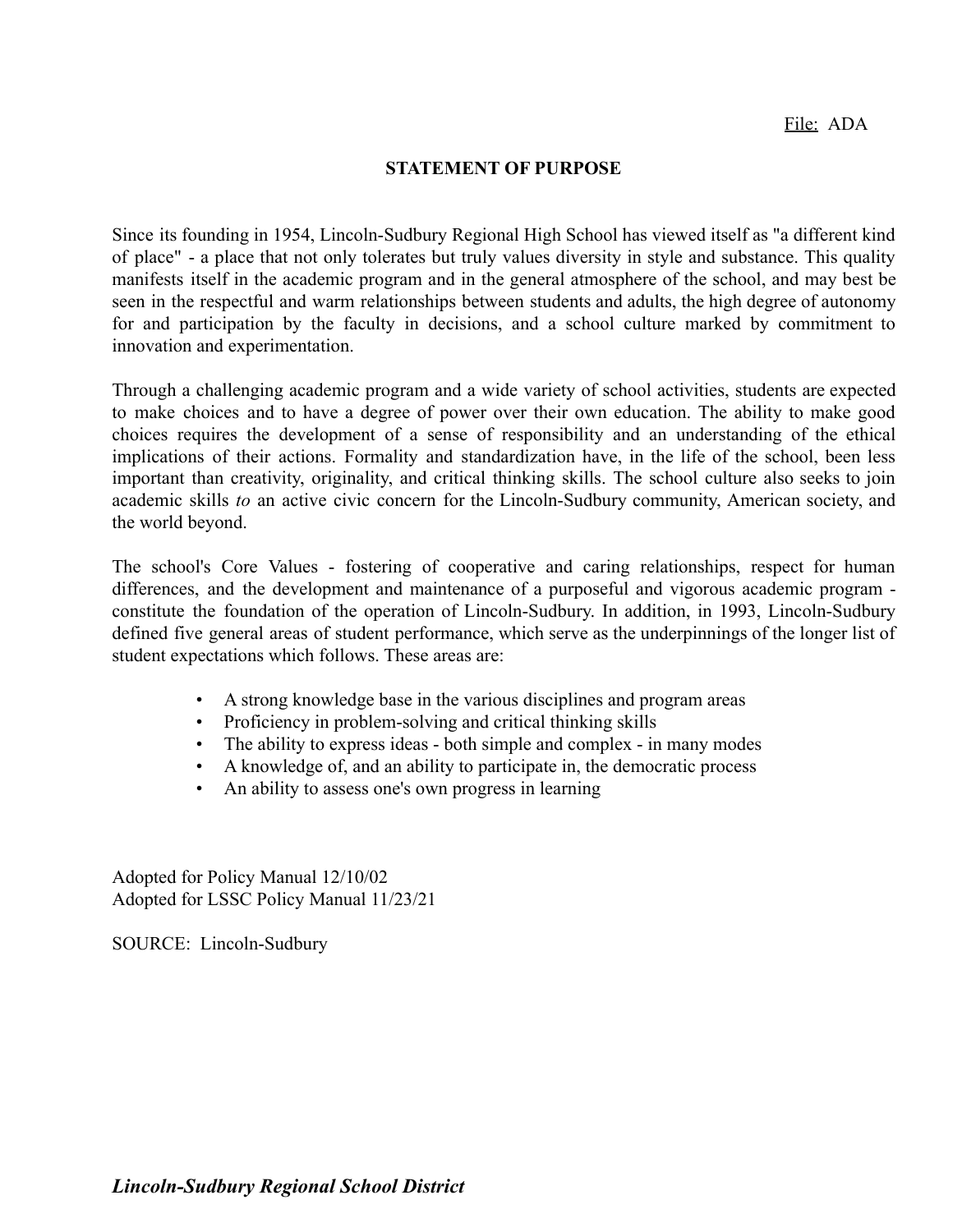File: ADA

## STATEMENT OF PURPOSE

Since its founding in 1954, Lincoln-Sudbury Regional High School has viewed itself as "a different kind of place" - a place that not only tolerates but truly values diversity in style and substance. This quality manifests itself in the academic program and in the general atmosphere of the school, and may best be seen in the respectful and warm relationships between students and adults, the high degree of autonomy for and participation by the faculty in decisions, and a school culture marked by commitment to innovation and experimentation.

Through a challenging academic program and a wide variety of school activities, students are expected to make choices and to have a degree of power over their own education. The ability to make good choices requires the development of a sense of responsibility and an understanding of the ethical implications of their actions. Formality and standardization have, in the life of the school, been less important than creativity, originality, and critical thinking skills. The school culture also seeks to join academic skills *to* an active civic concern for the Lincoln-Sudbury community, American society, and the world beyond.

The school's Core Values - fostering of cooperative and caring relationships, respect for human differences, and the development and maintenance of a purposeful and vigorous academic program - constitute the foundation of the operation of Lincoln-Sudbury. In addition, in 1993, Lincoln-Sudbury defined five general areas of student performance, which serve as the underpinnings of the longer list of student expectations which follows. These areas are:

- A strong knowledge base in the various disciplines and program areas
- Proficiency in problem-solving and critical thinking skills
- The ability to express ideas - both simple and complex - in many modes
- A knowledge of, and an ability to participate in, the democratic process
- An ability to assess one's own progress in learning

Adopted for Policy Manual 12/10/02
Adopted for LSSC Policy Manual 11/23/21

SOURCE: Lincoln-Sudbury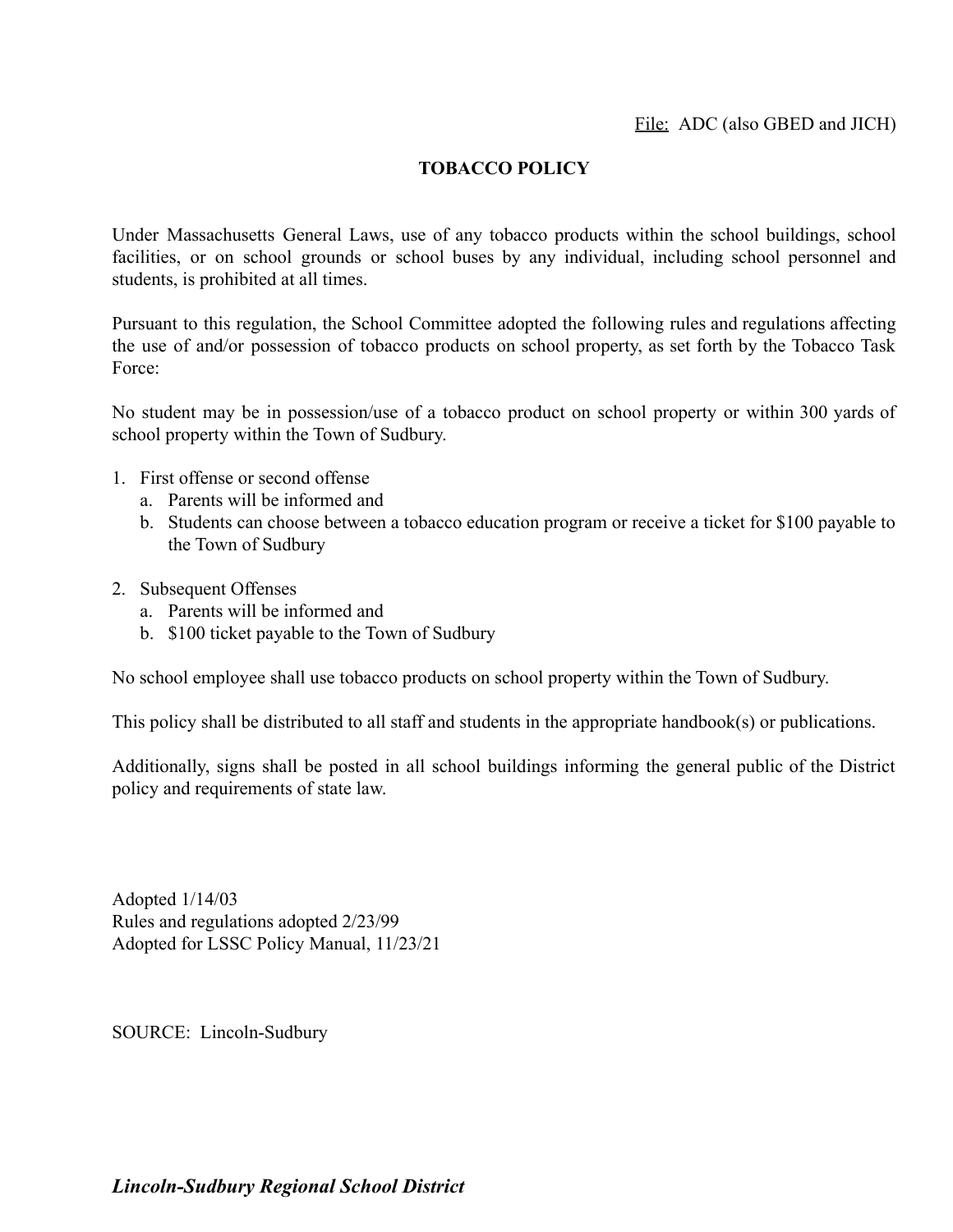File: ADC (also GBED and JICH)

# TOBACCO POLICY

Under Massachusetts General Laws, use of any tobacco products within the school buildings, school facilities, or on school grounds or school buses by any individual, including school personnel and students, is prohibited at all times.

Pursuant to this regulation, the School Committee adopted the following rules and regulations affecting the use of and/or possession of tobacco products on school property, as set forth by the Tobacco Task Force:

No student may be in possession/use of a tobacco product on school property or within 300 yards of school property within the Town of Sudbury.

1. First offense or second offense
   a. Parents will be informed and
   b. Students can choose between a tobacco education program or receive a ticket for $100 payable to the Town of Sudbury

2. Subsequent Offenses
   a. Parents will be informed and
   b. $100 ticket payable to the Town of Sudbury

No school employee shall use tobacco products on school property within the Town of Sudbury.

This policy shall be distributed to all staff and students in the appropriate handbook(s) or publications.

Additionally, signs shall be posted in all school buildings informing the general public of the District policy and requirements of state law.

Adopted 1/14/03
Rules and regulations adopted 2/23/99
Adopted for LSSC Policy Manual, 11/23/21

SOURCE: Lincoln-Sudbury

***Lincoln-Sudbury Regional School District***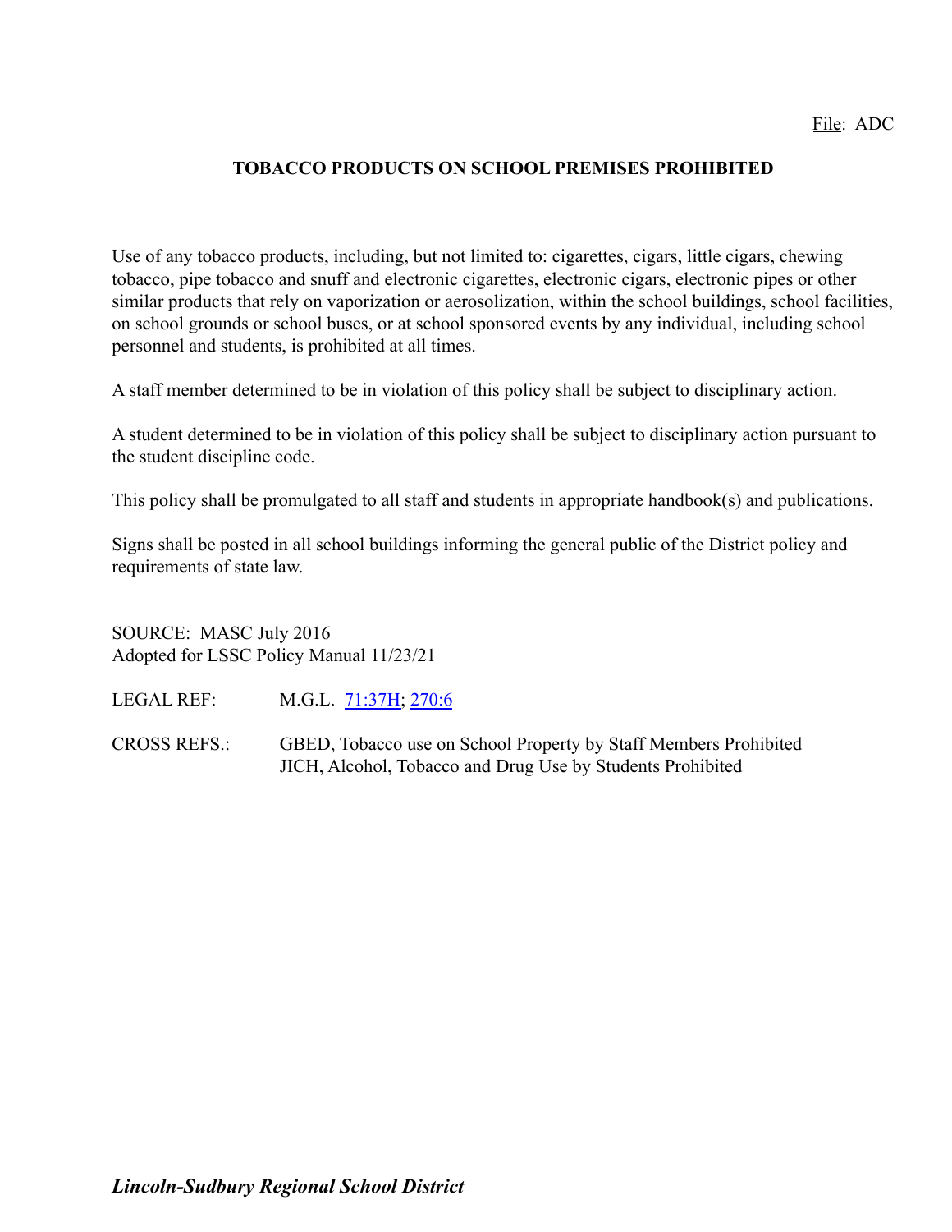File: ADC

# TOBACCO PRODUCTS ON SCHOOL PREMISES PROHIBITED

Use of any tobacco products, including, but not limited to: cigarettes, cigars, little cigars, chewing tobacco, pipe tobacco and snuff and electronic cigarettes, electronic cigars, electronic pipes or other similar products that rely on vaporization or aerosolization, within the school buildings, school facilities, on school grounds or school buses, or at school sponsored events by any individual, including school personnel and students, is prohibited at all times.

A staff member determined to be in violation of this policy shall be subject to disciplinary action.

A student determined to be in violation of this policy shall be subject to disciplinary action pursuant to the student discipline code.

This policy shall be promulgated to all staff and students in appropriate handbook(s) and publications.

Signs shall be posted in all school buildings informing the general public of the District policy and requirements of state law.

SOURCE: MASC July 2016
Adopted for LSSC Policy Manual 11/23/21

LEGAL REF: M.G.L. 71:37H; 270:6

CROSS REFS.: GBED, Tobacco use on School Property by Staff Members Prohibited
JICH, Alcohol, Tobacco and Drug Use by Students Prohibited

***Lincoln-Sudbury Regional School District***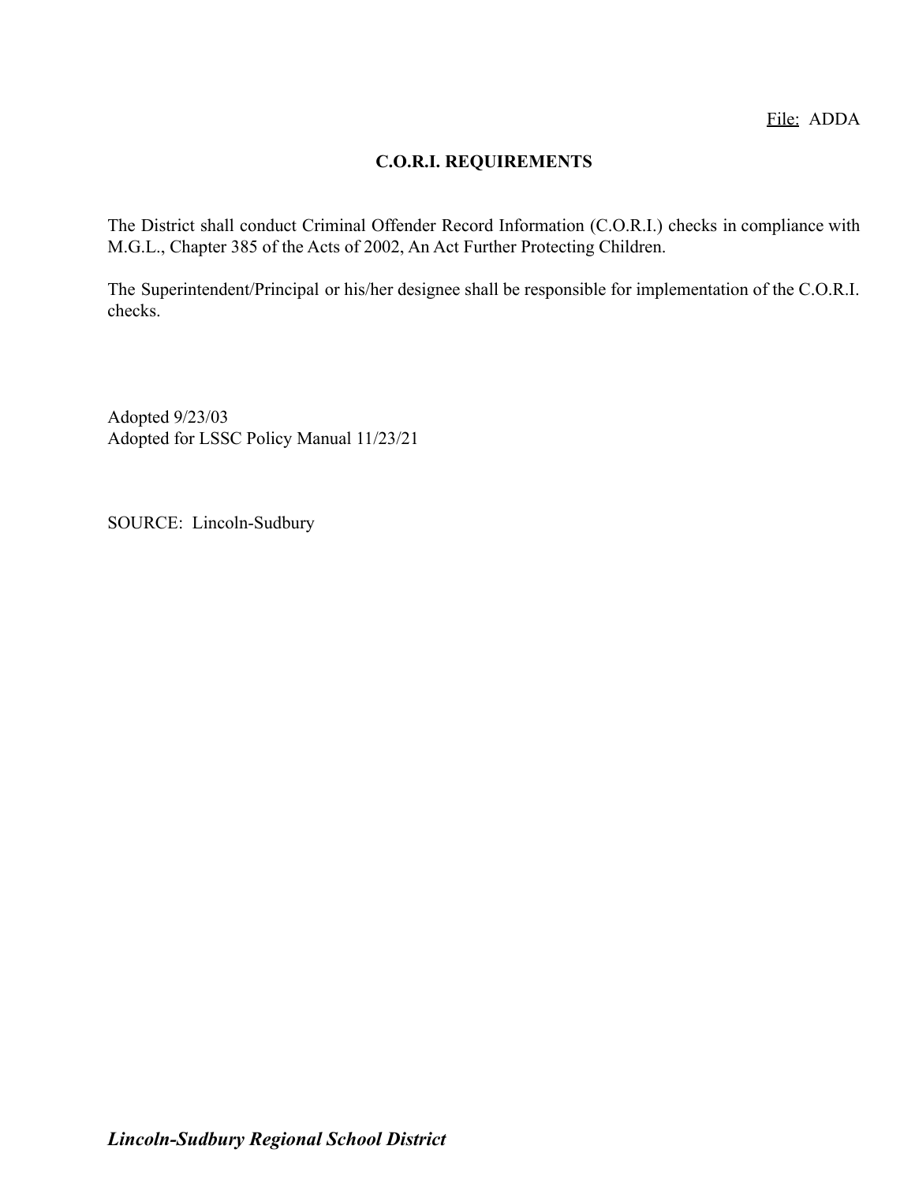File: ADDA

## C.O.R.I. REQUIREMENTS

The District shall conduct Criminal Offender Record Information (C.O.R.I.) checks in compliance with M.G.L., Chapter 385 of the Acts of 2002, An Act Further Protecting Children.

The Superintendent/Principal or his/her designee shall be responsible for implementation of the C.O.R.I. checks.

Adopted 9/23/03
Adopted for LSSC Policy Manual 11/23/21

SOURCE: Lincoln-Sudbury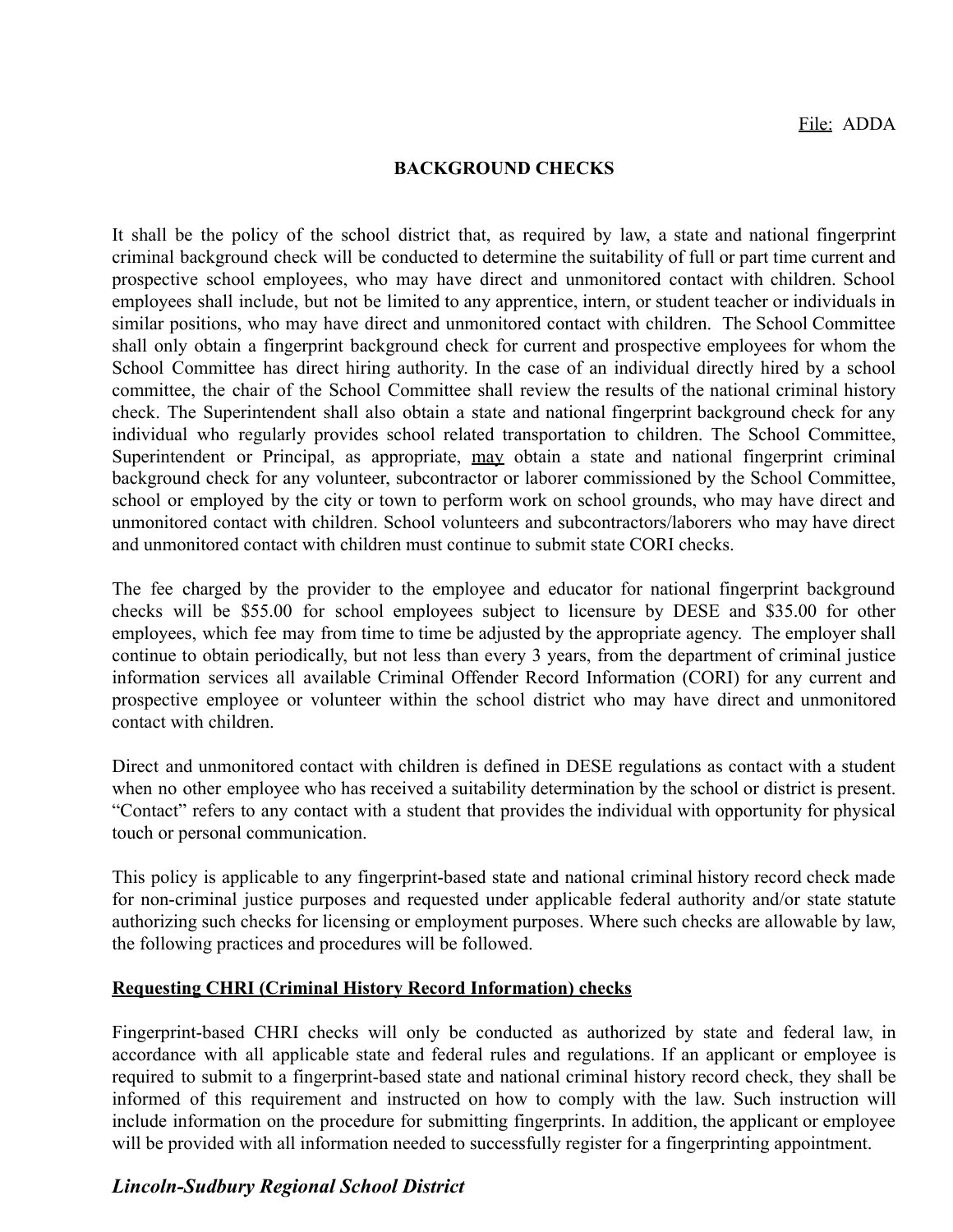File: ADDA

## BACKGROUND CHECKS

It shall be the policy of the school district that, as required by law, a state and national fingerprint criminal background check will be conducted to determine the suitability of full or part time current and prospective school employees, who may have direct and unmonitored contact with children. School employees shall include, but not be limited to any apprentice, intern, or student teacher or individuals in similar positions, who may have direct and unmonitored contact with children. The School Committee shall only obtain a fingerprint background check for current and prospective employees for whom the School Committee has direct hiring authority. In the case of an individual directly hired by a school committee, the chair of the School Committee shall review the results of the national criminal history check. The Superintendent shall also obtain a state and national fingerprint background check for any individual who regularly provides school related transportation to children. The School Committee, Superintendent or Principal, as appropriate, <u>may</u> obtain a state and national fingerprint criminal background check for any volunteer, subcontractor or laborer commissioned by the School Committee, school or employed by the city or town to perform work on school grounds, who may have direct and unmonitored contact with children. School volunteers and subcontractors/laborers who may have direct and unmonitored contact with children must continue to submit state CORI checks.

The fee charged by the provider to the employee and educator for national fingerprint background checks will be $55.00 for school employees subject to licensure by DESE and $35.00 for other employees, which fee may from time to time be adjusted by the appropriate agency. The employer shall continue to obtain periodically, but not less than every 3 years, from the department of criminal justice information services all available Criminal Offender Record Information (CORI) for any current and prospective employee or volunteer within the school district who may have direct and unmonitored contact with children.

Direct and unmonitored contact with children is defined in DESE regulations as contact with a student when no other employee who has received a suitability determination by the school or district is present. "Contact" refers to any contact with a student that provides the individual with opportunity for physical touch or personal communication.

This policy is applicable to any fingerprint-based state and national criminal history record check made for non-criminal justice purposes and requested under applicable federal authority and/or state statute authorizing such checks for licensing or employment purposes. Where such checks are allowable by law, the following practices and procedures will be followed.

**<u>Requesting CHRI (Criminal History Record Information) checks</u>**

Fingerprint-based CHRI checks will only be conducted as authorized by state and federal law, in accordance with all applicable state and federal rules and regulations. If an applicant or employee is required to submit to a fingerprint-based state and national criminal history record check, they shall be informed of this requirement and instructed on how to comply with the law. Such instruction will include information on the procedure for submitting fingerprints. In addition, the applicant or employee will be provided with all information needed to successfully register for a fingerprinting appointment.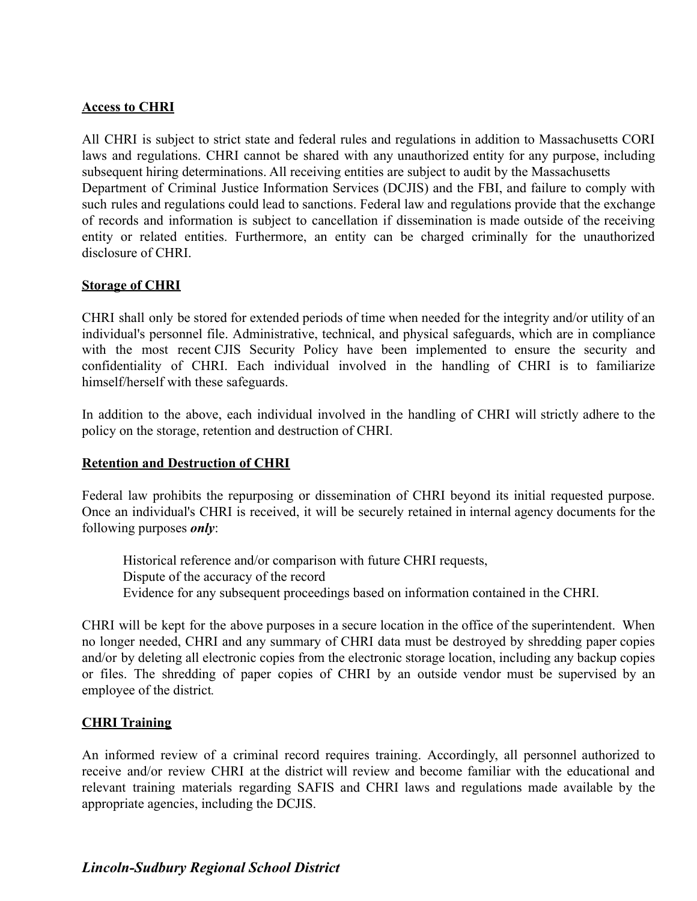**Access to CHRI**

All CHRI is subject to strict state and federal rules and regulations in addition to Massachusetts CORI laws and regulations. CHRI cannot be shared with any unauthorized entity for any purpose, including subsequent hiring determinations. All receiving entities are subject to audit by the Massachusetts Department of Criminal Justice Information Services (DCJIS) and the FBI, and failure to comply with such rules and regulations could lead to sanctions. Federal law and regulations provide that the exchange of records and information is subject to cancellation if dissemination is made outside of the receiving entity or related entities. Furthermore, an entity can be charged criminally for the unauthorized disclosure of CHRI.

**Storage of CHRI**

CHRI shall only be stored for extended periods of time when needed for the integrity and/or utility of an individual's personnel file. Administrative, technical, and physical safeguards, which are in compliance with the most recent CJIS Security Policy have been implemented to ensure the security and confidentiality of CHRI. Each individual involved in the handling of CHRI is to familiarize himself/herself with these safeguards.

In addition to the above, each individual involved in the handling of CHRI will strictly adhere to the policy on the storage, retention and destruction of CHRI.

**Retention and Destruction of CHRI**

Federal law prohibits the repurposing or dissemination of CHRI beyond its initial requested purpose. Once an individual's CHRI is received, it will be securely retained in internal agency documents for the following purposes ***only***:

Historical reference and/or comparison with future CHRI requests,
Dispute of the accuracy of the record
Evidence for any subsequent proceedings based on information contained in the CHRI.

CHRI will be kept for the above purposes in a secure location in the office of the superintendent. When no longer needed, CHRI and any summary of CHRI data must be destroyed by shredding paper copies and/or by deleting all electronic copies from the electronic storage location, including any backup copies or files. The shredding of paper copies of CHRI by an outside vendor must be supervised by an employee of the district.

**CHRI Training**

An informed review of a criminal record requires training. Accordingly, all personnel authorized to receive and/or review CHRI at the district will review and become familiar with the educational and relevant training materials regarding SAFIS and CHRI laws and regulations made available by the appropriate agencies, including the DCJIS.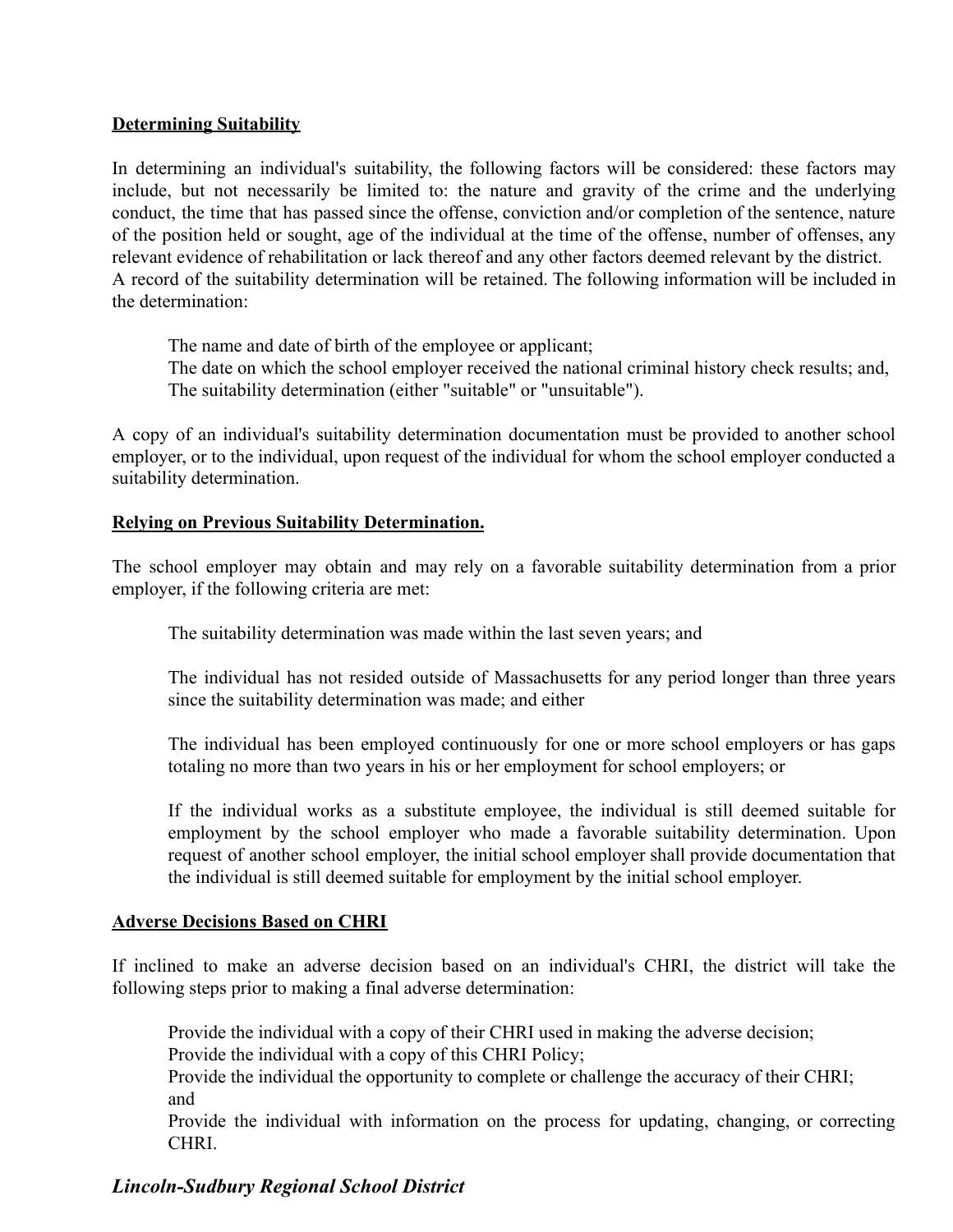**Determining Suitability**

In determining an individual's suitability, the following factors will be considered: these factors may include, but not necessarily be limited to: the nature and gravity of the crime and the underlying conduct, the time that has passed since the offense, conviction and/or completion of the sentence, nature of the position held or sought, age of the individual at the time of the offense, number of offenses, any relevant evidence of rehabilitation or lack thereof and any other factors deemed relevant by the district.
A record of the suitability determination will be retained. The following information will be included in the determination:

The name and date of birth of the employee or applicant;
The date on which the school employer received the national criminal history check results; and,
The suitability determination (either "suitable" or "unsuitable").

A copy of an individual's suitability determination documentation must be provided to another school employer, or to the individual, upon request of the individual for whom the school employer conducted a suitability determination.

**Relying on Previous Suitability Determination.**

The school employer may obtain and may rely on a favorable suitability determination from a prior employer, if the following criteria are met:

The suitability determination was made within the last seven years; and

The individual has not resided outside of Massachusetts for any period longer than three years since the suitability determination was made; and either

The individual has been employed continuously for one or more school employers or has gaps totaling no more than two years in his or her employment for school employers; or

If the individual works as a substitute employee, the individual is still deemed suitable for employment by the school employer who made a favorable suitability determination. Upon request of another school employer, the initial school employer shall provide documentation that the individual is still deemed suitable for employment by the initial school employer.

**Adverse Decisions Based on CHRI**

If inclined to make an adverse decision based on an individual's CHRI, the district will take the following steps prior to making a final adverse determination:

Provide the individual with a copy of their CHRI used in making the adverse decision;
Provide the individual with a copy of this CHRI Policy;
Provide the individual the opportunity to complete or challenge the accuracy of their CHRI; and
Provide the individual with information on the process for updating, changing, or correcting CHRI.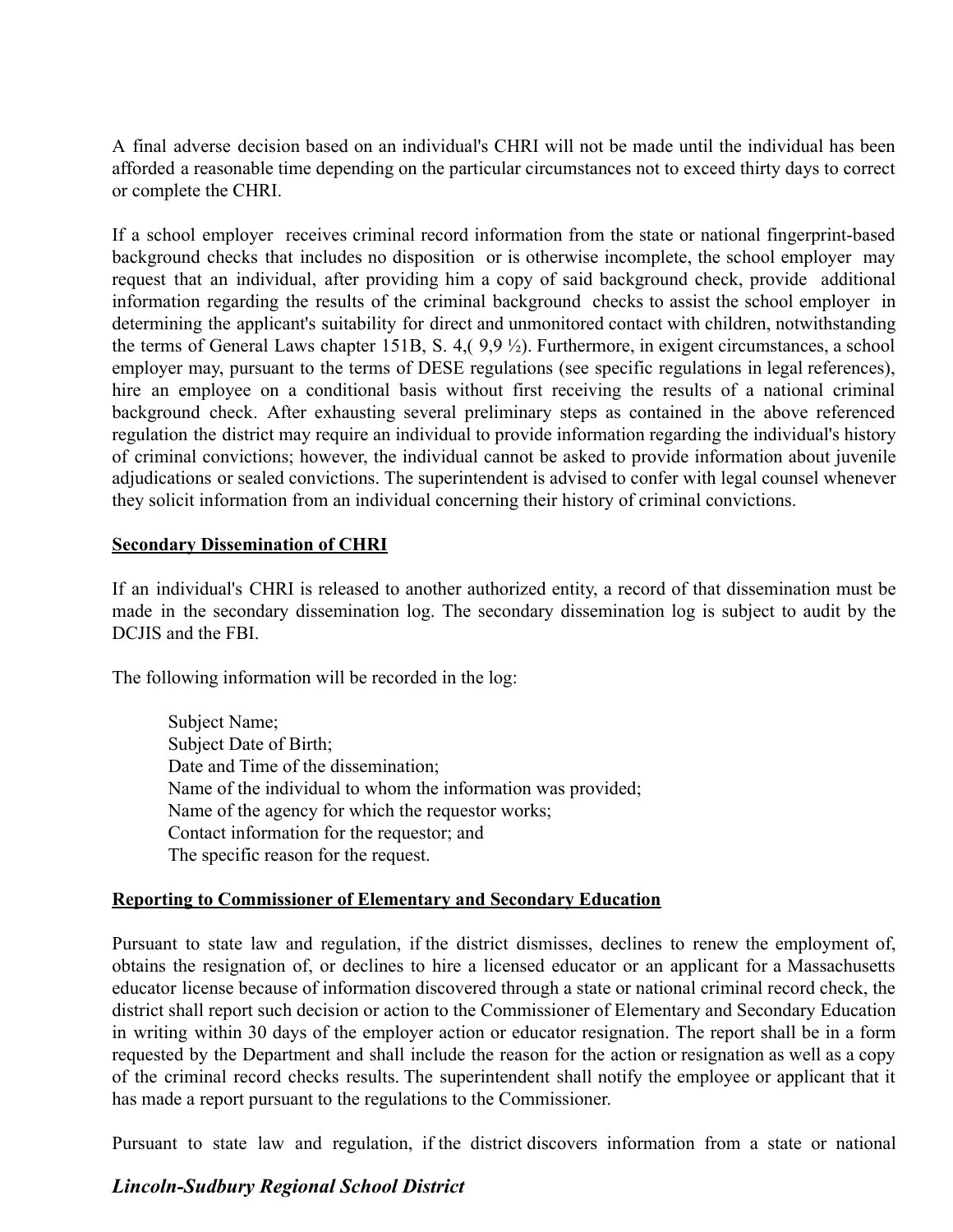A final adverse decision based on an individual's CHRI will not be made until the individual has been afforded a reasonable time depending on the particular circumstances not to exceed thirty days to correct or complete the CHRI.

If a school employer receives criminal record information from the state or national fingerprint-based background checks that includes no disposition or is otherwise incomplete, the school employer may request that an individual, after providing him a copy of said background check, provide additional information regarding the results of the criminal background checks to assist the school employer in determining the applicant's suitability for direct and unmonitored contact with children, notwithstanding the terms of General Laws chapter 151B, S. 4,( 9,9 ½). Furthermore, in exigent circumstances, a school employer may, pursuant to the terms of DESE regulations (see specific regulations in legal references), hire an employee on a conditional basis without first receiving the results of a national criminal background check. After exhausting several preliminary steps as contained in the above referenced regulation the district may require an individual to provide information regarding the individual's history of criminal convictions; however, the individual cannot be asked to provide information about juvenile adjudications or sealed convictions. The superintendent is advised to confer with legal counsel whenever they solicit information from an individual concerning their history of criminal convictions.

**Secondary Dissemination of CHRI**

If an individual's CHRI is released to another authorized entity, a record of that dissemination must be made in the secondary dissemination log. The secondary dissemination log is subject to audit by the DCJIS and the FBI.

The following information will be recorded in the log:

- Subject Name;
- Subject Date of Birth;
- Date and Time of the dissemination;
- Name of the individual to whom the information was provided;
- Name of the agency for which the requestor works;
- Contact information for the requestor; and
- The specific reason for the request.

**Reporting to Commissioner of Elementary and Secondary Education**

Pursuant to state law and regulation, if the district dismisses, declines to renew the employment of, obtains the resignation of, or declines to hire a licensed educator or an applicant for a Massachusetts educator license because of information discovered through a state or national criminal record check, the district shall report such decision or action to the Commissioner of Elementary and Secondary Education in writing within 30 days of the employer action or educator resignation. The report shall be in a form requested by the Department and shall include the reason for the action or resignation as well as a copy of the criminal record checks results. The superintendent shall notify the employee or applicant that it has made a report pursuant to the regulations to the Commissioner.

Pursuant to state law and regulation, if the district discovers information from a state or national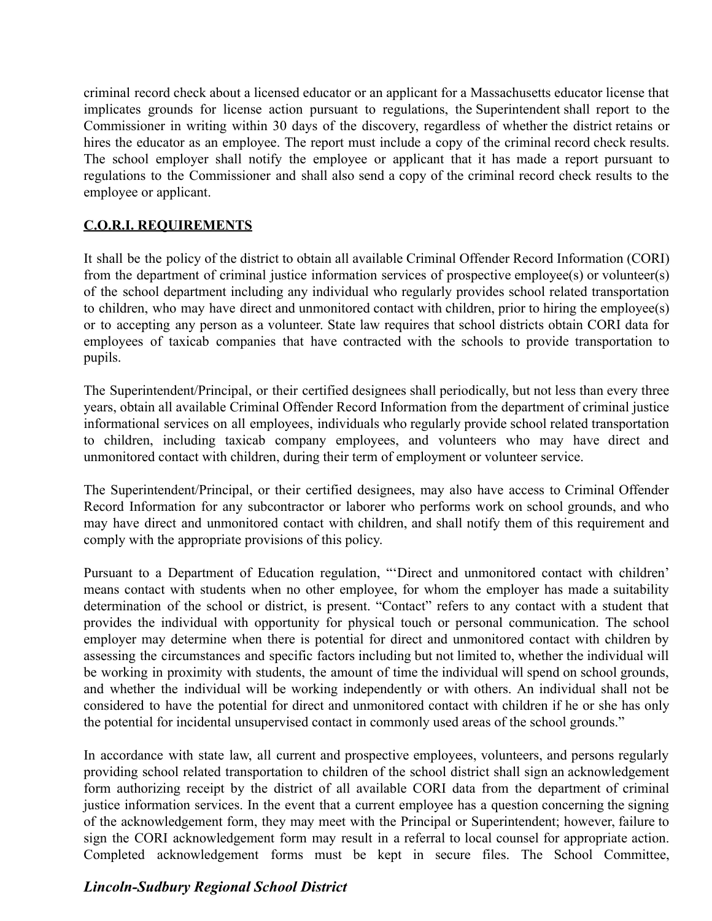criminal record check about a licensed educator or an applicant for a Massachusetts educator license that implicates grounds for license action pursuant to regulations, the Superintendent shall report to the Commissioner in writing within 30 days of the discovery, regardless of whether the district retains or hires the educator as an employee. The report must include a copy of the criminal record check results. The school employer shall notify the employee or applicant that it has made a report pursuant to regulations to the Commissioner and shall also send a copy of the criminal record check results to the employee or applicant.

**C.O.R.I. REQUIREMENTS**

It shall be the policy of the district to obtain all available Criminal Offender Record Information (CORI) from the department of criminal justice information services of prospective employee(s) or volunteer(s) of the school department including any individual who regularly provides school related transportation to children, who may have direct and unmonitored contact with children, prior to hiring the employee(s) or to accepting any person as a volunteer. State law requires that school districts obtain CORI data for employees of taxicab companies that have contracted with the schools to provide transportation to pupils.

The Superintendent/Principal, or their certified designees shall periodically, but not less than every three years, obtain all available Criminal Offender Record Information from the department of criminal justice informational services on all employees, individuals who regularly provide school related transportation to children, including taxicab company employees, and volunteers who may have direct and unmonitored contact with children, during their term of employment or volunteer service.

The Superintendent/Principal, or their certified designees, may also have access to Criminal Offender Record Information for any subcontractor or laborer who performs work on school grounds, and who may have direct and unmonitored contact with children, and shall notify them of this requirement and comply with the appropriate provisions of this policy.

Pursuant to a Department of Education regulation, "'Direct and unmonitored contact with children' means contact with students when no other employee, for whom the employer has made a suitability determination of the school or district, is present. "Contact" refers to any contact with a student that provides the individual with opportunity for physical touch or personal communication. The school employer may determine when there is potential for direct and unmonitored contact with children by assessing the circumstances and specific factors including but not limited to, whether the individual will be working in proximity with students, the amount of time the individual will spend on school grounds, and whether the individual will be working independently or with others. An individual shall not be considered to have the potential for direct and unmonitored contact with children if he or she has only the potential for incidental unsupervised contact in commonly used areas of the school grounds."

In accordance with state law, all current and prospective employees, volunteers, and persons regularly providing school related transportation to children of the school district shall sign an acknowledgement form authorizing receipt by the district of all available CORI data from the department of criminal justice information services. In the event that a current employee has a question concerning the signing of the acknowledgement form, they may meet with the Principal or Superintendent; however, failure to sign the CORI acknowledgement form may result in a referral to local counsel for appropriate action. Completed acknowledgement forms must be kept in secure files. The School Committee,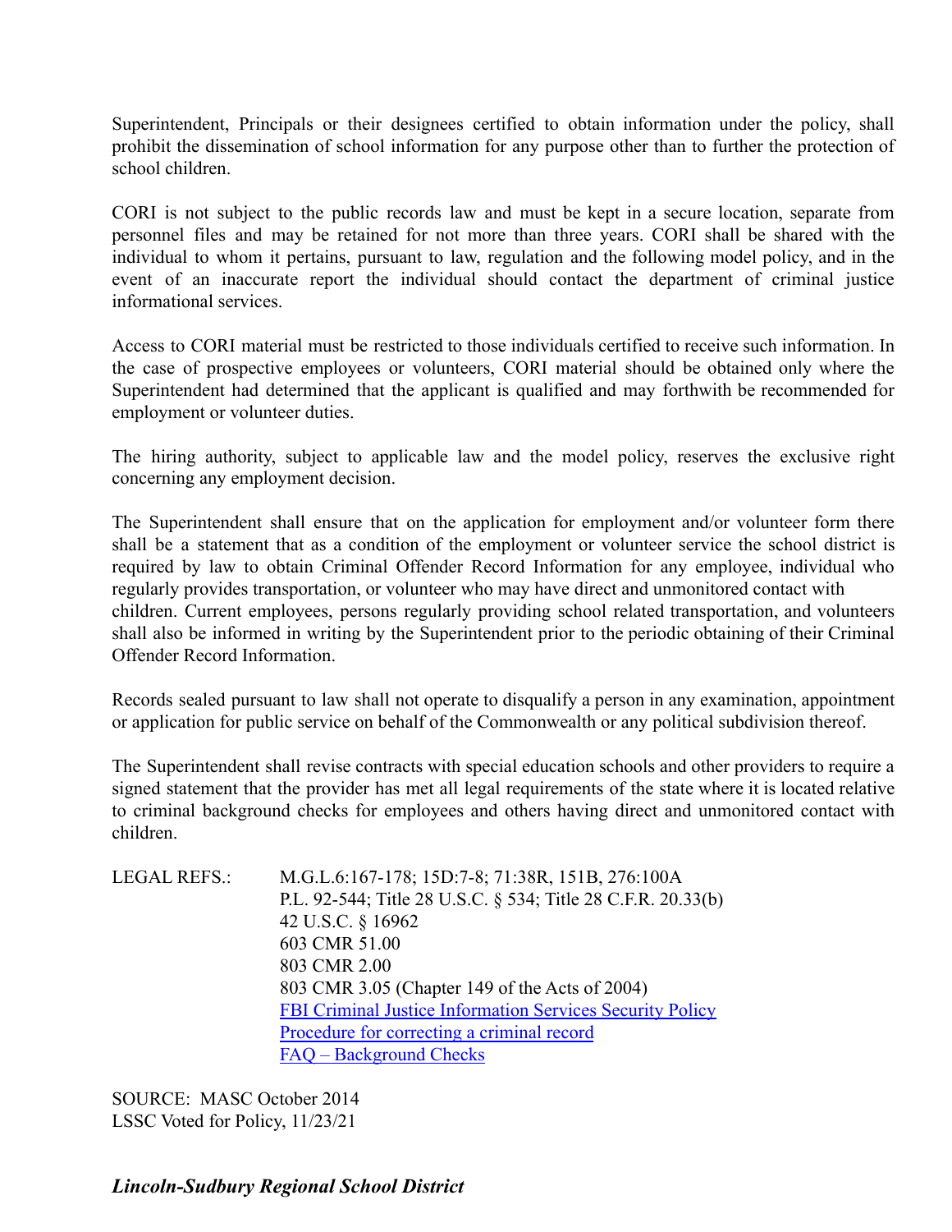Superintendent, Principals or their designees certified to obtain information under the policy, shall prohibit the dissemination of school information for any purpose other than to further the protection of school children.

CORI is not subject to the public records law and must be kept in a secure location, separate from personnel files and may be retained for not more than three years. CORI shall be shared with the individual to whom it pertains, pursuant to law, regulation and the following model policy, and in the event of an inaccurate report the individual should contact the department of criminal justice informational services.

Access to CORI material must be restricted to those individuals certified to receive such information. In the case of prospective employees or volunteers, CORI material should be obtained only where the Superintendent had determined that the applicant is qualified and may forthwith be recommended for employment or volunteer duties.

The hiring authority, subject to applicable law and the model policy, reserves the exclusive right concerning any employment decision.

The Superintendent shall ensure that on the application for employment and/or volunteer form there shall be a statement that as a condition of the employment or volunteer service the school district is required by law to obtain Criminal Offender Record Information for any employee, individual who regularly provides transportation, or volunteer who may have direct and unmonitored contact with children. Current employees, persons regularly providing school related transportation, and volunteers shall also be informed in writing by the Superintendent prior to the periodic obtaining of their Criminal Offender Record Information.

Records sealed pursuant to law shall not operate to disqualify a person in any examination, appointment or application for public service on behalf of the Commonwealth or any political subdivision thereof.

The Superintendent shall revise contracts with special education schools and other providers to require a signed statement that the provider has met all legal requirements of the state where it is located relative to criminal background checks for employees and others having direct and unmonitored contact with children.

LEGAL REFS.: M.G.L.6:167-178; 15D:7-8; 71:38R, 151B, 276:100A
P.L. 92-544; Title 28 U.S.C. § 534; Title 28 C.F.R. 20.33(b)
42 U.S.C. § 16962
603 CMR 51.00
803 CMR 2.00
803 CMR 3.05 (Chapter 149 of the Acts of 2004)
FBI Criminal Justice Information Services Security Policy
Procedure for correcting a criminal record
FAQ – Background Checks

SOURCE: MASC October 2014
LSSC Voted for Policy, 11/23/21

***Lincoln-Sudbury Regional School District***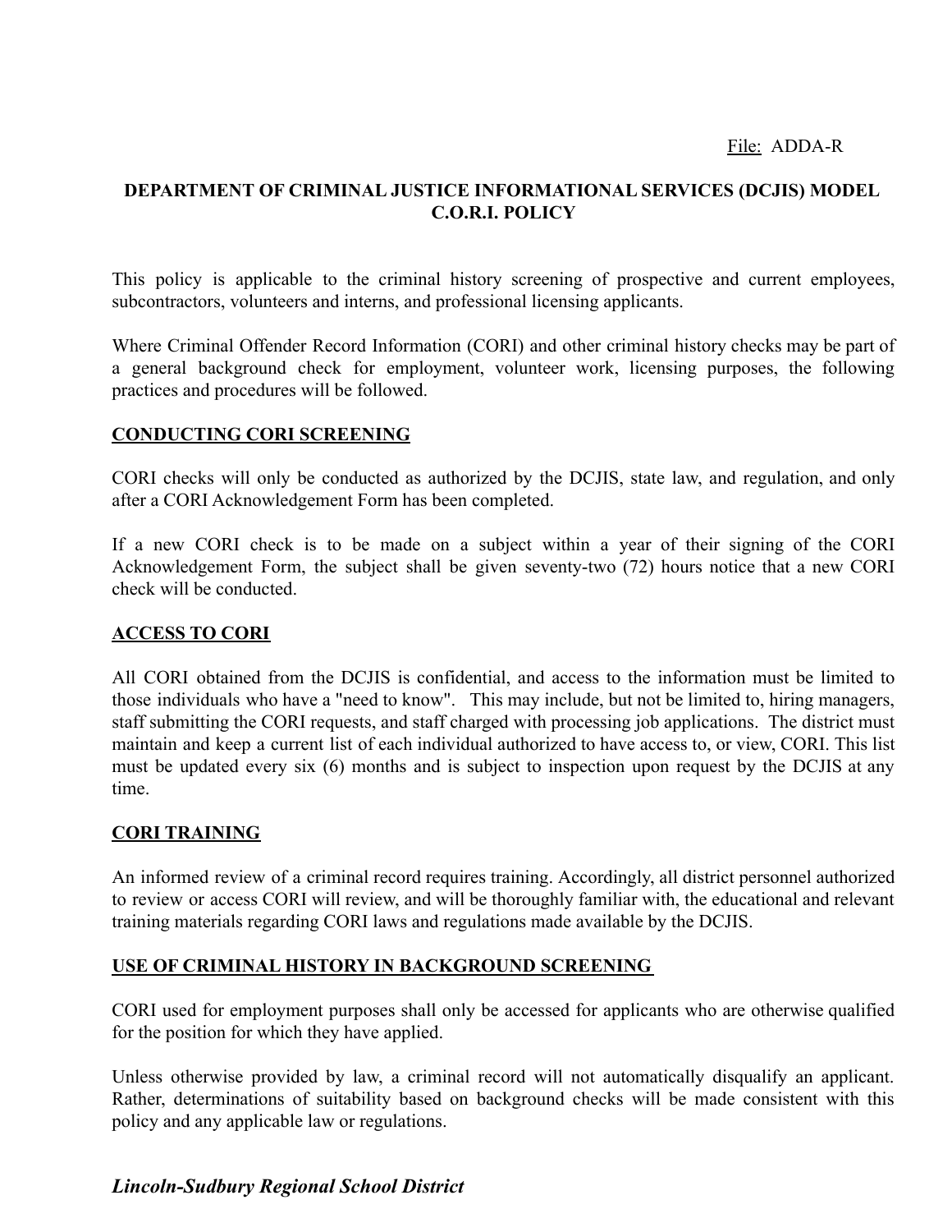File: ADDA-R

**DEPARTMENT OF CRIMINAL JUSTICE INFORMATIONAL SERVICES (DCJIS) MODEL C.O.R.I. POLICY**

This policy is applicable to the criminal history screening of prospective and current employees, subcontractors, volunteers and interns, and professional licensing applicants.

Where Criminal Offender Record Information (CORI) and other criminal history checks may be part of a general background check for employment, volunteer work, licensing purposes, the following practices and procedures will be followed.

**CONDUCTING CORI SCREENING**

CORI checks will only be conducted as authorized by the DCJIS, state law, and regulation, and only after a CORI Acknowledgement Form has been completed.

If a new CORI check is to be made on a subject within a year of their signing of the CORI Acknowledgement Form, the subject shall be given seventy-two (72) hours notice that a new CORI check will be conducted.

**ACCESS TO CORI**

All CORI obtained from the DCJIS is confidential, and access to the information must be limited to those individuals who have a "need to know". This may include, but not be limited to, hiring managers, staff submitting the CORI requests, and staff charged with processing job applications. The district must maintain and keep a current list of each individual authorized to have access to, or view, CORI. This list must be updated every six (6) months and is subject to inspection upon request by the DCJIS at any time.

**CORI TRAINING**

An informed review of a criminal record requires training. Accordingly, all district personnel authorized to review or access CORI will review, and will be thoroughly familiar with, the educational and relevant training materials regarding CORI laws and regulations made available by the DCJIS.

**USE OF CRIMINAL HISTORY IN BACKGROUND SCREENING**

CORI used for employment purposes shall only be accessed for applicants who are otherwise qualified for the position for which they have applied.

Unless otherwise provided by law, a criminal record will not automatically disqualify an applicant. Rather, determinations of suitability based on background checks will be made consistent with this policy and any applicable law or regulations.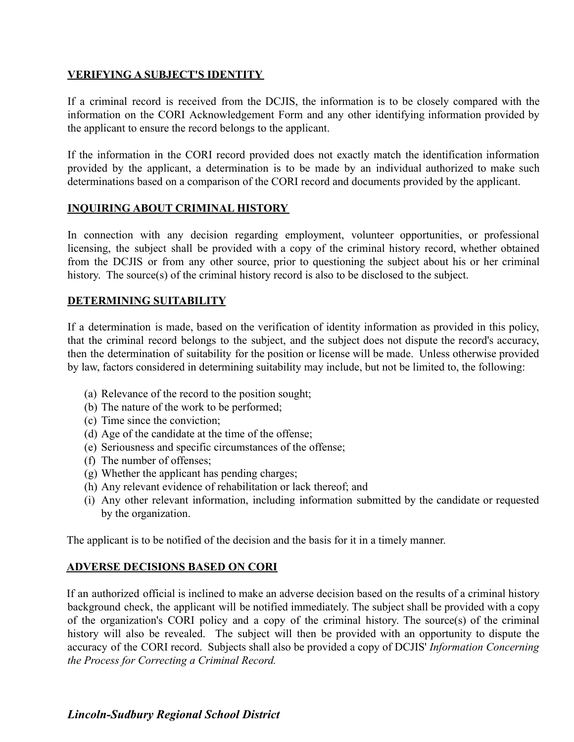**VERIFYING A SUBJECT'S IDENTITY**

If a criminal record is received from the DCJIS, the information is to be closely compared with the information on the CORI Acknowledgement Form and any other identifying information provided by the applicant to ensure the record belongs to the applicant.

If the information in the CORI record provided does not exactly match the identification information provided by the applicant, a determination is to be made by an individual authorized to make such determinations based on a comparison of the CORI record and documents provided by the applicant.

**INQUIRING ABOUT CRIMINAL HISTORY**

In connection with any decision regarding employment, volunteer opportunities, or professional licensing, the subject shall be provided with a copy of the criminal history record, whether obtained from the DCJIS or from any other source, prior to questioning the subject about his or her criminal history. The source(s) of the criminal history record is also to be disclosed to the subject.

**DETERMINING SUITABILITY**

If a determination is made, based on the verification of identity information as provided in this policy, that the criminal record belongs to the subject, and the subject does not dispute the record's accuracy, then the determination of suitability for the position or license will be made. Unless otherwise provided by law, factors considered in determining suitability may include, but not be limited to, the following:

(a) Relevance of the record to the position sought;
(b) The nature of the work to be performed;
(c) Time since the conviction;
(d) Age of the candidate at the time of the offense;
(e) Seriousness and specific circumstances of the offense;
(f) The number of offenses;
(g) Whether the applicant has pending charges;
(h) Any relevant evidence of rehabilitation or lack thereof; and
(i) Any other relevant information, including information submitted by the candidate or requested by the organization.

The applicant is to be notified of the decision and the basis for it in a timely manner.

**ADVERSE DECISIONS BASED ON CORI**

If an authorized official is inclined to make an adverse decision based on the results of a criminal history background check, the applicant will be notified immediately. The subject shall be provided with a copy of the organization's CORI policy and a copy of the criminal history. The source(s) of the criminal history will also be revealed. The subject will then be provided with an opportunity to dispute the accuracy of the CORI record. Subjects shall also be provided a copy of DCJIS' *Information Concerning the Process for Correcting a Criminal Record.*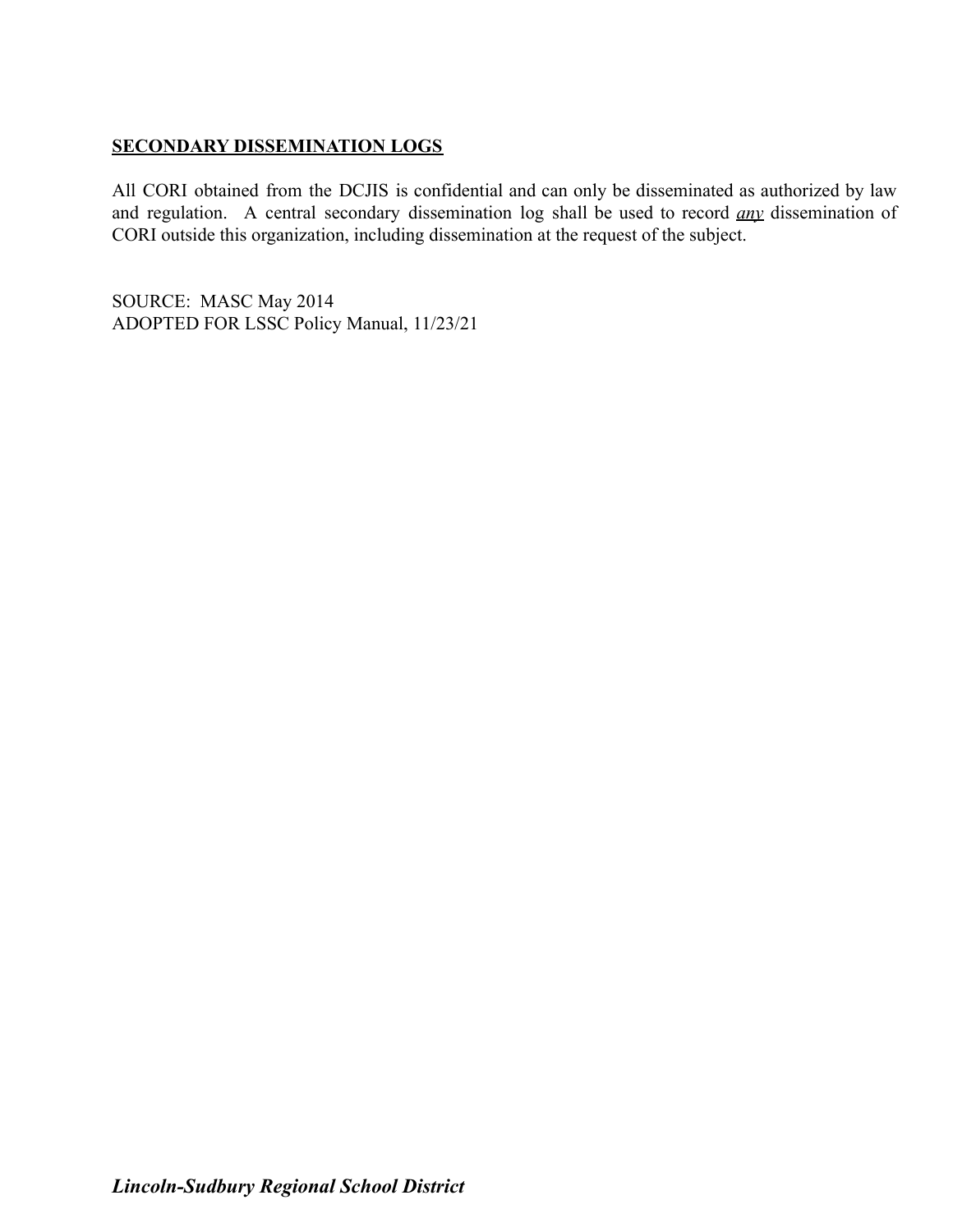**SECONDARY DISSEMINATION LOGS**

All CORI obtained from the DCJIS is confidential and can only be disseminated as authorized by law and regulation. A central secondary dissemination log shall be used to record ***any*** dissemination of CORI outside this organization, including dissemination at the request of the subject.

SOURCE: MASC May 2014
ADOPTED FOR LSSC Policy Manual, 11/23/21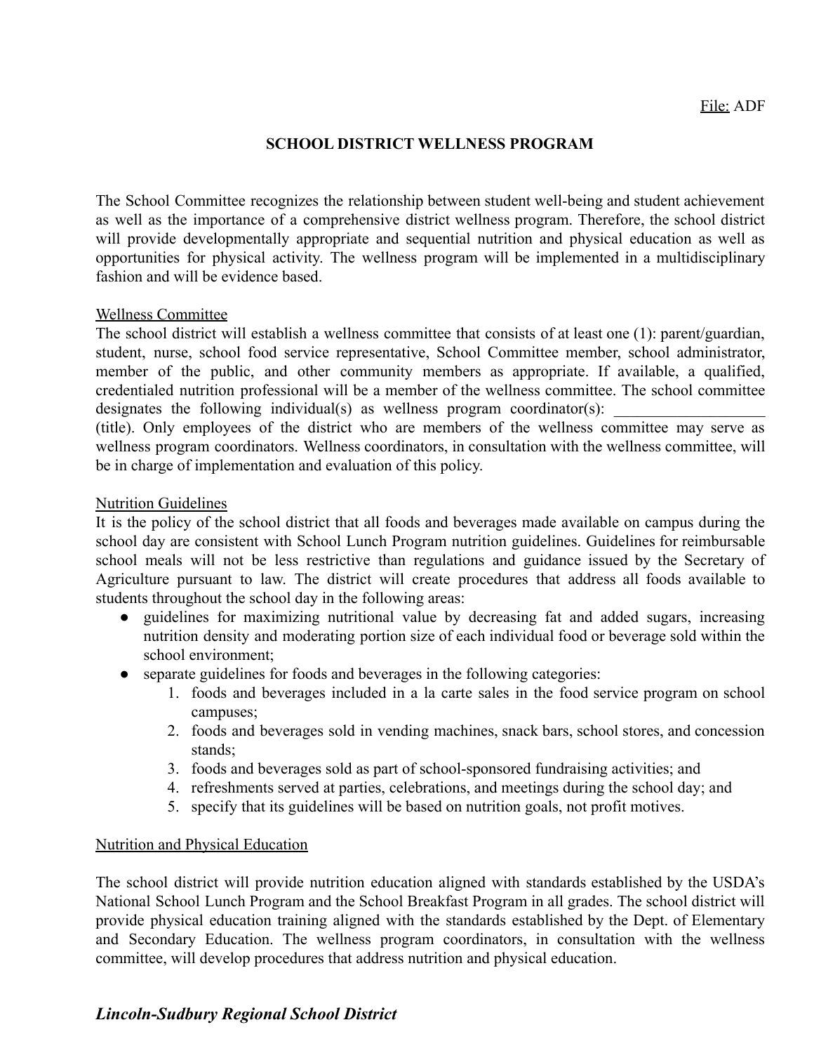File: ADF

# SCHOOL DISTRICT WELLNESS PROGRAM

The School Committee recognizes the relationship between student well-being and student achievement as well as the importance of a comprehensive district wellness program. Therefore, the school district will provide developmentally appropriate and sequential nutrition and physical education as well as opportunities for physical activity. The wellness program will be implemented in a multidisciplinary fashion and will be evidence based.

## Wellness Committee

The school district will establish a wellness committee that consists of at least one (1): parent/guardian, student, nurse, school food service representative, School Committee member, school administrator, member of the public, and other community members as appropriate. If available, a qualified, credentialed nutrition professional will be a member of the wellness committee. The school committee designates the following individual(s) as wellness program coordinator(s): ___________________ (title). Only employees of the district who are members of the wellness committee may serve as wellness program coordinators. Wellness coordinators, in consultation with the wellness committee, will be in charge of implementation and evaluation of this policy.

## Nutrition Guidelines

It is the policy of the school district that all foods and beverages made available on campus during the school day are consistent with School Lunch Program nutrition guidelines. Guidelines for reimbursable school meals will not be less restrictive than regulations and guidance issued by the Secretary of Agriculture pursuant to law. The district will create procedures that address all foods available to students throughout the school day in the following areas:

- guidelines for maximizing nutritional value by decreasing fat and added sugars, increasing nutrition density and moderating portion size of each individual food or beverage sold within the school environment;
- separate guidelines for foods and beverages in the following categories:
  1. foods and beverages included in a la carte sales in the food service program on school campuses;
  2. foods and beverages sold in vending machines, snack bars, school stores, and concession stands;
  3. foods and beverages sold as part of school-sponsored fundraising activities; and
  4. refreshments served at parties, celebrations, and meetings during the school day; and
  5. specify that its guidelines will be based on nutrition goals, not profit motives.

## Nutrition and Physical Education

The school district will provide nutrition education aligned with standards established by the USDA's National School Lunch Program and the School Breakfast Program in all grades. The school district will provide physical education training aligned with the standards established by the Dept. of Elementary and Secondary Education. The wellness program coordinators, in consultation with the wellness committee, will develop procedures that address nutrition and physical education.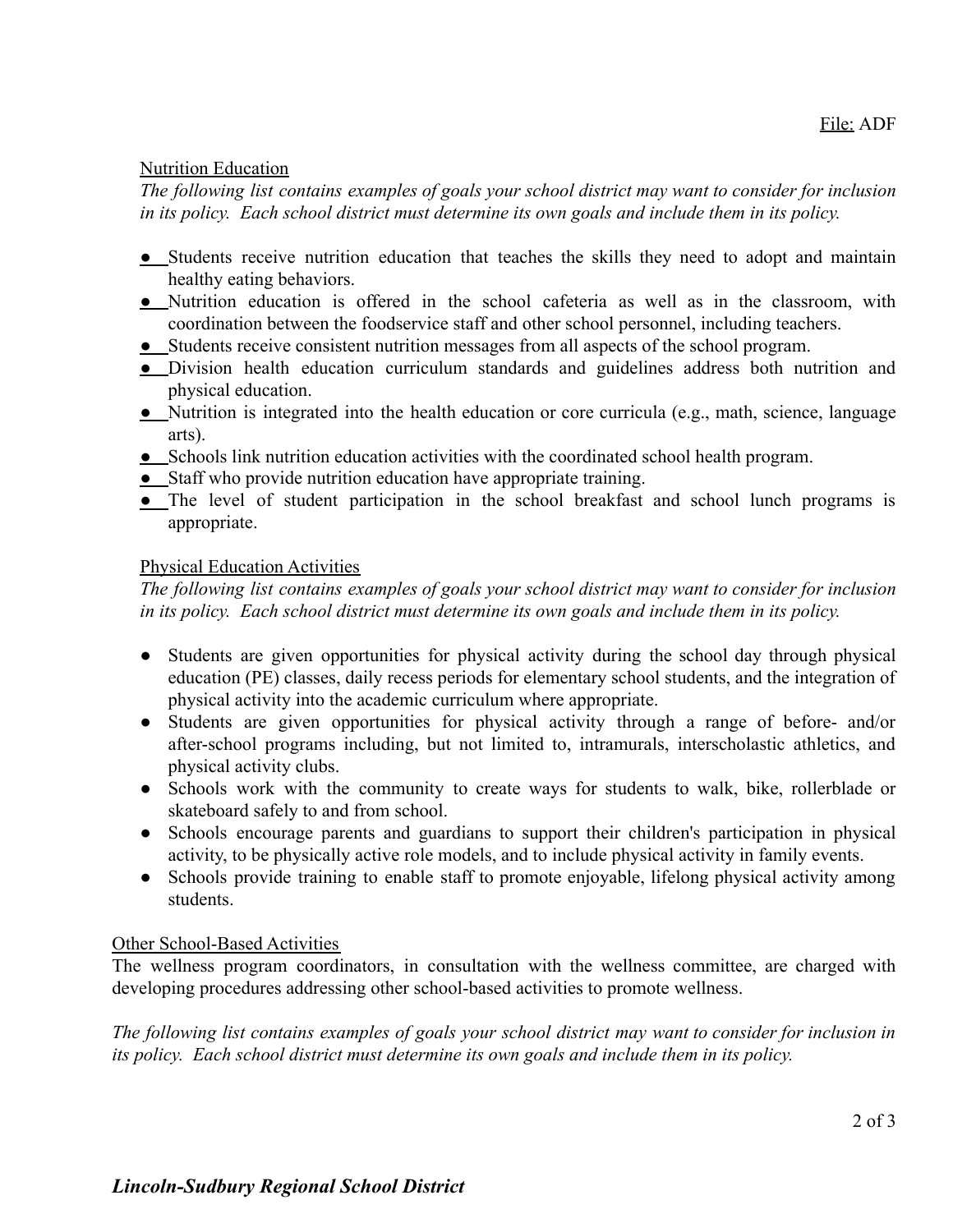## Nutrition Education

*The following list contains examples of goals your school district may want to consider for inclusion in its policy. Each school district must determine its own goals and include them in its policy.*

- Students receive nutrition education that teaches the skills they need to adopt and maintain healthy eating behaviors.
- Nutrition education is offered in the school cafeteria as well as in the classroom, with coordination between the foodservice staff and other school personnel, including teachers.
- Students receive consistent nutrition messages from all aspects of the school program.
- Division health education curriculum standards and guidelines address both nutrition and physical education.
- Nutrition is integrated into the health education or core curricula (e.g., math, science, language arts).
- Schools link nutrition education activities with the coordinated school health program.
- Staff who provide nutrition education have appropriate training.
- The level of student participation in the school breakfast and school lunch programs is appropriate.

## Physical Education Activities

*The following list contains examples of goals your school district may want to consider for inclusion in its policy. Each school district must determine its own goals and include them in its policy.*

- Students are given opportunities for physical activity during the school day through physical education (PE) classes, daily recess periods for elementary school students, and the integration of physical activity into the academic curriculum where appropriate.
- Students are given opportunities for physical activity through a range of before- and/or after-school programs including, but not limited to, intramurals, interscholastic athletics, and physical activity clubs.
- Schools work with the community to create ways for students to walk, bike, rollerblade or skateboard safely to and from school.
- Schools encourage parents and guardians to support their children's participation in physical activity, to be physically active role models, and to include physical activity in family events.
- Schools provide training to enable staff to promote enjoyable, lifelong physical activity among students.

## Other School-Based Activities

The wellness program coordinators, in consultation with the wellness committee, are charged with developing procedures addressing other school-based activities to promote wellness.

*The following list contains examples of goals your school district may want to consider for inclusion in its policy. Each school district must determine its own goals and include them in its policy.*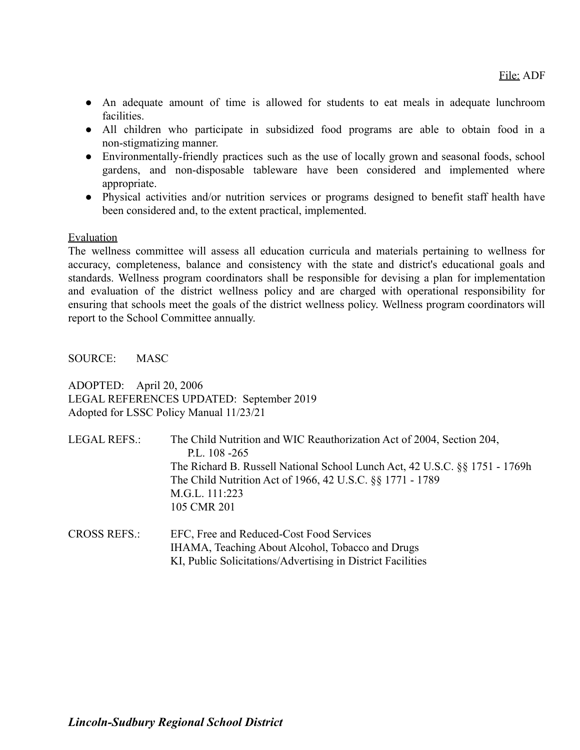- An adequate amount of time is allowed for students to eat meals in adequate lunchroom facilities.
- All children who participate in subsidized food programs are able to obtain food in a non-stigmatizing manner.
- Environmentally-friendly practices such as the use of locally grown and seasonal foods, school gardens, and non-disposable tableware have been considered and implemented where appropriate.
- Physical activities and/or nutrition services or programs designed to benefit staff health have been considered and, to the extent practical, implemented.

Evaluation

The wellness committee will assess all education curricula and materials pertaining to wellness for accuracy, completeness, balance and consistency with the state and district's educational goals and standards. Wellness program coordinators shall be responsible for devising a plan for implementation and evaluation of the district wellness policy and are charged with operational responsibility for ensuring that schools meet the goals of the district wellness policy. Wellness program coordinators will report to the School Committee annually.

SOURCE: MASC

ADOPTED: April 20, 2006
LEGAL REFERENCES UPDATED: September 2019
Adopted for LSSC Policy Manual 11/23/21

LEGAL REFS.: The Child Nutrition and WIC Reauthorization Act of 2004, Section 204, P.L. 108 -265
The Richard B. Russell National School Lunch Act, 42 U.S.C. §§ 1751 - 1769h
The Child Nutrition Act of 1966, 42 U.S.C. §§ 1771 - 1789
M.G.L. 111:223
105 CMR 201

CROSS REFS.: EFC, Free and Reduced-Cost Food Services
IHAMA, Teaching About Alcohol, Tobacco and Drugs
KI, Public Solicitations/Advertising in District Facilities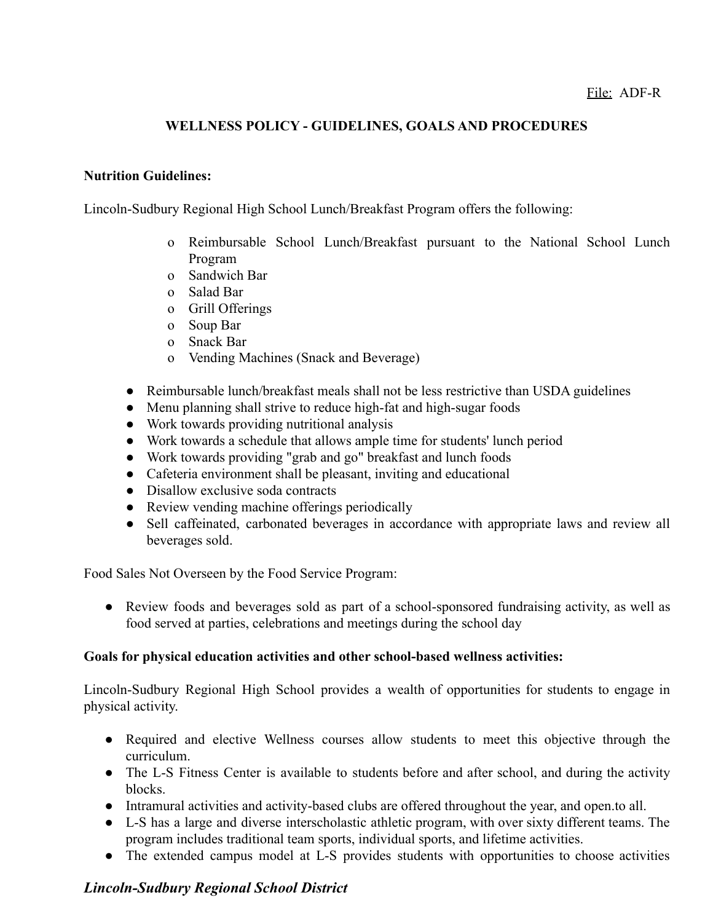File: ADF-R

## WELLNESS POLICY - GUIDELINES, GOALS AND PROCEDURES

**Nutrition Guidelines:**

Lincoln-Sudbury Regional High School Lunch/Breakfast Program offers the following:

- o Reimbursable School Lunch/Breakfast pursuant to the National School Lunch Program
- o Sandwich Bar
- o Salad Bar
- o Grill Offerings
- o Soup Bar
- o Snack Bar
- o Vending Machines (Snack and Beverage)

- Reimbursable lunch/breakfast meals shall not be less restrictive than USDA guidelines
- Menu planning shall strive to reduce high-fat and high-sugar foods
- Work towards providing nutritional analysis
- Work towards a schedule that allows ample time for students' lunch period
- Work towards providing "grab and go" breakfast and lunch foods
- Cafeteria environment shall be pleasant, inviting and educational
- Disallow exclusive soda contracts
- Review vending machine offerings periodically
- Sell caffeinated, carbonated beverages in accordance with appropriate laws and review all beverages sold.

Food Sales Not Overseen by the Food Service Program:

- Review foods and beverages sold as part of a school-sponsored fundraising activity, as well as food served at parties, celebrations and meetings during the school day

**Goals for physical education activities and other school-based wellness activities:**

Lincoln-Sudbury Regional High School provides a wealth of opportunities for students to engage in physical activity.

- Required and elective Wellness courses allow students to meet this objective through the curriculum.
- The L-S Fitness Center is available to students before and after school, and during the activity blocks.
- Intramural activities and activity-based clubs are offered throughout the year, and open.to all.
- L-S has a large and diverse interscholastic athletic program, with over sixty different teams. The program includes traditional team sports, individual sports, and lifetime activities.
- The extended campus model at L-S provides students with opportunities to choose activities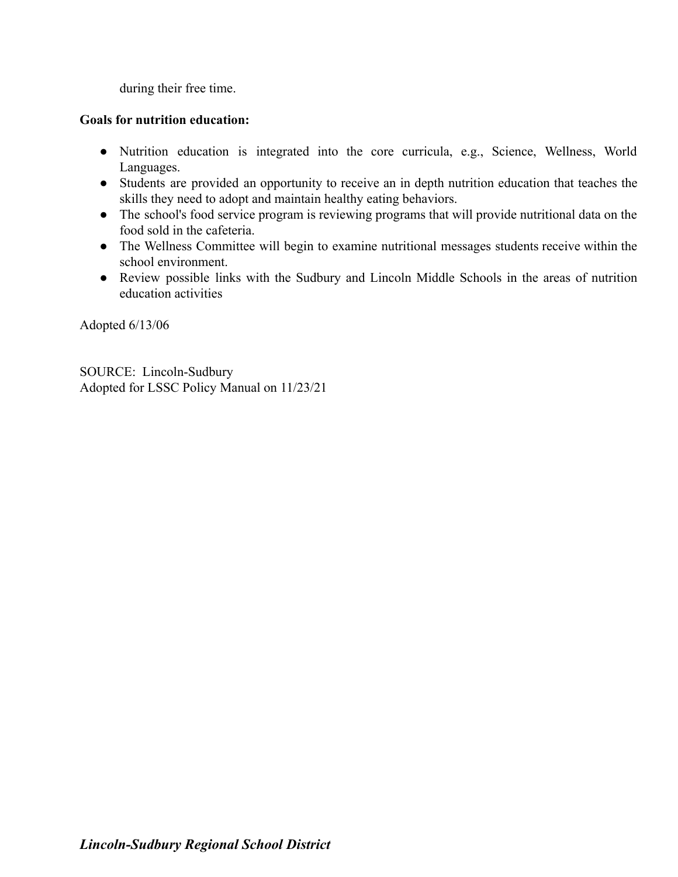during their free time.

**Goals for nutrition education:**

- Nutrition education is integrated into the core curricula, e.g., Science, Wellness, World Languages.
- Students are provided an opportunity to receive an in depth nutrition education that teaches the skills they need to adopt and maintain healthy eating behaviors.
- The school's food service program is reviewing programs that will provide nutritional data on the food sold in the cafeteria.
- The Wellness Committee will begin to examine nutritional messages students receive within the school environment.
- Review possible links with the Sudbury and Lincoln Middle Schools in the areas of nutrition education activities

Adopted 6/13/06

SOURCE: Lincoln-Sudbury
Adopted for LSSC Policy Manual on 11/23/21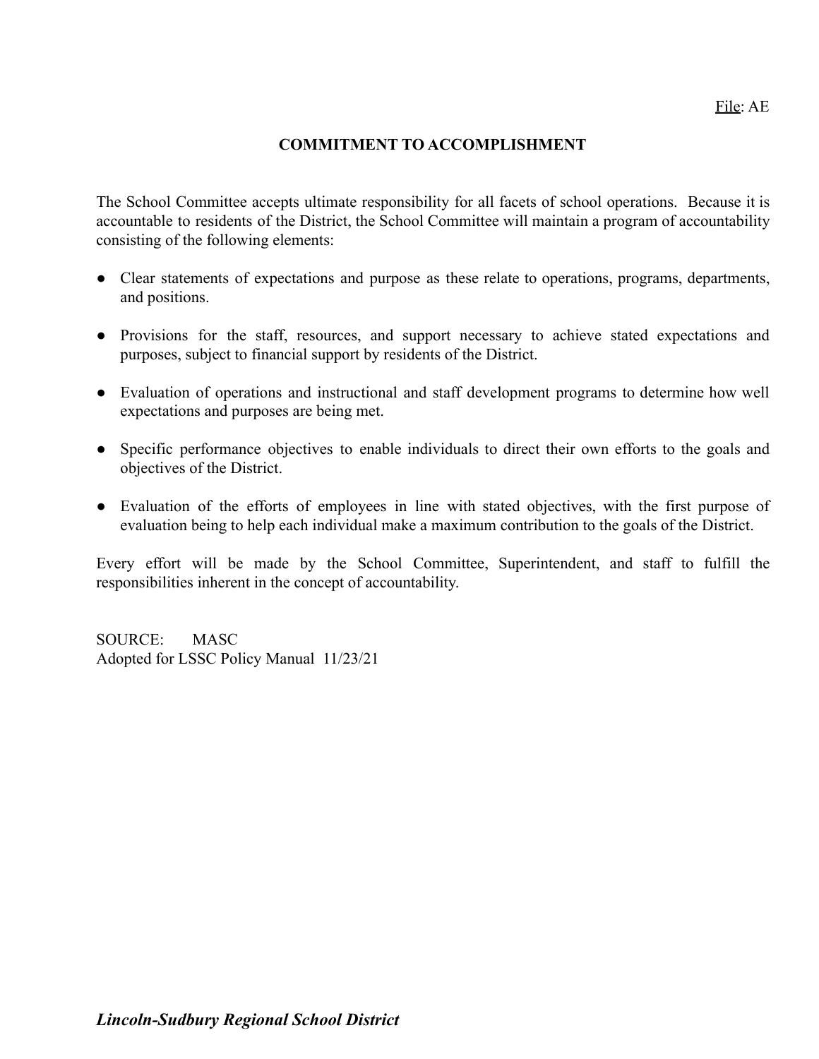File: AE

# COMMITMENT TO ACCOMPLISHMENT

The School Committee accepts ultimate responsibility for all facets of school operations. Because it is accountable to residents of the District, the School Committee will maintain a program of accountability consisting of the following elements:

- Clear statements of expectations and purpose as these relate to operations, programs, departments, and positions.
- Provisions for the staff, resources, and support necessary to achieve stated expectations and purposes, subject to financial support by residents of the District.
- Evaluation of operations and instructional and staff development programs to determine how well expectations and purposes are being met.
- Specific performance objectives to enable individuals to direct their own efforts to the goals and objectives of the District.
- Evaluation of the efforts of employees in line with stated objectives, with the first purpose of evaluation being to help each individual make a maximum contribution to the goals of the District.

Every effort will be made by the School Committee, Superintendent, and staff to fulfill the responsibilities inherent in the concept of accountability.

SOURCE: MASC
Adopted for LSSC Policy Manual 11/23/21